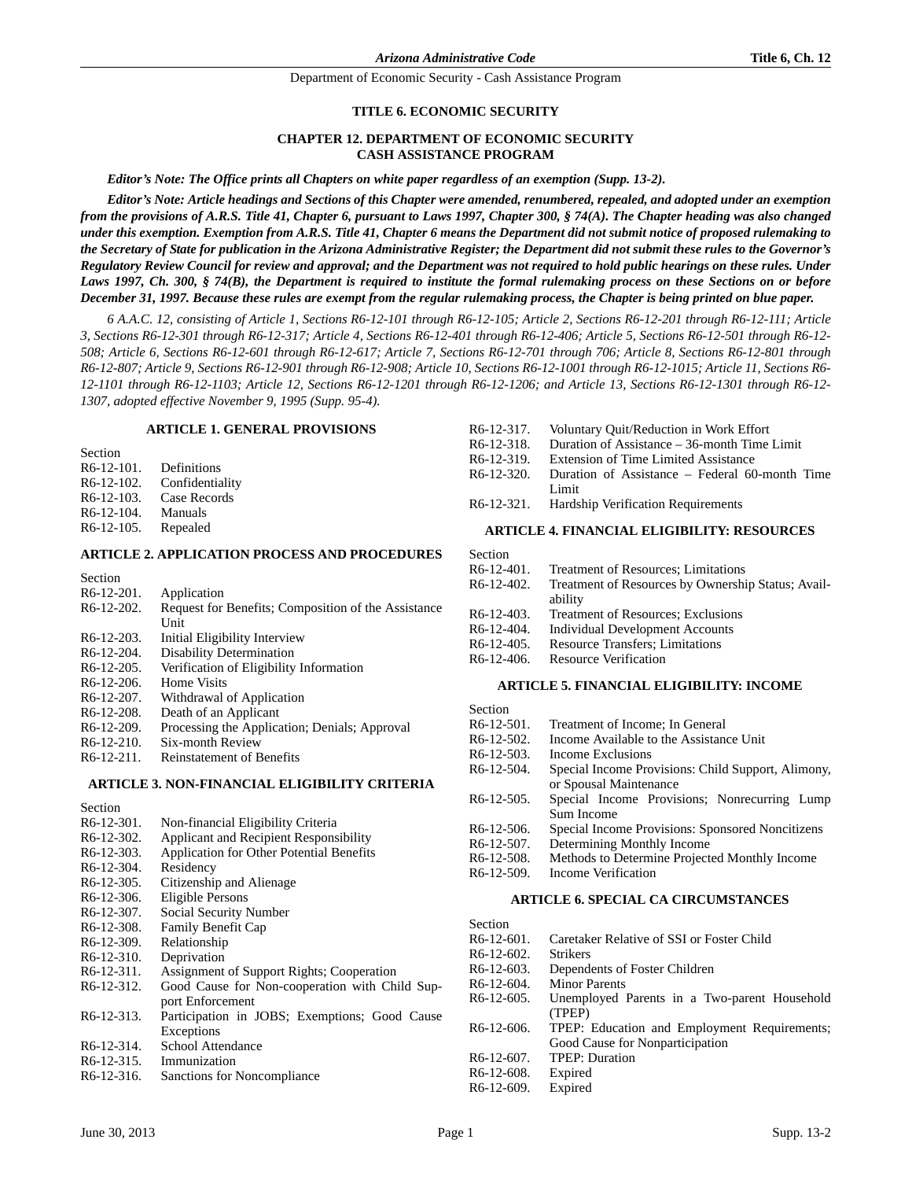# TITLE 6. ECONOMIC SECURITY

## CHAPTER 12. DEPARTMENT OF ECONOMIC SECURITY CASH ASSISTANCE PROGRAM

***Editor's Note: The Office prints all Chapters on white paper regardless of an exemption (Supp. 13-2).***

***Editor's Note: Article headings and Sections of this Chapter were amended, renumbered, repealed, and adopted under an exemption from the provisions of A.R.S. Title 41, Chapter 6, pursuant to Laws 1997, Chapter 300, § 74(A). The Chapter heading was also changed under this exemption. Exemption from A.R.S. Title 41, Chapter 6 means the Department did not submit notice of proposed rulemaking to the Secretary of State for publication in the Arizona Administrative Register; the Department did not submit these rules to the Governor's Regulatory Review Council for review and approval; and the Department was not required to hold public hearings on these rules. Under Laws 1997, Ch. 300, § 74(B), the Department is required to institute the formal rulemaking process on these Sections on or before December 31, 1997. Because these rules are exempt from the regular rulemaking process, the Chapter is being printed on blue paper.***

*6 A.A.C. 12, consisting of Article 1, Sections R6-12-101 through R6-12-105; Article 2, Sections R6-12-201 through R6-12-111; Article 3, Sections R6-12-301 through R6-12-317; Article 4, Sections R6-12-401 through R6-12-406; Article 5, Sections R6-12-501 through R6-12-508; Article 6, Sections R6-12-601 through R6-12-617; Article 7, Sections R6-12-701 through 706; Article 8, Sections R6-12-801 through R6-12-807; Article 9, Sections R6-12-901 through R6-12-908; Article 10, Sections R6-12-1001 through R6-12-1015; Article 11, Sections R6-12-1101 through R6-12-1103; Article 12, Sections R6-12-1201 through R6-12-1206; and Article 13, Sections R6-12-1301 through R6-12-1307, adopted effective November 9, 1995 (Supp. 95-4).*

### ARTICLE 1. GENERAL PROVISIONS

Section
R6-12-101. Definitions
R6-12-102. Confidentiality
R6-12-103. Case Records
R6-12-104. Manuals
R6-12-105. Repealed

### ARTICLE 2. APPLICATION PROCESS AND PROCEDURES

Section
R6-12-201. Application
R6-12-202. Request for Benefits; Composition of the Assistance Unit
R6-12-203. Initial Eligibility Interview
R6-12-204. Disability Determination
R6-12-205. Verification of Eligibility Information
R6-12-206. Home Visits
R6-12-207. Withdrawal of Application
R6-12-208. Death of an Applicant
R6-12-209. Processing the Application; Denials; Approval
R6-12-210. Six-month Review
R6-12-211. Reinstatement of Benefits

### ARTICLE 3. NON-FINANCIAL ELIGIBILITY CRITERIA

Section
R6-12-301. Non-financial Eligibility Criteria
R6-12-302. Applicant and Recipient Responsibility
R6-12-303. Application for Other Potential Benefits
R6-12-304. Residency
R6-12-305. Citizenship and Alienage
R6-12-306. Eligible Persons
R6-12-307. Social Security Number
R6-12-308. Family Benefit Cap
R6-12-309. Relationship
R6-12-310. Deprivation
R6-12-311. Assignment of Support Rights; Cooperation
R6-12-312. Good Cause for Non-cooperation with Child Support Enforcement
R6-12-313. Participation in JOBS; Exemptions; Good Cause Exceptions
R6-12-314. School Attendance
R6-12-315. Immunization
R6-12-316. Sanctions for Noncompliance
R6-12-317. Voluntary Quit/Reduction in Work Effort
R6-12-318. Duration of Assistance – 36-month Time Limit
R6-12-319. Extension of Time Limited Assistance
R6-12-320. Duration of Assistance – Federal 60-month Time Limit
R6-12-321. Hardship Verification Requirements

### ARTICLE 4. FINANCIAL ELIGIBILITY: RESOURCES

Section
R6-12-401. Treatment of Resources; Limitations
R6-12-402. Treatment of Resources by Ownership Status; Availability
R6-12-403. Treatment of Resources; Exclusions
R6-12-404. Individual Development Accounts
R6-12-405. Resource Transfers; Limitations
R6-12-406. Resource Verification

### ARTICLE 5. FINANCIAL ELIGIBILITY: INCOME

Section
R6-12-501. Treatment of Income; In General
R6-12-502. Income Available to the Assistance Unit
R6-12-503. Income Exclusions
R6-12-504. Special Income Provisions: Child Support, Alimony, or Spousal Maintenance
R6-12-505. Special Income Provisions; Nonrecurring Lump Sum Income
R6-12-506. Special Income Provisions: Sponsored Noncitizens
R6-12-507. Determining Monthly Income
R6-12-508. Methods to Determine Projected Monthly Income
R6-12-509. Income Verification

### ARTICLE 6. SPECIAL CA CIRCUMSTANCES

Section
R6-12-601. Caretaker Relative of SSI or Foster Child
R6-12-602. Strikers
R6-12-603. Dependents of Foster Children
R6-12-604. Minor Parents
R6-12-605. Unemployed Parents in a Two-parent Household (TPEP)
R6-12-606. TPEP: Education and Employment Requirements; Good Cause for Nonparticipation
R6-12-607. TPEP: Duration
R6-12-608. Expired
R6-12-609. Expired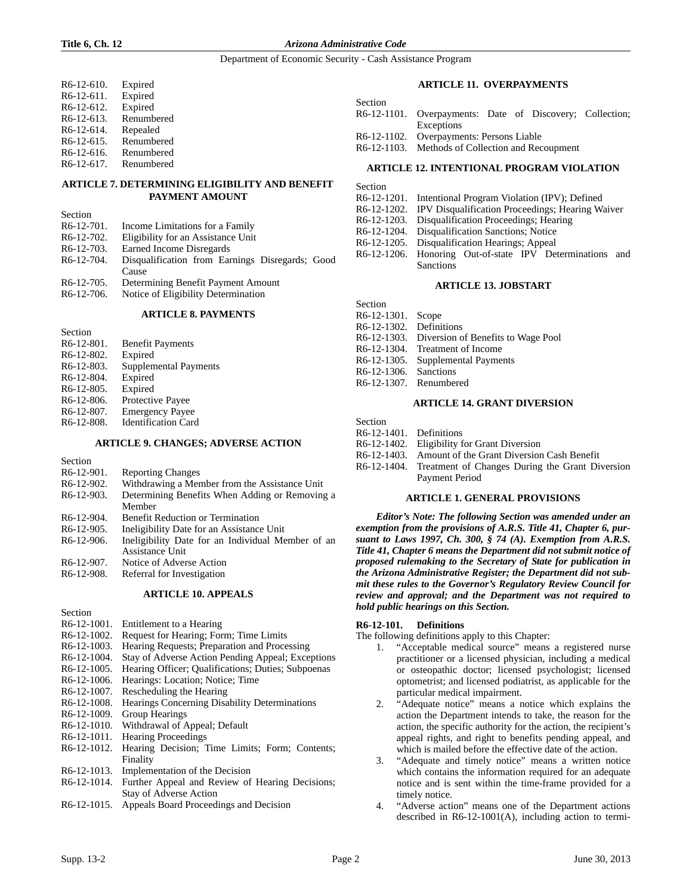R6-12-610. Expired
R6-12-611. Expired
R6-12-612. Expired
R6-12-613. Renumbered
R6-12-614. Repealed
R6-12-615. Renumbered
R6-12-616. Renumbered
R6-12-617. Renumbered

### ARTICLE 7. DETERMINING ELIGIBILITY AND BENEFIT PAYMENT AMOUNT

Section
R6-12-701. Income Limitations for a Family
R6-12-702. Eligibility for an Assistance Unit
R6-12-703. Earned Income Disregards
R6-12-704. Disqualification from Earnings Disregards; Good Cause
R6-12-705. Determining Benefit Payment Amount
R6-12-706. Notice of Eligibility Determination

### ARTICLE 8. PAYMENTS

Section
R6-12-801. Benefit Payments
R6-12-802. Expired
R6-12-803. Supplemental Payments
R6-12-804. Expired
R6-12-805. Expired
R6-12-806. Protective Payee
R6-12-807. Emergency Payee
R6-12-808. Identification Card

### ARTICLE 9. CHANGES; ADVERSE ACTION

Section
R6-12-901. Reporting Changes
R6-12-902. Withdrawing a Member from the Assistance Unit
R6-12-903. Determining Benefits When Adding or Removing a Member
R6-12-904. Benefit Reduction or Termination
R6-12-905. Ineligibility Date for an Assistance Unit
R6-12-906. Ineligibility Date for an Individual Member of an Assistance Unit
R6-12-907. Notice of Adverse Action
R6-12-908. Referral for Investigation

### ARTICLE 10. APPEALS

Section
R6-12-1001. Entitlement to a Hearing
R6-12-1002. Request for Hearing; Form; Time Limits
R6-12-1003. Hearing Requests; Preparation and Processing
R6-12-1004. Stay of Adverse Action Pending Appeal; Exceptions
R6-12-1005. Hearing Officer; Qualifications; Duties; Subpoenas
R6-12-1006. Hearings: Location; Notice; Time
R6-12-1007. Rescheduling the Hearing
R6-12-1008. Hearings Concerning Disability Determinations
R6-12-1009. Group Hearings
R6-12-1010. Withdrawal of Appeal; Default
R6-12-1011. Hearing Proceedings
R6-12-1012. Hearing Decision; Time Limits; Form; Contents; Finality
R6-12-1013. Implementation of the Decision
R6-12-1014. Further Appeal and Review of Hearing Decisions; Stay of Adverse Action
R6-12-1015. Appeals Board Proceedings and Decision

### ARTICLE 11. OVERPAYMENTS

Section
R6-12-1101. Overpayments: Date of Discovery; Collection; Exceptions
R6-12-1102. Overpayments: Persons Liable
R6-12-1103. Methods of Collection and Recoupment

### ARTICLE 12. INTENTIONAL PROGRAM VIOLATION

Section
R6-12-1201. Intentional Program Violation (IPV); Defined
R6-12-1202. IPV Disqualification Proceedings; Hearing Waiver
R6-12-1203. Disqualification Proceedings; Hearing
R6-12-1204. Disqualification Sanctions; Notice
R6-12-1205. Disqualification Hearings; Appeal
R6-12-1206. Honoring Out-of-state IPV Determinations and Sanctions

### ARTICLE 13. JOBSTART

Section
R6-12-1301. Scope
R6-12-1302. Definitions
R6-12-1303. Diversion of Benefits to Wage Pool
R6-12-1304. Treatment of Income
R6-12-1305. Supplemental Payments
R6-12-1306. Sanctions
R6-12-1307. Renumbered

### ARTICLE 14. GRANT DIVERSION

Section
R6-12-1401. Definitions
R6-12-1402. Eligibility for Grant Diversion
R6-12-1403. Amount of the Grant Diversion Cash Benefit
R6-12-1404. Treatment of Changes During the Grant Diversion Payment Period

### ARTICLE 1. GENERAL PROVISIONS

***Editor's Note: The following Section was amended under an exemption from the provisions of A.R.S. Title 41, Chapter 6, pursuant to Laws 1997, Ch. 300, § 74 (A). Exemption from A.R.S. Title 41, Chapter 6 means the Department did not submit notice of proposed rulemaking to the Secretary of State for publication in the Arizona Administrative Register; the Department did not submit these rules to the Governor's Regulatory Review Council for review and approval; and the Department was not required to hold public hearings on this Section.***

**R6-12-101. Definitions**

The following definitions apply to this Chapter:

1. "Acceptable medical source" means a registered nurse practitioner or a licensed physician, including a medical or osteopathic doctor; licensed psychologist; licensed optometrist; and licensed podiatrist, as applicable for the particular medical impairment.
2. "Adequate notice" means a notice which explains the action the Department intends to take, the reason for the action, the specific authority for the action, the recipient's appeal rights, and right to benefits pending appeal, and which is mailed before the effective date of the action.
3. "Adequate and timely notice" means a written notice which contains the information required for an adequate notice and is sent within the time-frame provided for a timely notice.
4. "Adverse action" means one of the Department actions described in R6-12-1001(A), including action to termi-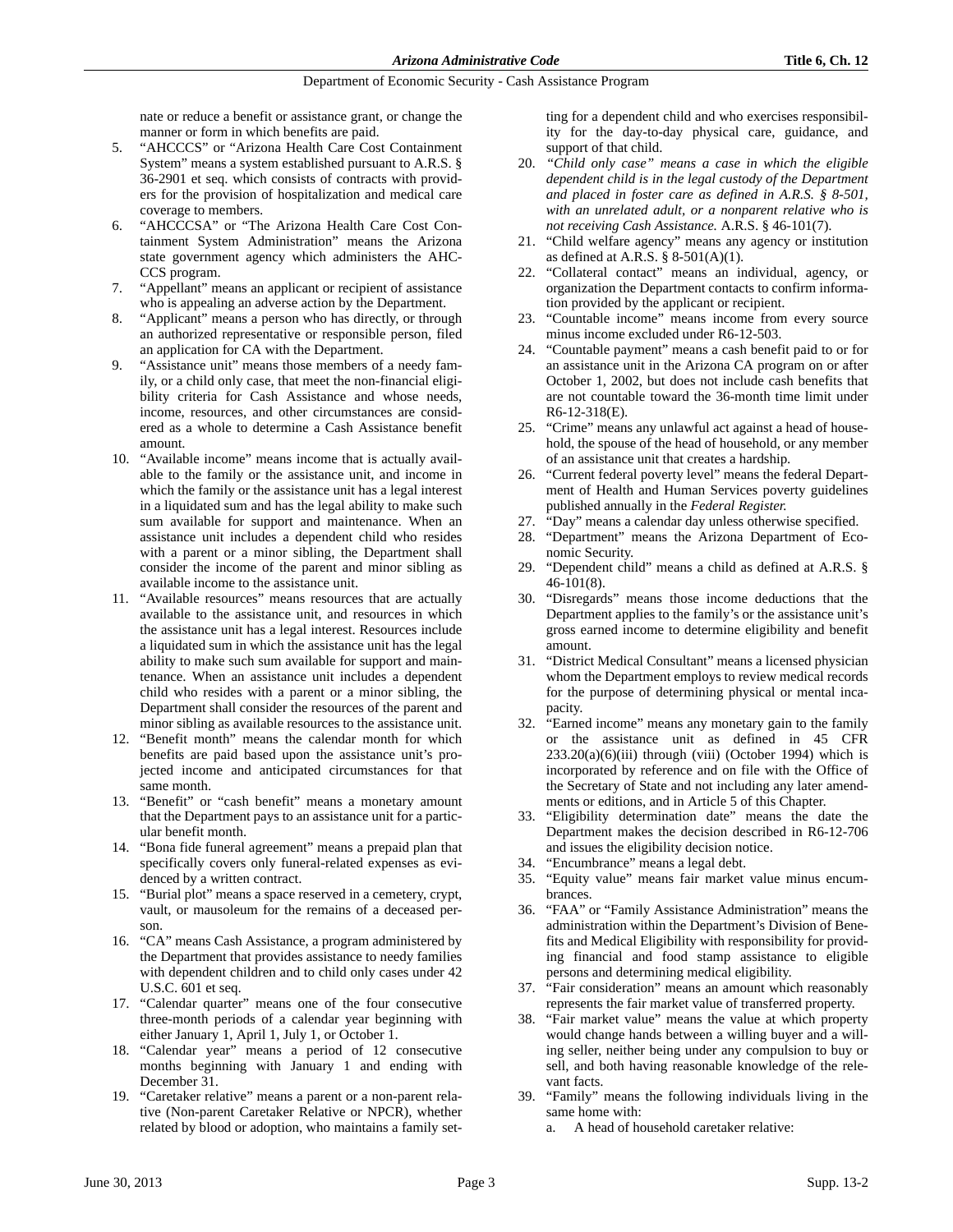nate or reduce a benefit or assistance grant, or change the manner or form in which benefits are paid.

5. "AHCCCS" or "Arizona Health Care Cost Containment System" means a system established pursuant to A.R.S. § 36-2901 et seq. which consists of contracts with providers for the provision of hospitalization and medical care coverage to members.
6. "AHCCCSA" or "The Arizona Health Care Cost Containment System Administration" means the Arizona state government agency which administers the AHCCCS program.
7. "Appellant" means an applicant or recipient of assistance who is appealing an adverse action by the Department.
8. "Applicant" means a person who has directly, or through an authorized representative or responsible person, filed an application for CA with the Department.
9. "Assistance unit" means those members of a needy family, or a child only case, that meet the non-financial eligibility criteria for Cash Assistance and whose needs, income, resources, and other circumstances are considered as a whole to determine a Cash Assistance benefit amount.
10. "Available income" means income that is actually available to the family or the assistance unit, and income in which the family or the assistance unit has a legal interest in a liquidated sum and has the legal ability to make such sum available for support and maintenance. When an assistance unit includes a dependent child who resides with a parent or a minor sibling, the Department shall consider the income of the parent and minor sibling as available income to the assistance unit.
11. "Available resources" means resources that are actually available to the assistance unit, and resources in which the assistance unit has a legal interest. Resources include a liquidated sum in which the assistance unit has the legal ability to make such sum available for support and maintenance. When an assistance unit includes a dependent child who resides with a parent or a minor sibling, the Department shall consider the resources of the parent and minor sibling as available resources to the assistance unit.
12. "Benefit month" means the calendar month for which benefits are paid based upon the assistance unit's projected income and anticipated circumstances for that same month.
13. "Benefit" or "cash benefit" means a monetary amount that the Department pays to an assistance unit for a particular benefit month.
14. "Bona fide funeral agreement" means a prepaid plan that specifically covers only funeral-related expenses as evidenced by a written contract.
15. "Burial plot" means a space reserved in a cemetery, crypt, vault, or mausoleum for the remains of a deceased person.
16. "CA" means Cash Assistance, a program administered by the Department that provides assistance to needy families with dependent children and to child only cases under 42 U.S.C. 601 et seq.
17. "Calendar quarter" means one of the four consecutive three-month periods of a calendar year beginning with either January 1, April 1, July 1, or October 1.
18. "Calendar year" means a period of 12 consecutive months beginning with January 1 and ending with December 31.
19. "Caretaker relative" means a parent or a non-parent relative (Non-parent Caretaker Relative or NPCR), whether related by blood or adoption, who maintains a family setting for a dependent child and who exercises responsibility for the day-to-day physical care, guidance, and support of that child.
20. *"Child only case" means a case in which the eligible dependent child is in the legal custody of the Department and placed in foster care as defined in A.R.S. § 8-501, with an unrelated adult, or a nonparent relative who is not receiving Cash Assistance.* A.R.S. § 46-101(7).
21. "Child welfare agency" means any agency or institution as defined at A.R.S. § 8-501(A)(1).
22. "Collateral contact" means an individual, agency, or organization the Department contacts to confirm information provided by the applicant or recipient.
23. "Countable income" means income from every source minus income excluded under R6-12-503.
24. "Countable payment" means a cash benefit paid to or for an assistance unit in the Arizona CA program on or after October 1, 2002, but does not include cash benefits that are not countable toward the 36-month time limit under R6-12-318(E).
25. "Crime" means any unlawful act against a head of household, the spouse of the head of household, or any member of an assistance unit that creates a hardship.
26. "Current federal poverty level" means the federal Department of Health and Human Services poverty guidelines published annually in the *Federal Register.*
27. "Day" means a calendar day unless otherwise specified.
28. "Department" means the Arizona Department of Economic Security.
29. "Dependent child" means a child as defined at A.R.S. § 46-101(8).
30. "Disregards" means those income deductions that the Department applies to the family's or the assistance unit's gross earned income to determine eligibility and benefit amount.
31. "District Medical Consultant" means a licensed physician whom the Department employs to review medical records for the purpose of determining physical or mental incapacity.
32. "Earned income" means any monetary gain to the family or the assistance unit as defined in 45 CFR 233.20(a)(6)(iii) through (viii) (October 1994) which is incorporated by reference and on file with the Office of the Secretary of State and not including any later amendments or editions, and in Article 5 of this Chapter.
33. "Eligibility determination date" means the date the Department makes the decision described in R6-12-706 and issues the eligibility decision notice.
34. "Encumbrance" means a legal debt.
35. "Equity value" means fair market value minus encumbrances.
36. "FAA" or "Family Assistance Administration" means the administration within the Department's Division of Benefits and Medical Eligibility with responsibility for providing financial and food stamp assistance to eligible persons and determining medical eligibility.
37. "Fair consideration" means an amount which reasonably represents the fair market value of transferred property.
38. "Fair market value" means the value at which property would change hands between a willing buyer and a willing seller, neither being under any compulsion to buy or sell, and both having reasonable knowledge of the relevant facts.
39. "Family" means the following individuals living in the same home with:
    a. A head of household caretaker relative: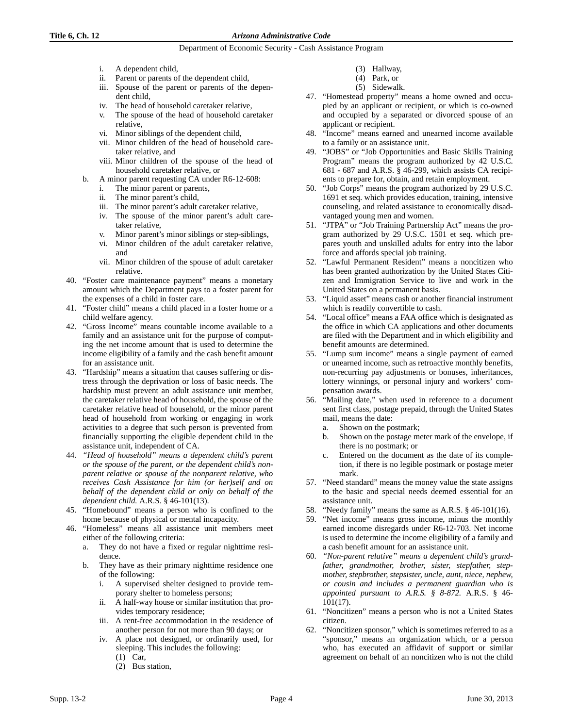i. A dependent child,
   ii. Parent or parents of the dependent child,
   iii. Spouse of the parent or parents of the dependent child,
   iv. The head of household caretaker relative,
   v. The spouse of the head of household caretaker relative,
   vi. Minor siblings of the dependent child,
   vii. Minor children of the head of household caretaker relative, and
   viii. Minor children of the spouse of the head of household caretaker relative, or
 b. A minor parent requesting CA under R6-12-608:
   i. The minor parent or parents,
   ii. The minor parent's child,
   iii. The minor parent's adult caretaker relative,
   iv. The spouse of the minor parent's adult caretaker relative,
   v. Minor parent's minor siblings or step-siblings,
   vi. Minor children of the adult caretaker relative, and
   vii. Minor children of the spouse of adult caretaker relative.

40. "Foster care maintenance payment" means a monetary amount which the Department pays to a foster parent for the expenses of a child in foster care.
41. "Foster child" means a child placed in a foster home or a child welfare agency.
42. "Gross Income" means countable income available to a family and an assistance unit for the purpose of computing the net income amount that is used to determine the income eligibility of a family and the cash benefit amount for an assistance unit.
43. "Hardship" means a situation that causes suffering or distress through the deprivation or loss of basic needs. The hardship must prevent an adult assistance unit member, the caretaker relative head of household, the spouse of the caretaker relative head of household, or the minor parent head of household from working or engaging in work activities to a degree that such person is prevented from financially supporting the eligible dependent child in the assistance unit, independent of CA.
44. *"Head of household" means a dependent child's parent or the spouse of the parent, or the dependent child's nonparent relative or spouse of the nonparent relative, who receives Cash Assistance for him (or her)self and on behalf of the dependent child or only on behalf of the dependent child.* A.R.S. § 46-101(13).
45. "Homebound" means a person who is confined to the home because of physical or mental incapacity.
46. "Homeless" means all assistance unit members meet either of the following criteria:
 a. They do not have a fixed or regular nighttime residence.
 b. They have as their primary nighttime residence one of the following:
   i. A supervised shelter designed to provide temporary shelter to homeless persons;
   ii. A half-way house or similar institution that provides temporary residence;
   iii. A rent-free accommodation in the residence of another person for not more than 90 days; or
   iv. A place not designed, or ordinarily used, for sleeping. This includes the following:
     (1) Car,
     (2) Bus station,
     (3) Hallway,
     (4) Park, or
     (5) Sidewalk.
47. "Homestead property" means a home owned and occupied by an applicant or recipient, or which is co-owned and occupied by a separated or divorced spouse of an applicant or recipient.
48. "Income" means earned and unearned income available to a family or an assistance unit.
49. "JOBS" or "Job Opportunities and Basic Skills Training Program" means the program authorized by 42 U.S.C. 681 - 687 and A.R.S. § 46-299, which assists CA recipients to prepare for, obtain, and retain employment.
50. "Job Corps" means the program authorized by 29 U.S.C. 1691 et seq. which provides education, training, intensive counseling, and related assistance to economically disadvantaged young men and women.
51. "JTPA" or "Job Training Partnership Act" means the program authorized by 29 U.S.C. 1501 et seq. which prepares youth and unskilled adults for entry into the labor force and affords special job training.
52. "Lawful Permanent Resident" means a noncitizen who has been granted authorization by the United States Citizen and Immigration Service to live and work in the United States on a permanent basis.
53. "Liquid asset" means cash or another financial instrument which is readily convertible to cash.
54. "Local office" means a FAA office which is designated as the office in which CA applications and other documents are filed with the Department and in which eligibility and benefit amounts are determined.
55. "Lump sum income" means a single payment of earned or unearned income, such as retroactive monthly benefits, non-recurring pay adjustments or bonuses, inheritances, lottery winnings, or personal injury and workers' compensation awards.
56. "Mailing date," when used in reference to a document sent first class, postage prepaid, through the United States mail, means the date:
 a. Shown on the postmark;
 b. Shown on the postage meter mark of the envelope, if there is no postmark; or
 c. Entered on the document as the date of its completion, if there is no legible postmark or postage meter mark.
57. "Need standard" means the money value the state assigns to the basic and special needs deemed essential for an assistance unit.
58. "Needy family" means the same as A.R.S. § 46-101(16).
59. "Net income" means gross income, minus the monthly earned income disregards under R6-12-703. Net income is used to determine the income eligibility of a family and a cash benefit amount for an assistance unit.
60. *"Non-parent relative" means a dependent child's grandfather, grandmother, brother, sister, stepfather, stepmother, stepbrother, stepsister, uncle, aunt, niece, nephew, or cousin and includes a permanent guardian who is appointed pursuant to A.R.S. § 8-872.* A.R.S. § 46-101(17).
61. "Noncitizen" means a person who is not a United States citizen.
62. "Noncitizen sponsor," which is sometimes referred to as a "sponsor," means an organization which, or a person who, has executed an affidavit of support or similar agreement on behalf of an noncitizen who is not the child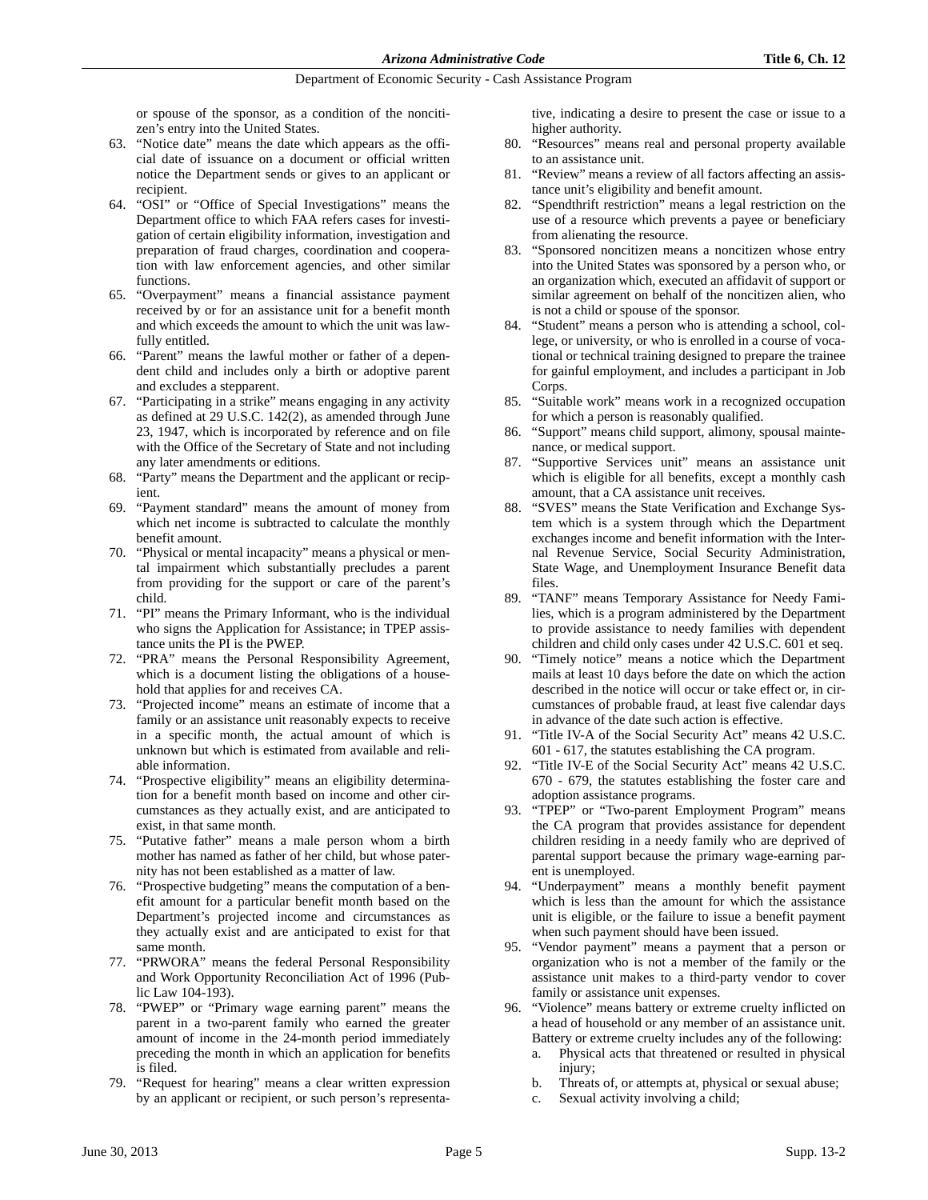or spouse of the sponsor, as a condition of the noncitizen's entry into the United States.

63. "Notice date" means the date which appears as the official date of issuance on a document or official written notice the Department sends or gives to an applicant or recipient.
64. "OSI" or "Office of Special Investigations" means the Department office to which FAA refers cases for investigation of certain eligibility information, investigation and preparation of fraud charges, coordination and cooperation with law enforcement agencies, and other similar functions.
65. "Overpayment" means a financial assistance payment received by or for an assistance unit for a benefit month and which exceeds the amount to which the unit was lawfully entitled.
66. "Parent" means the lawful mother or father of a dependent child and includes only a birth or adoptive parent and excludes a stepparent.
67. "Participating in a strike" means engaging in any activity as defined at 29 U.S.C. 142(2), as amended through June 23, 1947, which is incorporated by reference and on file with the Office of the Secretary of State and not including any later amendments or editions.
68. "Party" means the Department and the applicant or recipient.
69. "Payment standard" means the amount of money from which net income is subtracted to calculate the monthly benefit amount.
70. "Physical or mental incapacity" means a physical or mental impairment which substantially precludes a parent from providing for the support or care of the parent's child.
71. "PI" means the Primary Informant, who is the individual who signs the Application for Assistance; in TPEP assistance units the PI is the PWEP.
72. "PRA" means the Personal Responsibility Agreement, which is a document listing the obligations of a household that applies for and receives CA.
73. "Projected income" means an estimate of income that a family or an assistance unit reasonably expects to receive in a specific month, the actual amount of which is unknown but which is estimated from available and reliable information.
74. "Prospective eligibility" means an eligibility determination for a benefit month based on income and other circumstances as they actually exist, and are anticipated to exist, in that same month.
75. "Putative father" means a male person whom a birth mother has named as father of her child, but whose paternity has not been established as a matter of law.
76. "Prospective budgeting" means the computation of a benefit amount for a particular benefit month based on the Department's projected income and circumstances as they actually exist and are anticipated to exist for that same month.
77. "PRWORA" means the federal Personal Responsibility and Work Opportunity Reconciliation Act of 1996 (Public Law 104-193).
78. "PWEP" or "Primary wage earning parent" means the parent in a two-parent family who earned the greater amount of income in the 24-month period immediately preceding the month in which an application for benefits is filed.
79. "Request for hearing" means a clear written expression by an applicant or recipient, or such person's representative, indicating a desire to present the case or issue to a higher authority.
80. "Resources" means real and personal property available to an assistance unit.
81. "Review" means a review of all factors affecting an assistance unit's eligibility and benefit amount.
82. "Spendthrift restriction" means a legal restriction on the use of a resource which prevents a payee or beneficiary from alienating the resource.
83. "Sponsored noncitizen means a noncitizen whose entry into the United States was sponsored by a person who, or an organization which, executed an affidavit of support or similar agreement on behalf of the noncitizen alien, who is not a child or spouse of the sponsor.
84. "Student" means a person who is attending a school, college, or university, or who is enrolled in a course of vocational or technical training designed to prepare the trainee for gainful employment, and includes a participant in Job Corps.
85. "Suitable work" means work in a recognized occupation for which a person is reasonably qualified.
86. "Support" means child support, alimony, spousal maintenance, or medical support.
87. "Supportive Services unit" means an assistance unit which is eligible for all benefits, except a monthly cash amount, that a CA assistance unit receives.
88. "SVES" means the State Verification and Exchange System which is a system through which the Department exchanges income and benefit information with the Internal Revenue Service, Social Security Administration, State Wage, and Unemployment Insurance Benefit data files.
89. "TANF" means Temporary Assistance for Needy Families, which is a program administered by the Department to provide assistance to needy families with dependent children and child only cases under 42 U.S.C. 601 et seq.
90. "Timely notice" means a notice which the Department mails at least 10 days before the date on which the action described in the notice will occur or take effect or, in circumstances of probable fraud, at least five calendar days in advance of the date such action is effective.
91. "Title IV-A of the Social Security Act" means 42 U.S.C. 601 - 617, the statutes establishing the CA program.
92. "Title IV-E of the Social Security Act" means 42 U.S.C. 670 - 679, the statutes establishing the foster care and adoption assistance programs.
93. "TPEP" or "Two-parent Employment Program" means the CA program that provides assistance for dependent children residing in a needy family who are deprived of parental support because the primary wage-earning parent is unemployed.
94. "Underpayment" means a monthly benefit payment which is less than the amount for which the assistance unit is eligible, or the failure to issue a benefit payment when such payment should have been issued.
95. "Vendor payment" means a payment that a person or organization who is not a member of the family or the assistance unit makes to a third-party vendor to cover family or assistance unit expenses.
96. "Violence" means battery or extreme cruelty inflicted on a head of household or any member of an assistance unit. Battery or extreme cruelty includes any of the following:
    a. Physical acts that threatened or resulted in physical injury;
    b. Threats of, or attempts at, physical or sexual abuse;
    c. Sexual activity involving a child;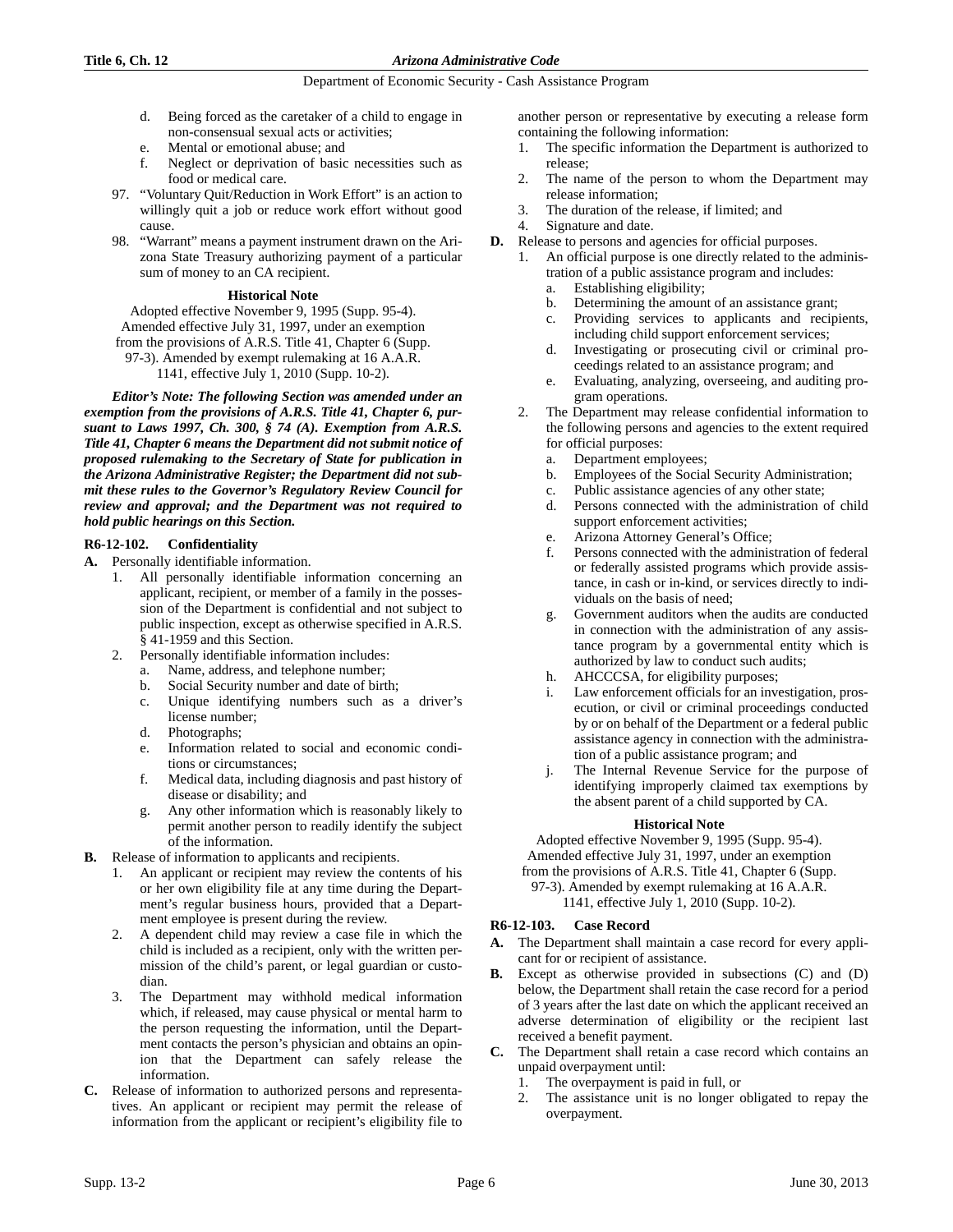d. Being forced as the caretaker of a child to engage in non-consensual sexual acts or activities;

e. Mental or emotional abuse; and

f. Neglect or deprivation of basic necessities such as food or medical care.

97. "Voluntary Quit/Reduction in Work Effort" is an action to willingly quit a job or reduce work effort without good cause.

98. "Warrant" means a payment instrument drawn on the Arizona State Treasury authorizing payment of a particular sum of money to an CA recipient.

**Historical Note**

Adopted effective November 9, 1995 (Supp. 95-4). Amended effective July 31, 1997, under an exemption from the provisions of A.R.S. Title 41, Chapter 6 (Supp. 97-3). Amended by exempt rulemaking at 16 A.A.R. 1141, effective July 1, 2010 (Supp. 10-2).

***Editor's Note: The following Section was amended under an exemption from the provisions of A.R.S. Title 41, Chapter 6, pursuant to Laws 1997, Ch. 300, § 74 (A). Exemption from A.R.S. Title 41, Chapter 6 means the Department did not submit notice of proposed rulemaking to the Secretary of State for publication in the Arizona Administrative Register; the Department did not submit these rules to the Governor's Regulatory Review Council for review and approval; and the Department was not required to hold public hearings on this Section.***

### R6-12-102. Confidentiality

**A.** Personally identifiable information.

1. All personally identifiable information concerning an applicant, recipient, or member of a family in the possession of the Department is confidential and not subject to public inspection, except as otherwise specified in A.R.S. § 41-1959 and this Section.
2. Personally identifiable information includes:
   a. Name, address, and telephone number;
   b. Social Security number and date of birth;
   c. Unique identifying numbers such as a driver's license number;
   d. Photographs;
   e. Information related to social and economic conditions or circumstances;
   f. Medical data, including diagnosis and past history of disease or disability; and
   g. Any other information which is reasonably likely to permit another person to readily identify the subject of the information.

**B.** Release of information to applicants and recipients.

1. An applicant or recipient may review the contents of his or her own eligibility file at any time during the Department's regular business hours, provided that a Department employee is present during the review.
2. A dependent child may review a case file in which the child is included as a recipient, only with the written permission of the child's parent, or legal guardian or custodian.
3. The Department may withhold medical information which, if released, may cause physical or mental harm to the person requesting the information, until the Department contacts the person's physician and obtains an opinion that the Department can safely release the information.

**C.** Release of information to authorized persons and representatives. An applicant or recipient may permit the release of information from the applicant or recipient's eligibility file to another person or representative by executing a release form containing the following information:

1. The specific information the Department is authorized to release;
2. The name of the person to whom the Department may release information;
3. The duration of the release, if limited; and
4. Signature and date.

**D.** Release to persons and agencies for official purposes.

1. An official purpose is one directly related to the administration of a public assistance program and includes:
   a. Establishing eligibility;
   b. Determining the amount of an assistance grant;
   c. Providing services to applicants and recipients, including child support enforcement services;
   d. Investigating or prosecuting civil or criminal proceedings related to an assistance program; and
   e. Evaluating, analyzing, overseeing, and auditing program operations.
2. The Department may release confidential information to the following persons and agencies to the extent required for official purposes:
   a. Department employees;
   b. Employees of the Social Security Administration;
   c. Public assistance agencies of any other state;
   d. Persons connected with the administration of child support enforcement activities;
   e. Arizona Attorney General's Office;
   f. Persons connected with the administration of federal or federally assisted programs which provide assistance, in cash or in-kind, or services directly to individuals on the basis of need;
   g. Government auditors when the audits are conducted in connection with the administration of any assistance program by a governmental entity which is authorized by law to conduct such audits;
   h. AHCCCSA, for eligibility purposes;
   i. Law enforcement officials for an investigation, prosecution, or civil or criminal proceedings conducted by or on behalf of the Department or a federal public assistance agency in connection with the administration of a public assistance program; and
   j. The Internal Revenue Service for the purpose of identifying improperly claimed tax exemptions by the absent parent of a child supported by CA.

**Historical Note**

Adopted effective November 9, 1995 (Supp. 95-4). Amended effective July 31, 1997, under an exemption from the provisions of A.R.S. Title 41, Chapter 6 (Supp. 97-3). Amended by exempt rulemaking at 16 A.A.R. 1141, effective July 1, 2010 (Supp. 10-2).

### R6-12-103. Case Record

**A.** The Department shall maintain a case record for every applicant for or recipient of assistance.

**B.** Except as otherwise provided in subsections (C) and (D) below, the Department shall retain the case record for a period of 3 years after the last date on which the applicant received an adverse determination of eligibility or the recipient last received a benefit payment.

**C.** The Department shall retain a case record which contains an unpaid overpayment until:

1. The overpayment is paid in full, or
2. The assistance unit is no longer obligated to repay the overpayment.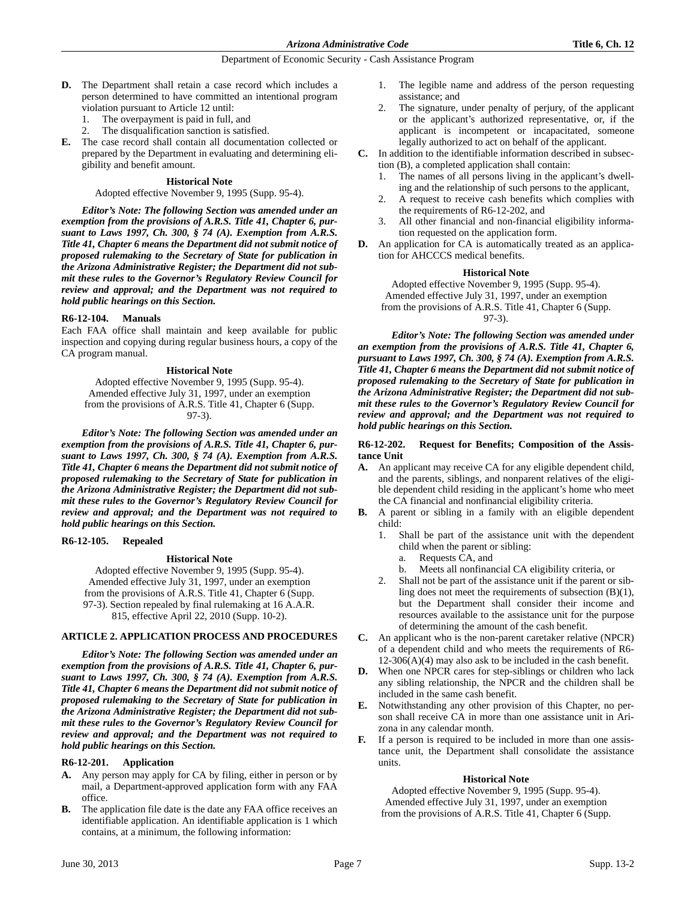**D.** The Department shall retain a case record which includes a person determined to have committed an intentional program violation pursuant to Article 12 until:
1. The overpayment is paid in full, and
2. The disqualification sanction is satisfied.

**E.** The case record shall contain all documentation collected or prepared by the Department in evaluating and determining eligibility and benefit amount.

**Historical Note**

Adopted effective November 9, 1995 (Supp. 95-4).

***Editor's Note: The following Section was amended under an exemption from the provisions of A.R.S. Title 41, Chapter 6, pursuant to Laws 1997, Ch. 300, § 74 (A). Exemption from A.R.S. Title 41, Chapter 6 means the Department did not submit notice of proposed rulemaking to the Secretary of State for publication in the Arizona Administrative Register; the Department did not submit these rules to the Governor's Regulatory Review Council for review and approval; and the Department was not required to hold public hearings on this Section.***

**R6-12-104. Manuals**

Each FAA office shall maintain and keep available for public inspection and copying during regular business hours, a copy of the CA program manual.

**Historical Note**

Adopted effective November 9, 1995 (Supp. 95-4). Amended effective July 31, 1997, under an exemption from the provisions of A.R.S. Title 41, Chapter 6 (Supp. 97-3).

***Editor's Note: The following Section was amended under an exemption from the provisions of A.R.S. Title 41, Chapter 6, pursuant to Laws 1997, Ch. 300, § 74 (A). Exemption from A.R.S. Title 41, Chapter 6 means the Department did not submit notice of proposed rulemaking to the Secretary of State for publication in the Arizona Administrative Register; the Department did not submit these rules to the Governor's Regulatory Review Council for review and approval; and the Department was not required to hold public hearings on this Section.***

**R6-12-105. Repealed**

**Historical Note**

Adopted effective November 9, 1995 (Supp. 95-4). Amended effective July 31, 1997, under an exemption from the provisions of A.R.S. Title 41, Chapter 6 (Supp. 97-3). Section repealed by final rulemaking at 16 A.A.R. 815, effective April 22, 2010 (Supp. 10-2).

## ARTICLE 2. APPLICATION PROCESS AND PROCEDURES

***Editor's Note: The following Section was amended under an exemption from the provisions of A.R.S. Title 41, Chapter 6, pursuant to Laws 1997, Ch. 300, § 74 (A). Exemption from A.R.S. Title 41, Chapter 6 means the Department did not submit notice of proposed rulemaking to the Secretary of State for publication in the Arizona Administrative Register; the Department did not submit these rules to the Governor's Regulatory Review Council for review and approval; and the Department was not required to hold public hearings on this Section.***

**R6-12-201. Application**

**A.** Any person may apply for CA by filing, either in person or by mail, a Department-approved application form with any FAA office.

**B.** The application file date is the date any FAA office receives an identifiable application. An identifiable application is 1 which contains, at a minimum, the following information:
1. The legible name and address of the person requesting assistance; and
2. The signature, under penalty of perjury, of the applicant or the applicant's authorized representative, or, if the applicant is incompetent or incapacitated, someone legally authorized to act on behalf of the applicant.

**C.** In addition to the identifiable information described in subsection (B), a completed application shall contain:
1. The names of all persons living in the applicant's dwelling and the relationship of such persons to the applicant,
2. A request to receive cash benefits which complies with the requirements of R6-12-202, and
3. All other financial and non-financial eligibility information requested on the application form.

**D.** An application for CA is automatically treated as an application for AHCCCS medical benefits.

**Historical Note**

Adopted effective November 9, 1995 (Supp. 95-4). Amended effective July 31, 1997, under an exemption from the provisions of A.R.S. Title 41, Chapter 6 (Supp. 97-3).

***Editor's Note: The following Section was amended under an exemption from the provisions of A.R.S. Title 41, Chapter 6, pursuant to Laws 1997, Ch. 300, § 74 (A). Exemption from A.R.S. Title 41, Chapter 6 means the Department did not submit notice of proposed rulemaking to the Secretary of State for publication in the Arizona Administrative Register; the Department did not submit these rules to the Governor's Regulatory Review Council for review and approval; and the Department was not required to hold public hearings on this Section.***

**R6-12-202. Request for Benefits; Composition of the Assistance Unit**

**A.** An applicant may receive CA for any eligible dependent child, and the parents, siblings, and nonparent relatives of the eligible dependent child residing in the applicant's home who meet the CA financial and nonfinancial eligibility criteria.

**B.** A parent or sibling in a family with an eligible dependent child:
1. Shall be part of the assistance unit with the dependent child when the parent or sibling:
   a. Requests CA, and
   b. Meets all nonfinancial CA eligibility criteria, or
2. Shall not be part of the assistance unit if the parent or sibling does not meet the requirements of subsection (B)(1), but the Department shall consider their income and resources available to the assistance unit for the purpose of determining the amount of the cash benefit.

**C.** An applicant who is the non-parent caretaker relative (NPCR) of a dependent child and who meets the requirements of R6-12-306(A)(4) may also ask to be included in the cash benefit.

**D.** When one NPCR cares for step-siblings or children who lack any sibling relationship, the NPCR and the children shall be included in the same cash benefit.

**E.** Notwithstanding any other provision of this Chapter, no person shall receive CA in more than one assistance unit in Arizona in any calendar month.

**F.** If a person is required to be included in more than one assistance unit, the Department shall consolidate the assistance units.

**Historical Note**

Adopted effective November 9, 1995 (Supp. 95-4). Amended effective July 31, 1997, under an exemption from the provisions of A.R.S. Title 41, Chapter 6 (Supp.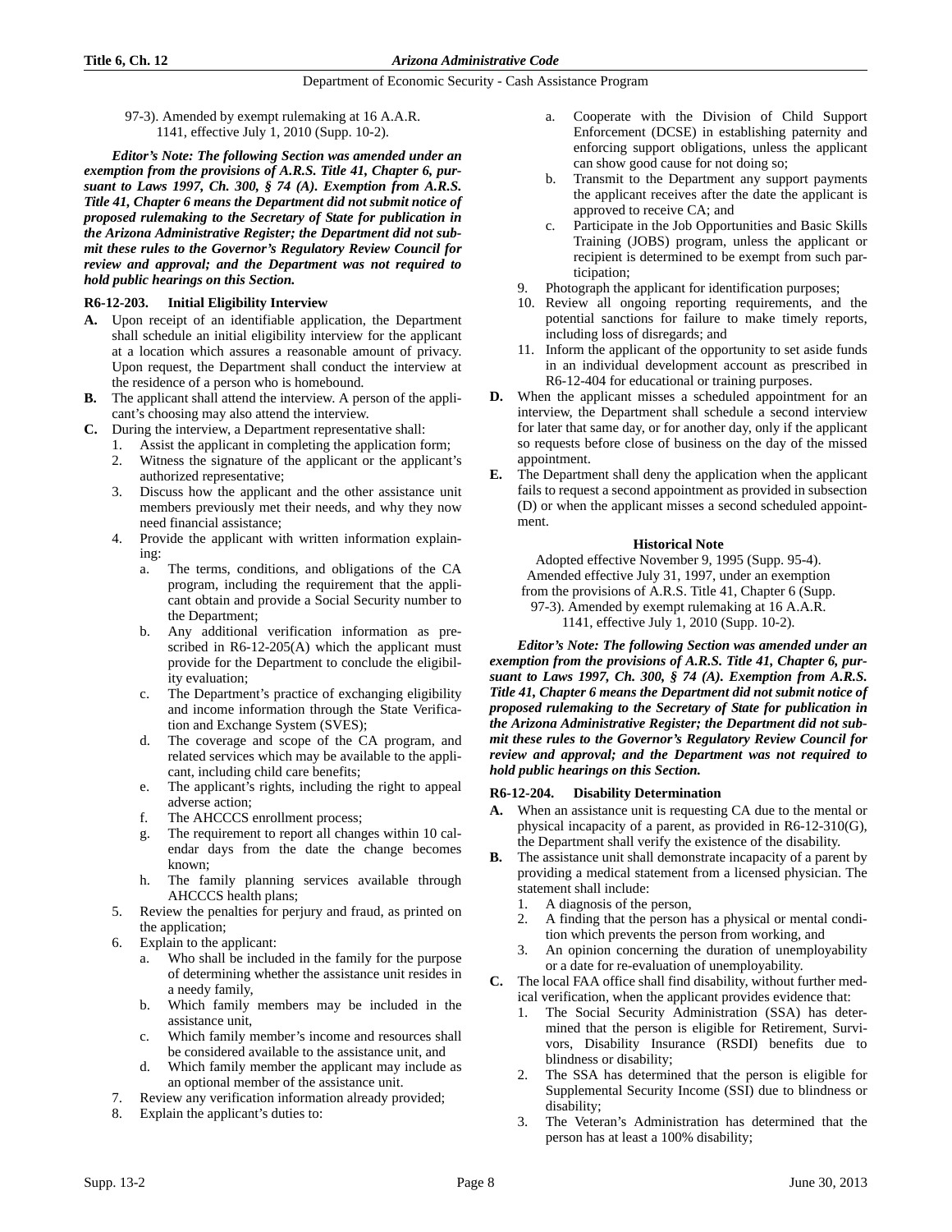97-3). Amended by exempt rulemaking at 16 A.A.R. 1141, effective July 1, 2010 (Supp. 10-2).

***Editor's Note: The following Section was amended under an exemption from the provisions of A.R.S. Title 41, Chapter 6, pursuant to Laws 1997, Ch. 300, § 74 (A). Exemption from A.R.S. Title 41, Chapter 6 means the Department did not submit notice of proposed rulemaking to the Secretary of State for publication in the Arizona Administrative Register; the Department did not submit these rules to the Governor's Regulatory Review Council for review and approval; and the Department was not required to hold public hearings on this Section.***

### R6-12-203. Initial Eligibility Interview

**A.** Upon receipt of an identifiable application, the Department shall schedule an initial eligibility interview for the applicant at a location which assures a reasonable amount of privacy. Upon request, the Department shall conduct the interview at the residence of a person who is homebound.

**B.** The applicant shall attend the interview. A person of the applicant's choosing may also attend the interview.

**C.** During the interview, a Department representative shall:

1. Assist the applicant in completing the application form;
2. Witness the signature of the applicant or the applicant's authorized representative;
3. Discuss how the applicant and the other assistance unit members previously met their needs, and why they now need financial assistance;
4. Provide the applicant with written information explaining:
   a. The terms, conditions, and obligations of the CA program, including the requirement that the applicant obtain and provide a Social Security number to the Department;
   b. Any additional verification information as prescribed in R6-12-205(A) which the applicant must provide for the Department to conclude the eligibility evaluation;
   c. The Department's practice of exchanging eligibility and income information through the State Verification and Exchange System (SVES);
   d. The coverage and scope of the CA program, and related services which may be available to the applicant, including child care benefits;
   e. The applicant's rights, including the right to appeal adverse action;
   f. The AHCCCS enrollment process;
   g. The requirement to report all changes within 10 calendar days from the date the change becomes known;
   h. The family planning services available through AHCCCS health plans;
5. Review the penalties for perjury and fraud, as printed on the application;
6. Explain to the applicant:
   a. Who shall be included in the family for the purpose of determining whether the assistance unit resides in a needy family,
   b. Which family members may be included in the assistance unit,
   c. Which family member's income and resources shall be considered available to the assistance unit, and
   d. Which family member the applicant may include as an optional member of the assistance unit.
7. Review any verification information already provided;
8. Explain the applicant's duties to:
   a. Cooperate with the Division of Child Support Enforcement (DCSE) in establishing paternity and enforcing support obligations, unless the applicant can show good cause for not doing so;
   b. Transmit to the Department any support payments the applicant receives after the date the applicant is approved to receive CA; and
   c. Participate in the Job Opportunities and Basic Skills Training (JOBS) program, unless the applicant or recipient is determined to be exempt from such participation;
9. Photograph the applicant for identification purposes;
10. Review all ongoing reporting requirements, and the potential sanctions for failure to make timely reports, including loss of disregards; and
11. Inform the applicant of the opportunity to set aside funds in an individual development account as prescribed in R6-12-404 for educational or training purposes.

**D.** When the applicant misses a scheduled appointment for an interview, the Department shall schedule a second interview for later that same day, or for another day, only if the applicant so requests before close of business on the day of the missed appointment.

**E.** The Department shall deny the application when the applicant fails to request a second appointment as provided in subsection (D) or when the applicant misses a second scheduled appointment.

**Historical Note**

Adopted effective November 9, 1995 (Supp. 95-4). Amended effective July 31, 1997, under an exemption from the provisions of A.R.S. Title 41, Chapter 6 (Supp. 97-3). Amended by exempt rulemaking at 16 A.A.R. 1141, effective July 1, 2010 (Supp. 10-2).

***Editor's Note: The following Section was amended under an exemption from the provisions of A.R.S. Title 41, Chapter 6, pursuant to Laws 1997, Ch. 300, § 74 (A). Exemption from A.R.S. Title 41, Chapter 6 means the Department did not submit notice of proposed rulemaking to the Secretary of State for publication in the Arizona Administrative Register; the Department did not submit these rules to the Governor's Regulatory Review Council for review and approval; and the Department was not required to hold public hearings on this Section.***

### R6-12-204. Disability Determination

**A.** When an assistance unit is requesting CA due to the mental or physical incapacity of a parent, as provided in R6-12-310(G), the Department shall verify the existence of the disability.

**B.** The assistance unit shall demonstrate incapacity of a parent by providing a medical statement from a licensed physician. The statement shall include:

1. A diagnosis of the person,
2. A finding that the person has a physical or mental condition which prevents the person from working, and
3. An opinion concerning the duration of unemployability or a date for re-evaluation of unemployability.

**C.** The local FAA office shall find disability, without further medical verification, when the applicant provides evidence that:

1. The Social Security Administration (SSA) has determined that the person is eligible for Retirement, Survivors, Disability Insurance (RSDI) benefits due to blindness or disability;
2. The SSA has determined that the person is eligible for Supplemental Security Income (SSI) due to blindness or disability;
3. The Veteran's Administration has determined that the person has at least a 100% disability;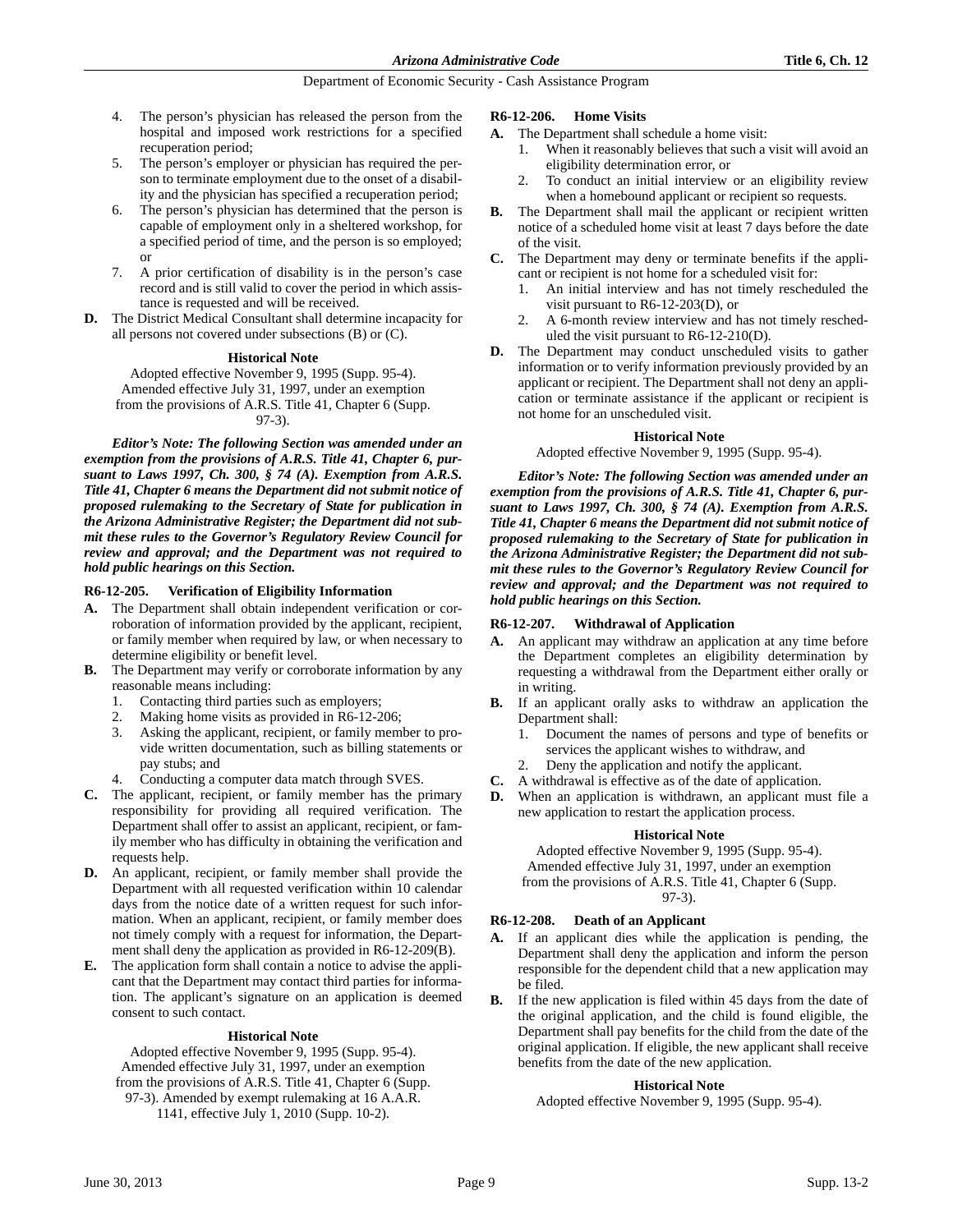4. The person's physician has released the person from the hospital and imposed work restrictions for a specified recuperation period;
5. The person's employer or physician has required the person to terminate employment due to the onset of a disability and the physician has specified a recuperation period;
6. The person's physician has determined that the person is capable of employment only in a sheltered workshop, for a specified period of time, and the person is so employed; or
7. A prior certification of disability is in the person's case record and is still valid to cover the period in which assistance is requested and will be received.

**D.** The District Medical Consultant shall determine incapacity for all persons not covered under subsections (B) or (C).

**Historical Note**

Adopted effective November 9, 1995 (Supp. 95-4). Amended effective July 31, 1997, under an exemption from the provisions of A.R.S. Title 41, Chapter 6 (Supp. 97-3).

***Editor's Note: The following Section was amended under an exemption from the provisions of A.R.S. Title 41, Chapter 6, pursuant to Laws 1997, Ch. 300, § 74 (A). Exemption from A.R.S. Title 41, Chapter 6 means the Department did not submit notice of proposed rulemaking to the Secretary of State for publication in the Arizona Administrative Register; the Department did not submit these rules to the Governor's Regulatory Review Council for review and approval; and the Department was not required to hold public hearings on this Section.***

### R6-12-205. Verification of Eligibility Information

**A.** The Department shall obtain independent verification or corroboration of information provided by the applicant, recipient, or family member when required by law, or when necessary to determine eligibility or benefit level.

**B.** The Department may verify or corroborate information by any reasonable means including:
1. Contacting third parties such as employers;
2. Making home visits as provided in R6-12-206;
3. Asking the applicant, recipient, or family member to provide written documentation, such as billing statements or pay stubs; and
4. Conducting a computer data match through SVES.

**C.** The applicant, recipient, or family member has the primary responsibility for providing all required verification. The Department shall offer to assist an applicant, recipient, or family member who has difficulty in obtaining the verification and requests help.

**D.** An applicant, recipient, or family member shall provide the Department with all requested verification within 10 calendar days from the notice date of a written request for such information. When an applicant, recipient, or family member does not timely comply with a request for information, the Department shall deny the application as provided in R6-12-209(B).

**E.** The application form shall contain a notice to advise the applicant that the Department may contact third parties for information. The applicant's signature on an application is deemed consent to such contact.

**Historical Note**

Adopted effective November 9, 1995 (Supp. 95-4). Amended effective July 31, 1997, under an exemption from the provisions of A.R.S. Title 41, Chapter 6 (Supp. 97-3). Amended by exempt rulemaking at 16 A.A.R. 1141, effective July 1, 2010 (Supp. 10-2).

### R6-12-206. Home Visits

**A.** The Department shall schedule a home visit:
1. When it reasonably believes that such a visit will avoid an eligibility determination error, or
2. To conduct an initial interview or an eligibility review when a homebound applicant or recipient so requests.

**B.** The Department shall mail the applicant or recipient written notice of a scheduled home visit at least 7 days before the date of the visit.

**C.** The Department may deny or terminate benefits if the applicant or recipient is not home for a scheduled visit for:
1. An initial interview and has not timely rescheduled the visit pursuant to R6-12-203(D), or
2. A 6-month review interview and has not timely rescheduled the visit pursuant to R6-12-210(D).

**D.** The Department may conduct unscheduled visits to gather information or to verify information previously provided by an applicant or recipient. The Department shall not deny an application or terminate assistance if the applicant or recipient is not home for an unscheduled visit.

**Historical Note**

Adopted effective November 9, 1995 (Supp. 95-4).

***Editor's Note: The following Section was amended under an exemption from the provisions of A.R.S. Title 41, Chapter 6, pursuant to Laws 1997, Ch. 300, § 74 (A). Exemption from A.R.S. Title 41, Chapter 6 means the Department did not submit notice of proposed rulemaking to the Secretary of State for publication in the Arizona Administrative Register; the Department did not submit these rules to the Governor's Regulatory Review Council for review and approval; and the Department was not required to hold public hearings on this Section.***

### R6-12-207. Withdrawal of Application

**A.** An applicant may withdraw an application at any time before the Department completes an eligibility determination by requesting a withdrawal from the Department either orally or in writing.

**B.** If an applicant orally asks to withdraw an application the Department shall:
1. Document the names of persons and type of benefits or services the applicant wishes to withdraw, and
2. Deny the application and notify the applicant.

**C.** A withdrawal is effective as of the date of application.

**D.** When an application is withdrawn, an applicant must file a new application to restart the application process.

**Historical Note**

Adopted effective November 9, 1995 (Supp. 95-4). Amended effective July 31, 1997, under an exemption from the provisions of A.R.S. Title 41, Chapter 6 (Supp. 97-3).

### R6-12-208. Death of an Applicant

**A.** If an applicant dies while the application is pending, the Department shall deny the application and inform the person responsible for the dependent child that a new application may be filed.

**B.** If the new application is filed within 45 days from the date of the original application, and the child is found eligible, the Department shall pay benefits for the child from the date of the original application. If eligible, the new applicant shall receive benefits from the date of the new application.

**Historical Note**

Adopted effective November 9, 1995 (Supp. 95-4).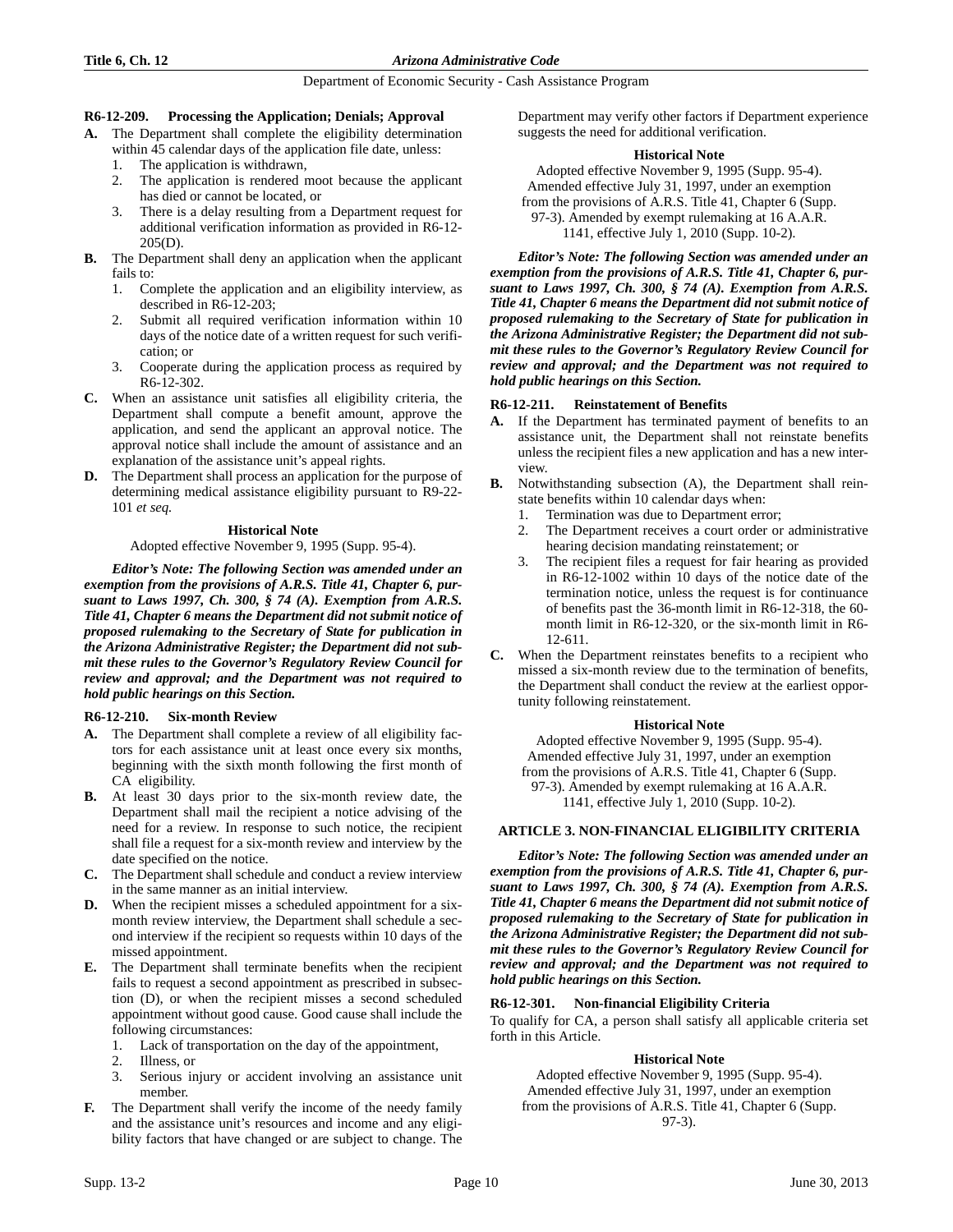#### R6-12-209. Processing the Application; Denials; Approval

**A.** The Department shall complete the eligibility determination within 45 calendar days of the application file date, unless:
   1. The application is withdrawn,
   2. The application is rendered moot because the applicant has died or cannot be located, or
   3. There is a delay resulting from a Department request for additional verification information as provided in R6-12-205(D).

**B.** The Department shall deny an application when the applicant fails to:
   1. Complete the application and an eligibility interview, as described in R6-12-203;
   2. Submit all required verification information within 10 days of the notice date of a written request for such verification; or
   3. Cooperate during the application process as required by R6-12-302.

**C.** When an assistance unit satisfies all eligibility criteria, the Department shall compute a benefit amount, approve the application, and send the applicant an approval notice. The approval notice shall include the amount of assistance and an explanation of the assistance unit's appeal rights.

**D.** The Department shall process an application for the purpose of determining medical assistance eligibility pursuant to R9-22-101 *et seq.*

**Historical Note**

Adopted effective November 9, 1995 (Supp. 95-4).

***Editor's Note: The following Section was amended under an exemption from the provisions of A.R.S. Title 41, Chapter 6, pursuant to Laws 1997, Ch. 300, § 74 (A). Exemption from A.R.S. Title 41, Chapter 6 means the Department did not submit notice of proposed rulemaking to the Secretary of State for publication in the Arizona Administrative Register; the Department did not submit these rules to the Governor's Regulatory Review Council for review and approval; and the Department was not required to hold public hearings on this Section.***

#### R6-12-210. Six-month Review

**A.** The Department shall complete a review of all eligibility factors for each assistance unit at least once every six months, beginning with the sixth month following the first month of CA eligibility.

**B.** At least 30 days prior to the six-month review date, the Department shall mail the recipient a notice advising of the need for a review. In response to such notice, the recipient shall file a request for a six-month review and interview by the date specified on the notice.

**C.** The Department shall schedule and conduct a review interview in the same manner as an initial interview.

**D.** When the recipient misses a scheduled appointment for a six-month review interview, the Department shall schedule a second interview if the recipient so requests within 10 days of the missed appointment.

**E.** The Department shall terminate benefits when the recipient fails to request a second appointment as prescribed in subsection (D), or when the recipient misses a second scheduled appointment without good cause. Good cause shall include the following circumstances:
   1. Lack of transportation on the day of the appointment,
   2. Illness, or
   3. Serious injury or accident involving an assistance unit member.

**F.** The Department shall verify the income of the needy family and the assistance unit's resources and income and any eligibility factors that have changed or are subject to change. The Department may verify other factors if Department experience suggests the need for additional verification.

**Historical Note**

Adopted effective November 9, 1995 (Supp. 95-4). Amended effective July 31, 1997, under an exemption from the provisions of A.R.S. Title 41, Chapter 6 (Supp. 97-3). Amended by exempt rulemaking at 16 A.A.R. 1141, effective July 1, 2010 (Supp. 10-2).

***Editor's Note: The following Section was amended under an exemption from the provisions of A.R.S. Title 41, Chapter 6, pursuant to Laws 1997, Ch. 300, § 74 (A). Exemption from A.R.S. Title 41, Chapter 6 means the Department did not submit notice of proposed rulemaking to the Secretary of State for publication in the Arizona Administrative Register; the Department did not submit these rules to the Governor's Regulatory Review Council for review and approval; and the Department was not required to hold public hearings on this Section.***

#### R6-12-211. Reinstatement of Benefits

**A.** If the Department has terminated payment of benefits to an assistance unit, the Department shall not reinstate benefits unless the recipient files a new application and has a new interview.

**B.** Notwithstanding subsection (A), the Department shall reinstate benefits within 10 calendar days when:
   1. Termination was due to Department error;
   2. The Department receives a court order or administrative hearing decision mandating reinstatement; or
   3. The recipient files a request for fair hearing as provided in R6-12-1002 within 10 days of the notice date of the termination notice, unless the request is for continuance of benefits past the 36-month limit in R6-12-318, the 60-month limit in R6-12-320, or the six-month limit in R6-12-611.

**C.** When the Department reinstates benefits to a recipient who missed a six-month review due to the termination of benefits, the Department shall conduct the review at the earliest opportunity following reinstatement.

**Historical Note**

Adopted effective November 9, 1995 (Supp. 95-4). Amended effective July 31, 1997, under an exemption from the provisions of A.R.S. Title 41, Chapter 6 (Supp. 97-3). Amended by exempt rulemaking at 16 A.A.R. 1141, effective July 1, 2010 (Supp. 10-2).

### ARTICLE 3. NON-FINANCIAL ELIGIBILITY CRITERIA

***Editor's Note: The following Section was amended under an exemption from the provisions of A.R.S. Title 41, Chapter 6, pursuant to Laws 1997, Ch. 300, § 74 (A). Exemption from A.R.S. Title 41, Chapter 6 means the Department did not submit notice of proposed rulemaking to the Secretary of State for publication in the Arizona Administrative Register; the Department did not submit these rules to the Governor's Regulatory Review Council for review and approval; and the Department was not required to hold public hearings on this Section.***

#### R6-12-301. Non-financial Eligibility Criteria

To qualify for CA, a person shall satisfy all applicable criteria set forth in this Article.

**Historical Note**

Adopted effective November 9, 1995 (Supp. 95-4). Amended effective July 31, 1997, under an exemption from the provisions of A.R.S. Title 41, Chapter 6 (Supp. 97-3).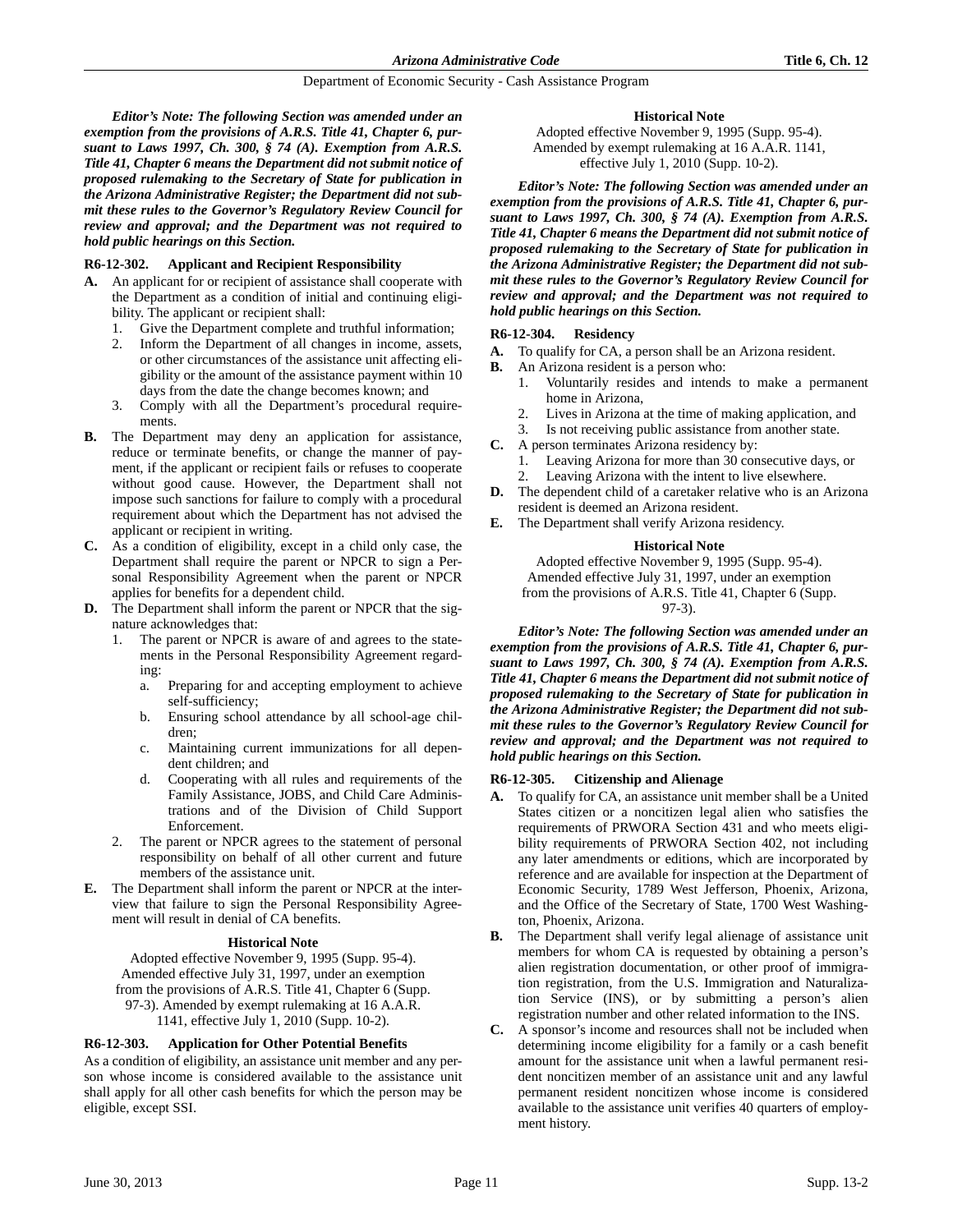*Editor's Note: The following Section was amended under an exemption from the provisions of A.R.S. Title 41, Chapter 6, pursuant to Laws 1997, Ch. 300, § 74 (A). Exemption from A.R.S. Title 41, Chapter 6 means the Department did not submit notice of proposed rulemaking to the Secretary of State for publication in the Arizona Administrative Register; the Department did not submit these rules to the Governor's Regulatory Review Council for review and approval; and the Department was not required to hold public hearings on this Section.*

**R6-12-302. Applicant and Recipient Responsibility**

**A.** An applicant for or recipient of assistance shall cooperate with the Department as a condition of initial and continuing eligibility. The applicant or recipient shall:
   1. Give the Department complete and truthful information;
   2. Inform the Department of all changes in income, assets, or other circumstances of the assistance unit affecting eligibility or the amount of the assistance payment within 10 days from the date the change becomes known; and
   3. Comply with all the Department's procedural requirements.

**B.** The Department may deny an application for assistance, reduce or terminate benefits, or change the manner of payment, if the applicant or recipient fails or refuses to cooperate without good cause. However, the Department shall not impose such sanctions for failure to comply with a procedural requirement about which the Department has not advised the applicant or recipient in writing.

**C.** As a condition of eligibility, except in a child only case, the Department shall require the parent or NPCR to sign a Personal Responsibility Agreement when the parent or NPCR applies for benefits for a dependent child.

**D.** The Department shall inform the parent or NPCR that the signature acknowledges that:
   1. The parent or NPCR is aware of and agrees to the statements in the Personal Responsibility Agreement regarding:
      a. Preparing for and accepting employment to achieve self-sufficiency;
      b. Ensuring school attendance by all school-age children;
      c. Maintaining current immunizations for all dependent children; and
      d. Cooperating with all rules and requirements of the Family Assistance, JOBS, and Child Care Administrations and of the Division of Child Support Enforcement.
   2. The parent or NPCR agrees to the statement of personal responsibility on behalf of all other current and future members of the assistance unit.

**E.** The Department shall inform the parent or NPCR at the interview that failure to sign the Personal Responsibility Agreement will result in denial of CA benefits.

**Historical Note**

Adopted effective November 9, 1995 (Supp. 95-4). Amended effective July 31, 1997, under an exemption from the provisions of A.R.S. Title 41, Chapter 6 (Supp. 97-3). Amended by exempt rulemaking at 16 A.A.R. 1141, effective July 1, 2010 (Supp. 10-2).

**R6-12-303. Application for Other Potential Benefits**

As a condition of eligibility, an assistance unit member and any person whose income is considered available to the assistance unit shall apply for all other cash benefits for which the person may be eligible, except SSI.

**Historical Note**

Adopted effective November 9, 1995 (Supp. 95-4). Amended by exempt rulemaking at 16 A.A.R. 1141, effective July 1, 2010 (Supp. 10-2).

*Editor's Note: The following Section was amended under an exemption from the provisions of A.R.S. Title 41, Chapter 6, pursuant to Laws 1997, Ch. 300, § 74 (A). Exemption from A.R.S. Title 41, Chapter 6 means the Department did not submit notice of proposed rulemaking to the Secretary of State for publication in the Arizona Administrative Register; the Department did not submit these rules to the Governor's Regulatory Review Council for review and approval; and the Department was not required to hold public hearings on this Section.*

**R6-12-304. Residency**

**A.** To qualify for CA, a person shall be an Arizona resident.

**B.** An Arizona resident is a person who:
   1. Voluntarily resides and intends to make a permanent home in Arizona,
   2. Lives in Arizona at the time of making application, and
   3. Is not receiving public assistance from another state.

**C.** A person terminates Arizona residency by:
   1. Leaving Arizona for more than 30 consecutive days, or
   2. Leaving Arizona with the intent to live elsewhere.

**D.** The dependent child of a caretaker relative who is an Arizona resident is deemed an Arizona resident.

**E.** The Department shall verify Arizona residency.

**Historical Note**

Adopted effective November 9, 1995 (Supp. 95-4). Amended effective July 31, 1997, under an exemption from the provisions of A.R.S. Title 41, Chapter 6 (Supp. 97-3).

*Editor's Note: The following Section was amended under an exemption from the provisions of A.R.S. Title 41, Chapter 6, pursuant to Laws 1997, Ch. 300, § 74 (A). Exemption from A.R.S. Title 41, Chapter 6 means the Department did not submit notice of proposed rulemaking to the Secretary of State for publication in the Arizona Administrative Register; the Department did not submit these rules to the Governor's Regulatory Review Council for review and approval; and the Department was not required to hold public hearings on this Section.*

**R6-12-305. Citizenship and Alienage**

**A.** To qualify for CA, an assistance unit member shall be a United States citizen or a noncitizen legal alien who satisfies the requirements of PRWORA Section 431 and who meets eligibility requirements of PRWORA Section 402, not including any later amendments or editions, which are incorporated by reference and are available for inspection at the Department of Economic Security, 1789 West Jefferson, Phoenix, Arizona, and the Office of the Secretary of State, 1700 West Washington, Phoenix, Arizona.

**B.** The Department shall verify legal alienage of assistance unit members for whom CA is requested by obtaining a person's alien registration documentation, or other proof of immigration registration, from the U.S. Immigration and Naturalization Service (INS), or by submitting a person's alien registration number and other related information to the INS.

**C.** A sponsor's income and resources shall not be included when determining income eligibility for a family or a cash benefit amount for the assistance unit when a lawful permanent resident noncitizen member of an assistance unit and any lawful permanent resident noncitizen whose income is considered available to the assistance unit verifies 40 quarters of employment history.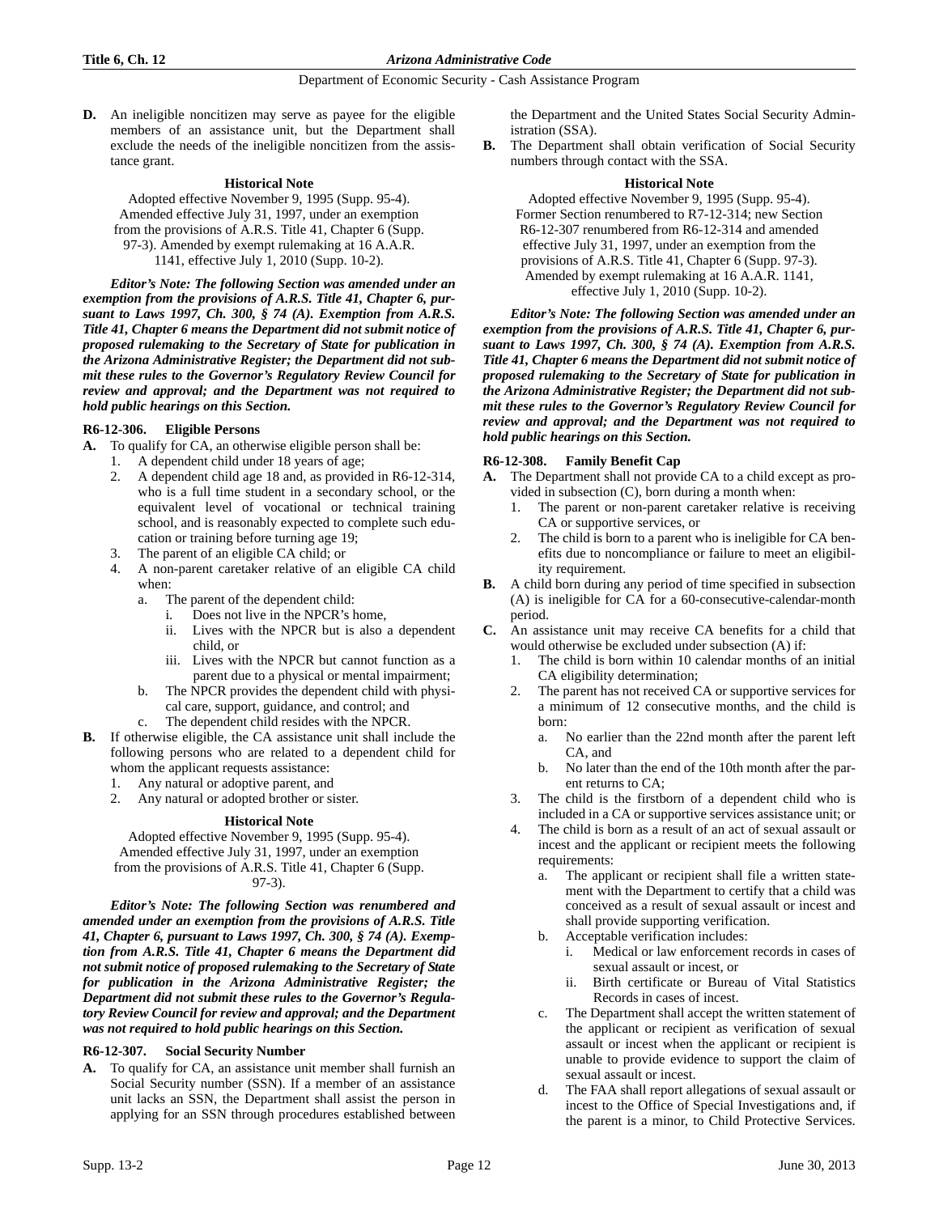**D.** An ineligible noncitizen may serve as payee for the eligible members of an assistance unit, but the Department shall exclude the needs of the ineligible noncitizen from the assistance grant.

**Historical Note**

Adopted effective November 9, 1995 (Supp. 95-4). Amended effective July 31, 1997, under an exemption from the provisions of A.R.S. Title 41, Chapter 6 (Supp. 97-3). Amended by exempt rulemaking at 16 A.A.R. 1141, effective July 1, 2010 (Supp. 10-2).

***Editor's Note: The following Section was amended under an exemption from the provisions of A.R.S. Title 41, Chapter 6, pursuant to Laws 1997, Ch. 300, § 74 (A). Exemption from A.R.S. Title 41, Chapter 6 means the Department did not submit notice of proposed rulemaking to the Secretary of State for publication in the Arizona Administrative Register; the Department did not submit these rules to the Governor's Regulatory Review Council for review and approval; and the Department was not required to hold public hearings on this Section.***

### R6-12-306. Eligible Persons

**A.** To qualify for CA, an otherwise eligible person shall be:
1. A dependent child under 18 years of age;
2. A dependent child age 18 and, as provided in R6-12-314, who is a full time student in a secondary school, or the equivalent level of vocational or technical training school, and is reasonably expected to complete such education or training before turning age 19;
3. The parent of an eligible CA child; or
4. A non-parent caretaker relative of an eligible CA child when:
   a. The parent of the dependent child:
      i. Does not live in the NPCR's home,
      ii. Lives with the NPCR but is also a dependent child, or
      iii. Lives with the NPCR but cannot function as a parent due to a physical or mental impairment;
   b. The NPCR provides the dependent child with physical care, support, guidance, and control; and
   c. The dependent child resides with the NPCR.

**B.** If otherwise eligible, the CA assistance unit shall include the following persons who are related to a dependent child for whom the applicant requests assistance:
1. Any natural or adoptive parent, and
2. Any natural or adopted brother or sister.

**Historical Note**

Adopted effective November 9, 1995 (Supp. 95-4). Amended effective July 31, 1997, under an exemption from the provisions of A.R.S. Title 41, Chapter 6 (Supp. 97-3).

***Editor's Note: The following Section was renumbered and amended under an exemption from the provisions of A.R.S. Title 41, Chapter 6, pursuant to Laws 1997, Ch. 300, § 74 (A). Exemption from A.R.S. Title 41, Chapter 6 means the Department did not submit notice of proposed rulemaking to the Secretary of State for publication in the Arizona Administrative Register; the Department did not submit these rules to the Governor's Regulatory Review Council for review and approval; and the Department was not required to hold public hearings on this Section.***

### R6-12-307. Social Security Number

**A.** To qualify for CA, an assistance unit member shall furnish an Social Security number (SSN). If a member of an assistance unit lacks an SSN, the Department shall assist the person in applying for an SSN through procedures established between the Department and the United States Social Security Administration (SSA).

**B.** The Department shall obtain verification of Social Security numbers through contact with the SSA.

**Historical Note**

Adopted effective November 9, 1995 (Supp. 95-4). Former Section renumbered to R7-12-314; new Section R6-12-307 renumbered from R6-12-314 and amended effective July 31, 1997, under an exemption from the provisions of A.R.S. Title 41, Chapter 6 (Supp. 97-3). Amended by exempt rulemaking at 16 A.A.R. 1141, effective July 1, 2010 (Supp. 10-2).

***Editor's Note: The following Section was amended under an exemption from the provisions of A.R.S. Title 41, Chapter 6, pursuant to Laws 1997, Ch. 300, § 74 (A). Exemption from A.R.S. Title 41, Chapter 6 means the Department did not submit notice of proposed rulemaking to the Secretary of State for publication in the Arizona Administrative Register; the Department did not submit these rules to the Governor's Regulatory Review Council for review and approval; and the Department was not required to hold public hearings on this Section.***

### R6-12-308. Family Benefit Cap

**A.** The Department shall not provide CA to a child except as provided in subsection (C), born during a month when:
1. The parent or non-parent caretaker relative is receiving CA or supportive services, or
2. The child is born to a parent who is ineligible for CA benefits due to noncompliance or failure to meet an eligibility requirement.

**B.** A child born during any period of time specified in subsection (A) is ineligible for CA for a 60-consecutive-calendar-month period.

**C.** An assistance unit may receive CA benefits for a child that would otherwise be excluded under subsection (A) if:
1. The child is born within 10 calendar months of an initial CA eligibility determination;
2. The parent has not received CA or supportive services for a minimum of 12 consecutive months, and the child is born:
   a. No earlier than the 22nd month after the parent left CA, and
   b. No later than the end of the 10th month after the parent returns to CA;
3. The child is the firstborn of a dependent child who is included in a CA or supportive services assistance unit; or
4. The child is born as a result of an act of sexual assault or incest and the applicant or recipient meets the following requirements:
   a. The applicant or recipient shall file a written statement with the Department to certify that a child was conceived as a result of sexual assault or incest and shall provide supporting verification.
   b. Acceptable verification includes:
      i. Medical or law enforcement records in cases of sexual assault or incest, or
      ii. Birth certificate or Bureau of Vital Statistics Records in cases of incest.
   c. The Department shall accept the written statement of the applicant or recipient as verification of sexual assault or incest when the applicant or recipient is unable to provide evidence to support the claim of sexual assault or incest.
   d. The FAA shall report allegations of sexual assault or incest to the Office of Special Investigations and, if the parent is a minor, to Child Protective Services.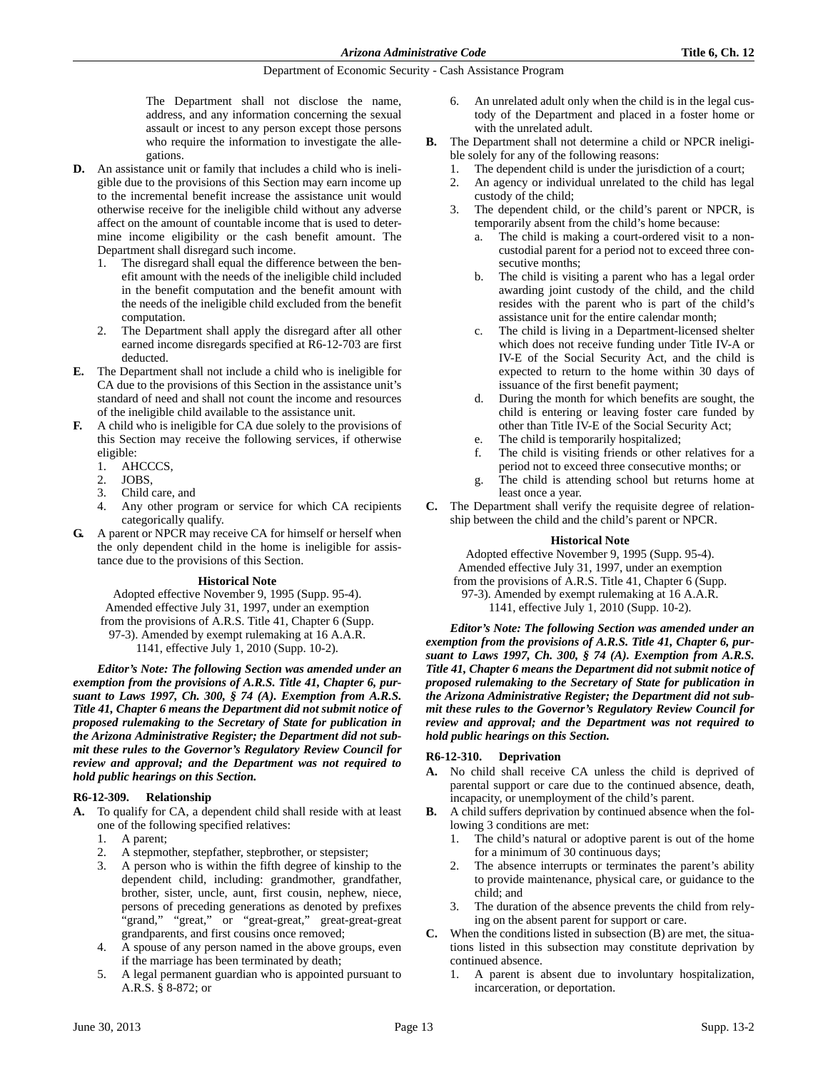The Department shall not disclose the name, address, and any information concerning the sexual assault or incest to any person except those persons who require the information to investigate the allegations.

**D.** An assistance unit or family that includes a child who is ineligible due to the provisions of this Section may earn income up to the incremental benefit increase the assistance unit would otherwise receive for the ineligible child without any adverse affect on the amount of countable income that is used to determine income eligibility or the cash benefit amount. The Department shall disregard such income.

1. The disregard shall equal the difference between the benefit amount with the needs of the ineligible child included in the benefit computation and the benefit amount with the needs of the ineligible child excluded from the benefit computation.
2. The Department shall apply the disregard after all other earned income disregards specified at R6-12-703 are first deducted.

**E.** The Department shall not include a child who is ineligible for CA due to the provisions of this Section in the assistance unit's standard of need and shall not count the income and resources of the ineligible child available to the assistance unit.

**F.** A child who is ineligible for CA due solely to the provisions of this Section may receive the following services, if otherwise eligible:

1. AHCCCS,
2. JOBS,
3. Child care, and
4. Any other program or service for which CA recipients categorically qualify.

**G.** A parent or NPCR may receive CA for himself or herself when the only dependent child in the home is ineligible for assistance due to the provisions of this Section.

**Historical Note**

Adopted effective November 9, 1995 (Supp. 95-4). Amended effective July 31, 1997, under an exemption from the provisions of A.R.S. Title 41, Chapter 6 (Supp. 97-3). Amended by exempt rulemaking at 16 A.A.R. 1141, effective July 1, 2010 (Supp. 10-2).

***Editor's Note: The following Section was amended under an exemption from the provisions of A.R.S. Title 41, Chapter 6, pursuant to Laws 1997, Ch. 300, § 74 (A). Exemption from A.R.S. Title 41, Chapter 6 means the Department did not submit notice of proposed rulemaking to the Secretary of State for publication in the Arizona Administrative Register; the Department did not submit these rules to the Governor's Regulatory Review Council for review and approval; and the Department was not required to hold public hearings on this Section.***

### R6-12-309. Relationship

**A.** To qualify for CA, a dependent child shall reside with at least one of the following specified relatives:

1. A parent;
2. A stepmother, stepfather, stepbrother, or stepsister;
3. A person who is within the fifth degree of kinship to the dependent child, including: grandmother, grandfather, brother, sister, uncle, aunt, first cousin, nephew, niece, persons of preceding generations as denoted by prefixes "grand," "great," or "great-great," great-great-great grandparents, and first cousins once removed;
4. A spouse of any person named in the above groups, even if the marriage has been terminated by death;
5. A legal permanent guardian who is appointed pursuant to A.R.S. § 8-872; or
6. An unrelated adult only when the child is in the legal custody of the Department and placed in a foster home or with the unrelated adult.

**B.** The Department shall not determine a child or NPCR ineligible solely for any of the following reasons:

1. The dependent child is under the jurisdiction of a court;
2. An agency or individual unrelated to the child has legal custody of the child;
3. The dependent child, or the child's parent or NPCR, is temporarily absent from the child's home because:
   a. The child is making a court-ordered visit to a noncustodial parent for a period not to exceed three consecutive months;
   b. The child is visiting a parent who has a legal order awarding joint custody of the child, and the child resides with the parent who is part of the child's assistance unit for the entire calendar month;
   c. The child is living in a Department-licensed shelter which does not receive funding under Title IV-A or IV-E of the Social Security Act, and the child is expected to return to the home within 30 days of issuance of the first benefit payment;
   d. During the month for which benefits are sought, the child is entering or leaving foster care funded by other than Title IV-E of the Social Security Act;
   e. The child is temporarily hospitalized;
   f. The child is visiting friends or other relatives for a period not to exceed three consecutive months; or
   g. The child is attending school but returns home at least once a year.

**C.** The Department shall verify the requisite degree of relationship between the child and the child's parent or NPCR.

**Historical Note**

Adopted effective November 9, 1995 (Supp. 95-4). Amended effective July 31, 1997, under an exemption from the provisions of A.R.S. Title 41, Chapter 6 (Supp. 97-3). Amended by exempt rulemaking at 16 A.A.R. 1141, effective July 1, 2010 (Supp. 10-2).

***Editor's Note: The following Section was amended under an exemption from the provisions of A.R.S. Title 41, Chapter 6, pursuant to Laws 1997, Ch. 300, § 74 (A). Exemption from A.R.S. Title 41, Chapter 6 means the Department did not submit notice of proposed rulemaking to the Secretary of State for publication in the Arizona Administrative Register; the Department did not submit these rules to the Governor's Regulatory Review Council for review and approval; and the Department was not required to hold public hearings on this Section.***

### R6-12-310. Deprivation

**A.** No child shall receive CA unless the child is deprived of parental support or care due to the continued absence, death, incapacity, or unemployment of the child's parent.

**B.** A child suffers deprivation by continued absence when the following 3 conditions are met:

1. The child's natural or adoptive parent is out of the home for a minimum of 30 continuous days;
2. The absence interrupts or terminates the parent's ability to provide maintenance, physical care, or guidance to the child; and
3. The duration of the absence prevents the child from relying on the absent parent for support or care.

**C.** When the conditions listed in subsection (B) are met, the situations listed in this subsection may constitute deprivation by continued absence.

1. A parent is absent due to involuntary hospitalization, incarceration, or deportation.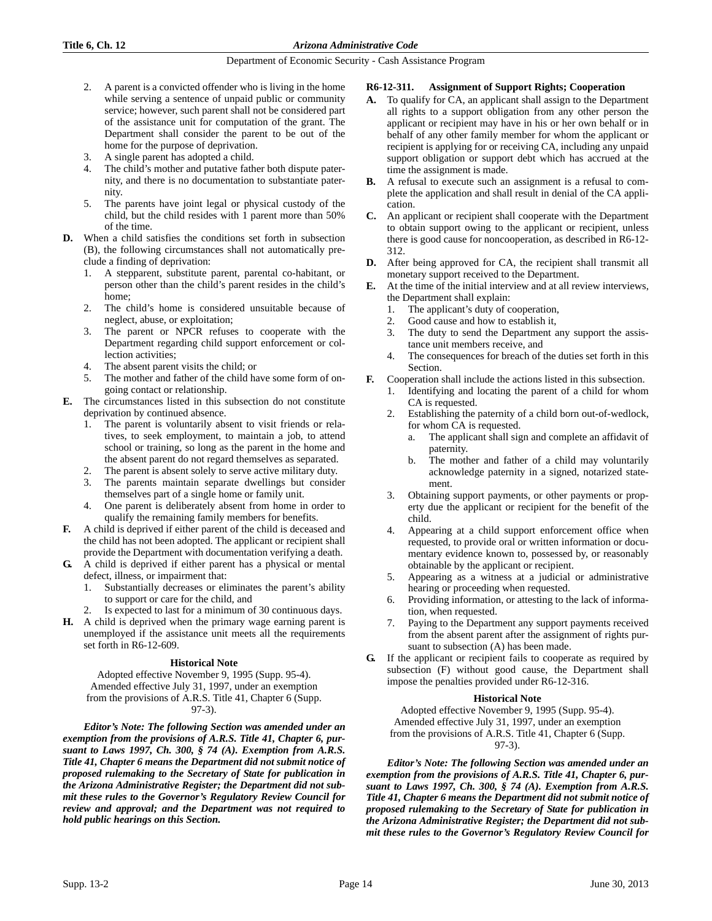2. A parent is a convicted offender who is living in the home while serving a sentence of unpaid public or community service; however, such parent shall not be considered part of the assistance unit for computation of the grant. The Department shall consider the parent to be out of the home for the purpose of deprivation.
3. A single parent has adopted a child.
4. The child's mother and putative father both dispute paternity, and there is no documentation to substantiate paternity.
5. The parents have joint legal or physical custody of the child, but the child resides with 1 parent more than 50% of the time.

**D.** When a child satisfies the conditions set forth in subsection (B), the following circumstances shall not automatically preclude a finding of deprivation:

1. A stepparent, substitute parent, parental co-habitant, or person other than the child's parent resides in the child's home;
2. The child's home is considered unsuitable because of neglect, abuse, or exploitation;
3. The parent or NPCR refuses to cooperate with the Department regarding child support enforcement or collection activities;
4. The absent parent visits the child; or
5. The mother and father of the child have some form of on-going contact or relationship.

**E.** The circumstances listed in this subsection do not constitute deprivation by continued absence.

1. The parent is voluntarily absent to visit friends or relatives, to seek employment, to maintain a job, to attend school or training, so long as the parent in the home and the absent parent do not regard themselves as separated.
2. The parent is absent solely to serve active military duty.
3. The parents maintain separate dwellings but consider themselves part of a single home or family unit.
4. One parent is deliberately absent from home in order to qualify the remaining family members for benefits.

**F.** A child is deprived if either parent of the child is deceased and the child has not been adopted. The applicant or recipient shall provide the Department with documentation verifying a death.

**G.** A child is deprived if either parent has a physical or mental defect, illness, or impairment that:

1. Substantially decreases or eliminates the parent's ability to support or care for the child, and
2. Is expected to last for a minimum of 30 continuous days.

**H.** A child is deprived when the primary wage earning parent is unemployed if the assistance unit meets all the requirements set forth in R6-12-609.

**Historical Note**

Adopted effective November 9, 1995 (Supp. 95-4). Amended effective July 31, 1997, under an exemption from the provisions of A.R.S. Title 41, Chapter 6 (Supp. 97-3).

***Editor's Note: The following Section was amended under an exemption from the provisions of A.R.S. Title 41, Chapter 6, pursuant to Laws 1997, Ch. 300, § 74 (A). Exemption from A.R.S. Title 41, Chapter 6 means the Department did not submit notice of proposed rulemaking to the Secretary of State for publication in the Arizona Administrative Register; the Department did not submit these rules to the Governor's Regulatory Review Council for review and approval; and the Department was not required to hold public hearings on this Section.***

### R6-12-311. Assignment of Support Rights; Cooperation

**A.** To qualify for CA, an applicant shall assign to the Department all rights to a support obligation from any other person the applicant or recipient may have in his or her own behalf or in behalf of any other family member for whom the applicant or recipient is applying for or receiving CA, including any unpaid support obligation or support debt which has accrued at the time the assignment is made.

**B.** A refusal to execute such an assignment is a refusal to complete the application and shall result in denial of the CA application.

**C.** An applicant or recipient shall cooperate with the Department to obtain support owing to the applicant or recipient, unless there is good cause for noncooperation, as described in R6-12-312.

**D.** After being approved for CA, the recipient shall transmit all monetary support received to the Department.

**E.** At the time of the initial interview and at all review interviews, the Department shall explain:

1. The applicant's duty of cooperation,
2. Good cause and how to establish it,
3. The duty to send the Department any support the assistance unit members receive, and
4. The consequences for breach of the duties set forth in this Section.

**F.** Cooperation shall include the actions listed in this subsection.

1. Identifying and locating the parent of a child for whom CA is requested.
2. Establishing the paternity of a child born out-of-wedlock, for whom CA is requested.
   a. The applicant shall sign and complete an affidavit of paternity.
   b. The mother and father of a child may voluntarily acknowledge paternity in a signed, notarized statement.
3. Obtaining support payments, or other payments or property due the applicant or recipient for the benefit of the child.
4. Appearing at a child support enforcement office when requested, to provide oral or written information or documentary evidence known to, possessed by, or reasonably obtainable by the applicant or recipient.
5. Appearing as a witness at a judicial or administrative hearing or proceeding when requested.
6. Providing information, or attesting to the lack of information, when requested.
7. Paying to the Department any support payments received from the absent parent after the assignment of rights pursuant to subsection (A) has been made.

**G.** If the applicant or recipient fails to cooperate as required by subsection (F) without good cause, the Department shall impose the penalties provided under R6-12-316.

**Historical Note**

Adopted effective November 9, 1995 (Supp. 95-4). Amended effective July 31, 1997, under an exemption from the provisions of A.R.S. Title 41, Chapter 6 (Supp. 97-3).

***Editor's Note: The following Section was amended under an exemption from the provisions of A.R.S. Title 41, Chapter 6, pursuant to Laws 1997, Ch. 300, § 74 (A). Exemption from A.R.S. Title 41, Chapter 6 means the Department did not submit notice of proposed rulemaking to the Secretary of State for publication in the Arizona Administrative Register; the Department did not submit these rules to the Governor's Regulatory Review Council for***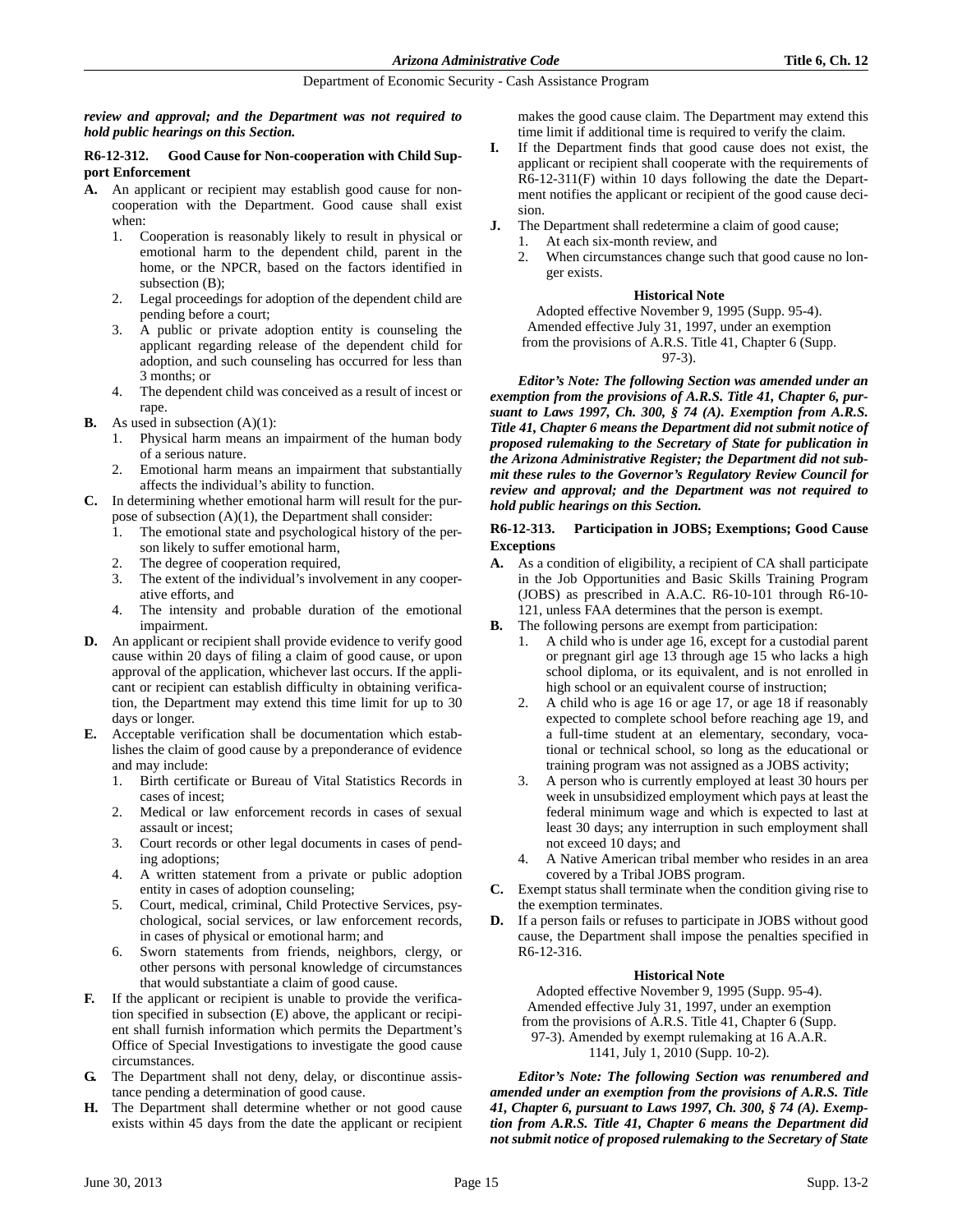*review and approval; and the Department was not required to hold public hearings on this Section.*

### R6-12-312. Good Cause for Non-cooperation with Child Support Enforcement

**A.** An applicant or recipient may establish good cause for non-cooperation with the Department. Good cause shall exist when:
   1. Cooperation is reasonably likely to result in physical or emotional harm to the dependent child, parent in the home, or the NPCR, based on the factors identified in subsection (B);
   2. Legal proceedings for adoption of the dependent child are pending before a court;
   3. A public or private adoption entity is counseling the applicant regarding release of the dependent child for adoption, and such counseling has occurred for less than 3 months; or
   4. The dependent child was conceived as a result of incest or rape.

**B.** As used in subsection (A)(1):
   1. Physical harm means an impairment of the human body of a serious nature.
   2. Emotional harm means an impairment that substantially affects the individual's ability to function.

**C.** In determining whether emotional harm will result for the purpose of subsection (A)(1), the Department shall consider:
   1. The emotional state and psychological history of the person likely to suffer emotional harm,
   2. The degree of cooperation required,
   3. The extent of the individual's involvement in any cooperative efforts, and
   4. The intensity and probable duration of the emotional impairment.

**D.** An applicant or recipient shall provide evidence to verify good cause within 20 days of filing a claim of good cause, or upon approval of the application, whichever last occurs. If the applicant or recipient can establish difficulty in obtaining verification, the Department may extend this time limit for up to 30 days or longer.

**E.** Acceptable verification shall be documentation which establishes the claim of good cause by a preponderance of evidence and may include:
   1. Birth certificate or Bureau of Vital Statistics Records in cases of incest;
   2. Medical or law enforcement records in cases of sexual assault or incest;
   3. Court records or other legal documents in cases of pending adoptions;
   4. A written statement from a private or public adoption entity in cases of adoption counseling;
   5. Court, medical, criminal, Child Protective Services, psychological, social services, or law enforcement records, in cases of physical or emotional harm; and
   6. Sworn statements from friends, neighbors, clergy, or other persons with personal knowledge of circumstances that would substantiate a claim of good cause.

**F.** If the applicant or recipient is unable to provide the verification specified in subsection (E) above, the applicant or recipient shall furnish information which permits the Department's Office of Special Investigations to investigate the good cause circumstances.

**G.** The Department shall not deny, delay, or discontinue assistance pending a determination of good cause.

**H.** The Department shall determine whether or not good cause exists within 45 days from the date the applicant or recipient makes the good cause claim. The Department may extend this time limit if additional time is required to verify the claim.

**I.** If the Department finds that good cause does not exist, the applicant or recipient shall cooperate with the requirements of R6-12-311(F) within 10 days following the date the Department notifies the applicant or recipient of the good cause decision.

**J.** The Department shall redetermine a claim of good cause;
   1. At each six-month review, and
   2. When circumstances change such that good cause no longer exists.

**Historical Note**

Adopted effective November 9, 1995 (Supp. 95-4). Amended effective July 31, 1997, under an exemption from the provisions of A.R.S. Title 41, Chapter 6 (Supp. 97-3).

*Editor's Note: The following Section was amended under an exemption from the provisions of A.R.S. Title 41, Chapter 6, pursuant to Laws 1997, Ch. 300, § 74 (A). Exemption from A.R.S. Title 41, Chapter 6 means the Department did not submit notice of proposed rulemaking to the Secretary of State for publication in the Arizona Administrative Register; the Department did not submit these rules to the Governor's Regulatory Review Council for review and approval; and the Department was not required to hold public hearings on this Section.*

### R6-12-313. Participation in JOBS; Exemptions; Good Cause Exceptions

**A.** As a condition of eligibility, a recipient of CA shall participate in the Job Opportunities and Basic Skills Training Program (JOBS) as prescribed in A.A.C. R6-10-101 through R6-10-121, unless FAA determines that the person is exempt.

**B.** The following persons are exempt from participation:
   1. A child who is under age 16, except for a custodial parent or pregnant girl age 13 through age 15 who lacks a high school diploma, or its equivalent, and is not enrolled in high school or an equivalent course of instruction;
   2. A child who is age 16 or age 17, or age 18 if reasonably expected to complete school before reaching age 19, and a full-time student at an elementary, secondary, vocational or technical school, so long as the educational or training program was not assigned as a JOBS activity;
   3. A person who is currently employed at least 30 hours per week in unsubsidized employment which pays at least the federal minimum wage and which is expected to last at least 30 days; any interruption in such employment shall not exceed 10 days; and
   4. A Native American tribal member who resides in an area covered by a Tribal JOBS program.

**C.** Exempt status shall terminate when the condition giving rise to the exemption terminates.

**D.** If a person fails or refuses to participate in JOBS without good cause, the Department shall impose the penalties specified in R6-12-316.

**Historical Note**

Adopted effective November 9, 1995 (Supp. 95-4). Amended effective July 31, 1997, under an exemption from the provisions of A.R.S. Title 41, Chapter 6 (Supp. 97-3). Amended by exempt rulemaking at 16 A.A.R. 1141, July 1, 2010 (Supp. 10-2).

*Editor's Note: The following Section was renumbered and amended under an exemption from the provisions of A.R.S. Title 41, Chapter 6, pursuant to Laws 1997, Ch. 300, § 74 (A). Exemption from A.R.S. Title 41, Chapter 6 means the Department did not submit notice of proposed rulemaking to the Secretary of State*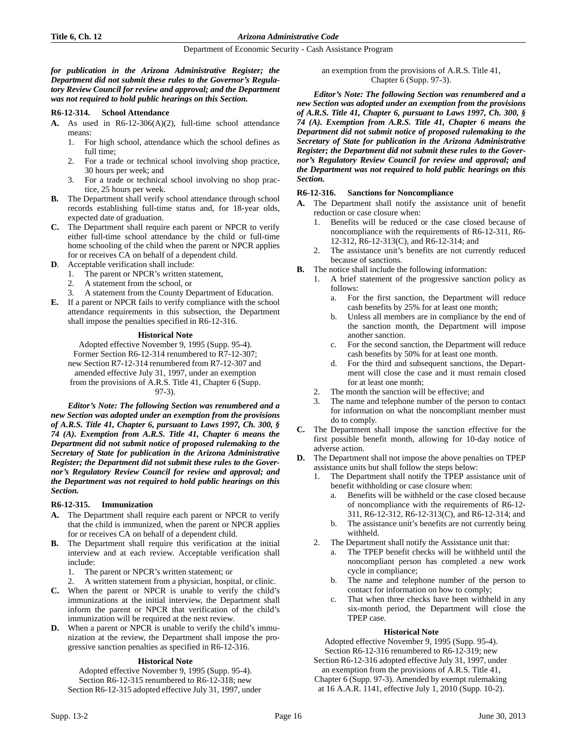***for publication in the Arizona Administrative Register; the Department did not submit these rules to the Governor's Regulatory Review Council for review and approval; and the Department was not required to hold public hearings on this Section.***

**R6-12-314. School Attendance**

**A.** As used in R6-12-306(A)(2), full-time school attendance means:
1. For high school, attendance which the school defines as full time;
2. For a trade or technical school involving shop practice, 30 hours per week; and
3. For a trade or technical school involving no shop practice, 25 hours per week.

**B.** The Department shall verify school attendance through school records establishing full-time status and, for 18-year olds, expected date of graduation.

**C.** The Department shall require each parent or NPCR to verify either full-time school attendance by the child or full-time home schooling of the child when the parent or NPCR applies for or receives CA on behalf of a dependent child.

**D**. Acceptable verification shall include:
1. The parent or NPCR's written statement,
2. A statement from the school, or
3. A statement from the County Department of Education.

**E.** If a parent or NPCR fails to verify compliance with the school attendance requirements in this subsection, the Department shall impose the penalties specified in R6-12-316.

**Historical Note**

Adopted effective November 9, 1995 (Supp. 95-4). Former Section R6-12-314 renumbered to R7-12-307; new Section R7-12-314 renumbered from R7-12-307 and amended effective July 31, 1997, under an exemption from the provisions of A.R.S. Title 41, Chapter 6 (Supp. 97-3).

***Editor's Note: The following Section was renumbered and a new Section was adopted under an exemption from the provisions of A.R.S. Title 41, Chapter 6, pursuant to Laws 1997, Ch. 300, § 74 (A). Exemption from A.R.S. Title 41, Chapter 6 means the Department did not submit notice of proposed rulemaking to the Secretary of State for publication in the Arizona Administrative Register; the Department did not submit these rules to the Governor's Regulatory Review Council for review and approval; and the Department was not required to hold public hearings on this Section.***

**R6-12-315. Immunization**

**A.** The Department shall require each parent or NPCR to verify that the child is immunized, when the parent or NPCR applies for or receives CA on behalf of a dependent child.

**B.** The Department shall require this verification at the initial interview and at each review. Acceptable verification shall include:
1. The parent or NPCR's written statement; or
2. A written statement from a physician, hospital, or clinic.

**C.** When the parent or NPCR is unable to verify the child's immunizations at the initial interview, the Department shall inform the parent or NPCR that verification of the child's immunization will be required at the next review.

**D.** When a parent or NPCR is unable to verify the child's immunization at the review, the Department shall impose the progressive sanction penalties as specified in R6-12-316.

**Historical Note**

Adopted effective November 9, 1995 (Supp. 95-4). Section R6-12-315 renumbered to R6-12-318; new Section R6-12-315 adopted effective July 31, 1997, under an exemption from the provisions of A.R.S. Title 41, Chapter 6 (Supp. 97-3).

***Editor's Note: The following Section was renumbered and a new Section was adopted under an exemption from the provisions of A.R.S. Title 41, Chapter 6, pursuant to Laws 1997, Ch. 300, § 74 (A). Exemption from A.R.S. Title 41, Chapter 6 means the Department did not submit notice of proposed rulemaking to the Secretary of State for publication in the Arizona Administrative Register; the Department did not submit these rules to the Governor's Regulatory Review Council for review and approval; and the Department was not required to hold public hearings on this Section.***

**R6-12-316. Sanctions for Noncompliance**

**A.** The Department shall notify the assistance unit of benefit reduction or case closure when:
1. Benefits will be reduced or the case closed because of noncompliance with the requirements of R6-12-311, R6-12-312, R6-12-313(C), and R6-12-314; and
2. The assistance unit's benefits are not currently reduced because of sanctions.

**B.** The notice shall include the following information:
1. A brief statement of the progressive sanction policy as follows:
   a. For the first sanction, the Department will reduce cash benefits by 25% for at least one month;
   b. Unless all members are in compliance by the end of the sanction month, the Department will impose another sanction.
   c. For the second sanction, the Department will reduce cash benefits by 50% for at least one month.
   d. For the third and subsequent sanctions, the Department will close the case and it must remain closed for at least one month;
2. The month the sanction will be effective; and
3. The name and telephone number of the person to contact for information on what the noncompliant member must do to comply.

**C.** The Department shall impose the sanction effective for the first possible benefit month, allowing for 10-day notice of adverse action.

**D.** The Department shall not impose the above penalties on TPEP assistance units but shall follow the steps below:
1. The Department shall notify the TPEP assistance unit of benefit withholding or case closure when:
   a. Benefits will be withheld or the case closed because of noncompliance with the requirements of R6-12-311, R6-12-312, R6-12-313(C), and R6-12-314; and
   b. The assistance unit's benefits are not currently being withheld.
2. The Department shall notify the Assistance unit that:
   a. The TPEP benefit checks will be withheld until the noncompliant person has completed a new work cycle in compliance;
   b. The name and telephone number of the person to contact for information on how to comply;
   c. That when three checks have been withheld in any six-month period, the Department will close the TPEP case.

**Historical Note**

Adopted effective November 9, 1995 (Supp. 95-4). Section R6-12-316 renumbered to R6-12-319; new Section R6-12-316 adopted effective July 31, 1997, under an exemption from the provisions of A.R.S. Title 41, Chapter 6 (Supp. 97-3). Amended by exempt rulemaking at 16 A.A.R. 1141, effective July 1, 2010 (Supp. 10-2).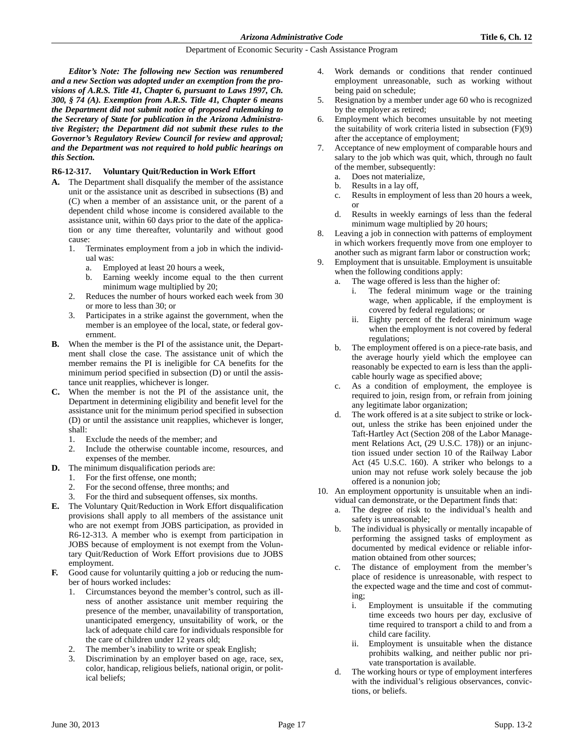***Editor's Note: The following new Section was renumbered and a new Section was adopted under an exemption from the provisions of A.R.S. Title 41, Chapter 6, pursuant to Laws 1997, Ch. 300, § 74 (A). Exemption from A.R.S. Title 41, Chapter 6 means the Department did not submit notice of proposed rulemaking to the Secretary of State for publication in the Arizona Administrative Register; the Department did not submit these rules to the Governor's Regulatory Review Council for review and approval; and the Department was not required to hold public hearings on this Section.***

**R6-12-317. Voluntary Quit/Reduction in Work Effort**

**A.** The Department shall disqualify the member of the assistance unit or the assistance unit as described in subsections (B) and (C) when a member of an assistance unit, or the parent of a dependent child whose income is considered available to the assistance unit, within 60 days prior to the date of the application or any time thereafter, voluntarily and without good cause:
   1. Terminates employment from a job in which the individual was:
      a. Employed at least 20 hours a week,
      b. Earning weekly income equal to the then current minimum wage multiplied by 20;
   2. Reduces the number of hours worked each week from 30 or more to less than 30; or
   3. Participates in a strike against the government, when the member is an employee of the local, state, or federal government.

**B.** When the member is the PI of the assistance unit, the Department shall close the case. The assistance unit of which the member remains the PI is ineligible for CA benefits for the minimum period specified in subsection (D) or until the assistance unit reapplies, whichever is longer.

**C.** When the member is not the PI of the assistance unit, the Department in determining eligibility and benefit level for the assistance unit for the minimum period specified in subsection (D) or until the assistance unit reapplies, whichever is longer, shall:
   1. Exclude the needs of the member; and
   2. Include the otherwise countable income, resources, and expenses of the member.

**D.** The minimum disqualification periods are:
   1. For the first offense, one month;
   2. For the second offense, three months; and
   3. For the third and subsequent offenses, six months.

**E.** The Voluntary Quit/Reduction in Work Effort disqualification provisions shall apply to all members of the assistance unit who are not exempt from JOBS participation, as provided in R6-12-313. A member who is exempt from participation in JOBS because of employment is not exempt from the Voluntary Quit/Reduction of Work Effort provisions due to JOBS employment.

**F.** Good cause for voluntarily quitting a job or reducing the number of hours worked includes:
   1. Circumstances beyond the member's control, such as illness of another assistance unit member requiring the presence of the member, unavailability of transportation, unanticipated emergency, unsuitability of work, or the lack of adequate child care for individuals responsible for the care of children under 12 years old;
   2. The member's inability to write or speak English;
   3. Discrimination by an employer based on age, race, sex, color, handicap, religious beliefs, national origin, or political beliefs;
   4. Work demands or conditions that render continued employment unreasonable, such as working without being paid on schedule;
   5. Resignation by a member under age 60 who is recognized by the employer as retired;
   6. Employment which becomes unsuitable by not meeting the suitability of work criteria listed in subsection (F)(9) after the acceptance of employment;
   7. Acceptance of new employment of comparable hours and salary to the job which was quit, which, through no fault of the member, subsequently:
      a. Does not materialize,
      b. Results in a lay off,
      c. Results in employment of less than 20 hours a week, or
      d. Results in weekly earnings of less than the federal minimum wage multiplied by 20 hours;
   8. Leaving a job in connection with patterns of employment in which workers frequently move from one employer to another such as migrant farm labor or construction work;
   9. Employment that is unsuitable. Employment is unsuitable when the following conditions apply:
      a. The wage offered is less than the higher of:
         i. The federal minimum wage or the training wage, when applicable, if the employment is covered by federal regulations; or
         ii. Eighty percent of the federal minimum wage when the employment is not covered by federal regulations;
      b. The employment offered is on a piece-rate basis, and the average hourly yield which the employee can reasonably be expected to earn is less than the applicable hourly wage as specified above;
      c. As a condition of employment, the employee is required to join, resign from, or refrain from joining any legitimate labor organization;
      d. The work offered is at a site subject to strike or lockout, unless the strike has been enjoined under the Taft-Hartley Act (Section 208 of the Labor Management Relations Act, (29 U.S.C. 178)) or an injunction issued under section 10 of the Railway Labor Act (45 U.S.C. 160). A striker who belongs to a union may not refuse work solely because the job offered is a nonunion job;
   10. An employment opportunity is unsuitable when an individual can demonstrate, or the Department finds that:
      a. The degree of risk to the individual's health and safety is unreasonable;
      b. The individual is physically or mentally incapable of performing the assigned tasks of employment as documented by medical evidence or reliable information obtained from other sources;
      c. The distance of employment from the member's place of residence is unreasonable, with respect to the expected wage and the time and cost of commuting;
         i. Employment is unsuitable if the commuting time exceeds two hours per day, exclusive of time required to transport a child to and from a child care facility.
         ii. Employment is unsuitable when the distance prohibits walking, and neither public nor private transportation is available.
      d. The working hours or type of employment interferes with the individual's religious observances, convictions, or beliefs.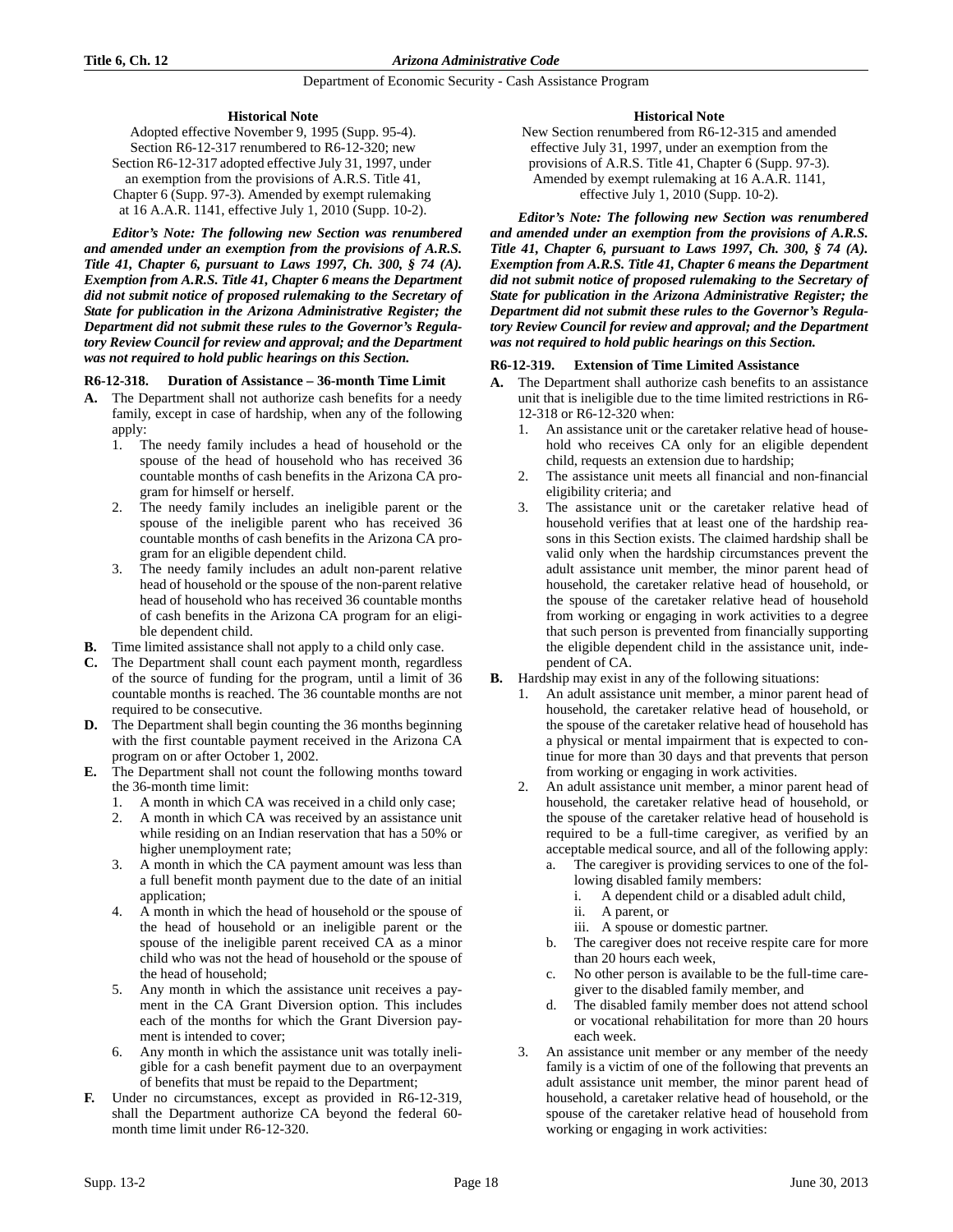**Historical Note**

Adopted effective November 9, 1995 (Supp. 95-4). Section R6-12-317 renumbered to R6-12-320; new Section R6-12-317 adopted effective July 31, 1997, under an exemption from the provisions of A.R.S. Title 41, Chapter 6 (Supp. 97-3). Amended by exempt rulemaking at 16 A.A.R. 1141, effective July 1, 2010 (Supp. 10-2).

***Editor's Note: The following new Section was renumbered and amended under an exemption from the provisions of A.R.S. Title 41, Chapter 6, pursuant to Laws 1997, Ch. 300, § 74 (A). Exemption from A.R.S. Title 41, Chapter 6 means the Department did not submit notice of proposed rulemaking to the Secretary of State for publication in the Arizona Administrative Register; the Department did not submit these rules to the Governor's Regulatory Review Council for review and approval; and the Department was not required to hold public hearings on this Section.***

### R6-12-318. Duration of Assistance – 36-month Time Limit

**A.** The Department shall not authorize cash benefits for a needy family, except in case of hardship, when any of the following apply:

1. The needy family includes a head of household or the spouse of the head of household who has received 36 countable months of cash benefits in the Arizona CA program for himself or herself.
2. The needy family includes an ineligible parent or the spouse of the ineligible parent who has received 36 countable months of cash benefits in the Arizona CA program for an eligible dependent child.
3. The needy family includes an adult non-parent relative head of household or the spouse of the non-parent relative head of household who has received 36 countable months of cash benefits in the Arizona CA program for an eligible dependent child.

**B.** Time limited assistance shall not apply to a child only case.

**C.** The Department shall count each payment month, regardless of the source of funding for the program, until a limit of 36 countable months is reached. The 36 countable months are not required to be consecutive.

**D.** The Department shall begin counting the 36 months beginning with the first countable payment received in the Arizona CA program on or after October 1, 2002.

**E.** The Department shall not count the following months toward the 36-month time limit:

1. A month in which CA was received in a child only case;
2. A month in which CA was received by an assistance unit while residing on an Indian reservation that has a 50% or higher unemployment rate;
3. A month in which the CA payment amount was less than a full benefit month payment due to the date of an initial application;
4. A month in which the head of household or the spouse of the head of household or an ineligible parent or the spouse of the ineligible parent received CA as a minor child who was not the head of household or the spouse of the head of household;
5. Any month in which the assistance unit receives a payment in the CA Grant Diversion option. This includes each of the months for which the Grant Diversion payment is intended to cover;
6. Any month in which the assistance unit was totally ineligible for a cash benefit payment due to an overpayment of benefits that must be repaid to the Department;

**F.** Under no circumstances, except as provided in R6-12-319, shall the Department authorize CA beyond the federal 60-month time limit under R6-12-320.

**Historical Note**

New Section renumbered from R6-12-315 and amended effective July 31, 1997, under an exemption from the provisions of A.R.S. Title 41, Chapter 6 (Supp. 97-3). Amended by exempt rulemaking at 16 A.A.R. 1141, effective July 1, 2010 (Supp. 10-2).

***Editor's Note: The following new Section was renumbered and amended under an exemption from the provisions of A.R.S. Title 41, Chapter 6, pursuant to Laws 1997, Ch. 300, § 74 (A). Exemption from A.R.S. Title 41, Chapter 6 means the Department did not submit notice of proposed rulemaking to the Secretary of State for publication in the Arizona Administrative Register; the Department did not submit these rules to the Governor's Regulatory Review Council for review and approval; and the Department was not required to hold public hearings on this Section.***

### R6-12-319. Extension of Time Limited Assistance

**A.** The Department shall authorize cash benefits to an assistance unit that is ineligible due to the time limited restrictions in R6-12-318 or R6-12-320 when:

1. An assistance unit or the caretaker relative head of household who receives CA only for an eligible dependent child, requests an extension due to hardship;
2. The assistance unit meets all financial and non-financial eligibility criteria; and
3. The assistance unit or the caretaker relative head of household verifies that at least one of the hardship reasons in this Section exists. The claimed hardship shall be valid only when the hardship circumstances prevent the adult assistance unit member, the minor parent head of household, the caretaker relative head of household, or the spouse of the caretaker relative head of household from working or engaging in work activities to a degree that such person is prevented from financially supporting the eligible dependent child in the assistance unit, independent of CA.

**B.** Hardship may exist in any of the following situations:

1. An adult assistance unit member, a minor parent head of household, the caretaker relative head of household, or the spouse of the caretaker relative head of household has a physical or mental impairment that is expected to continue for more than 30 days and that prevents that person from working or engaging in work activities.
2. An adult assistance unit member, a minor parent head of household, the caretaker relative head of household, or the spouse of the caretaker relative head of household is required to be a full-time caregiver, as verified by an acceptable medical source, and all of the following apply:
   a. The caregiver is providing services to one of the following disabled family members:
      i. A dependent child or a disabled adult child,
      ii. A parent, or
      iii. A spouse or domestic partner.
   b. The caregiver does not receive respite care for more than 20 hours each week,
   c. No other person is available to be the full-time caregiver to the disabled family member, and
   d. The disabled family member does not attend school or vocational rehabilitation for more than 20 hours each week.
3. An assistance unit member or any member of the needy family is a victim of one of the following that prevents an adult assistance unit member, the minor parent head of household, a caretaker relative head of household, or the spouse of the caretaker relative head of household from working or engaging in work activities: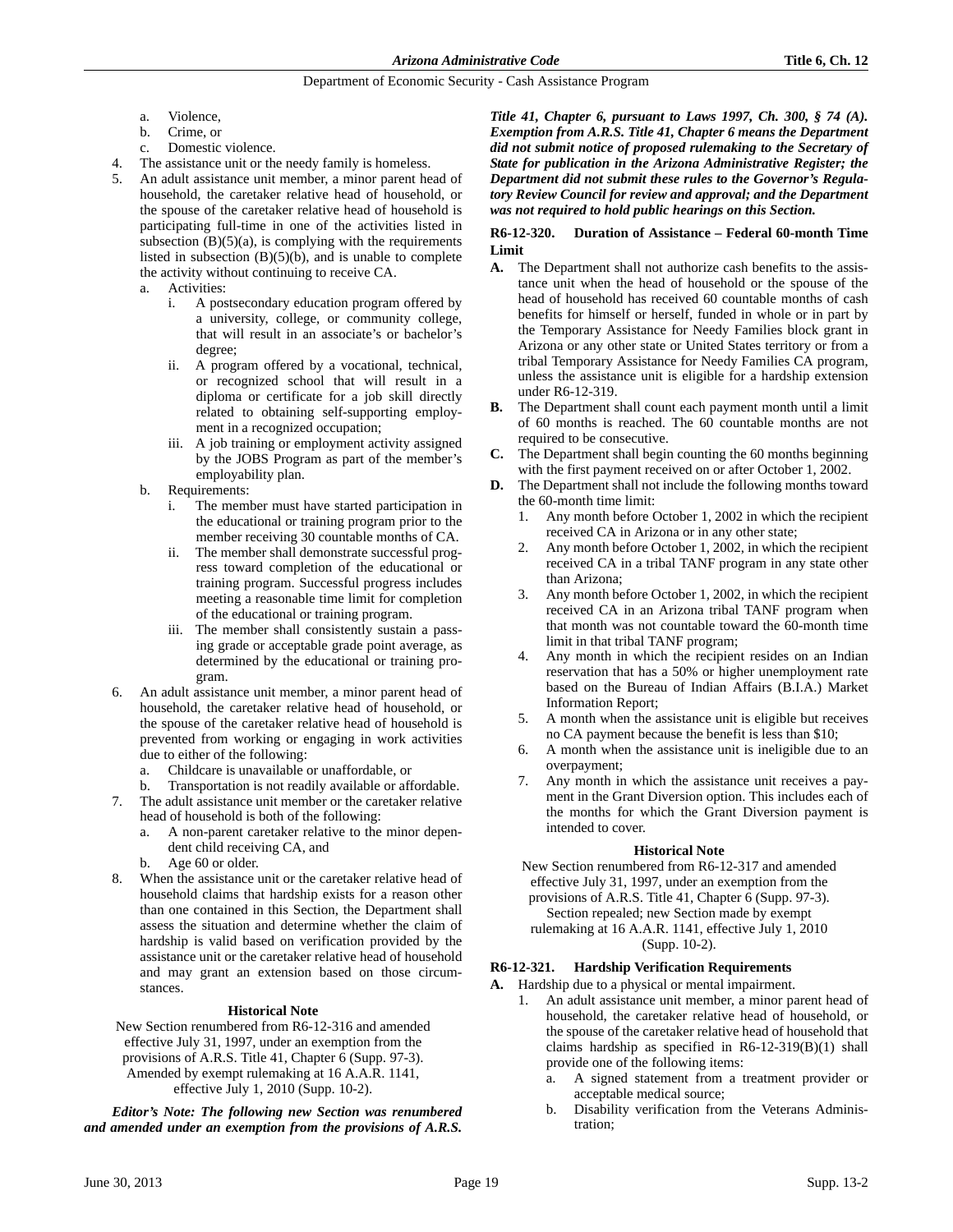a. Violence,
b. Crime, or
c. Domestic violence.

4. The assistance unit or the needy family is homeless.
5. An adult assistance unit member, a minor parent head of household, the caretaker relative head of household, or the spouse of the caretaker relative head of household is participating full-time in one of the activities listed in subsection (B)(5)(a), is complying with the requirements listed in subsection (B)(5)(b), and is unable to complete the activity without continuing to receive CA.
   a. Activities:
      i. A postsecondary education program offered by a university, college, or community college, that will result in an associate's or bachelor's degree;
      ii. A program offered by a vocational, technical, or recognized school that will result in a diploma or certificate for a job skill directly related to obtaining self-supporting employment in a recognized occupation;
      iii. A job training or employment activity assigned by the JOBS Program as part of the member's employability plan.
   b. Requirements:
      i. The member must have started participation in the educational or training program prior to the member receiving 30 countable months of CA.
      ii. The member shall demonstrate successful progress toward completion of the educational or training program. Successful progress includes meeting a reasonable time limit for completion of the educational or training program.
      iii. The member shall consistently sustain a passing grade or acceptable grade point average, as determined by the educational or training program.
6. An adult assistance unit member, a minor parent head of household, the caretaker relative head of household, or the spouse of the caretaker relative head of household is prevented from working or engaging in work activities due to either of the following:
   a. Childcare is unavailable or unaffordable, or
   b. Transportation is not readily available or affordable.
7. The adult assistance unit member or the caretaker relative head of household is both of the following:
   a. A non-parent caretaker relative to the minor dependent child receiving CA, and
   b. Age 60 or older.
8. When the assistance unit or the caretaker relative head of household claims that hardship exists for a reason other than one contained in this Section, the Department shall assess the situation and determine whether the claim of hardship is valid based on verification provided by the assistance unit or the caretaker relative head of household and may grant an extension based on those circumstances.

**Historical Note**

New Section renumbered from R6-12-316 and amended effective July 31, 1997, under an exemption from the provisions of A.R.S. Title 41, Chapter 6 (Supp. 97-3). Amended by exempt rulemaking at 16 A.A.R. 1141, effective July 1, 2010 (Supp. 10-2).

***Editor's Note: The following new Section was renumbered and amended under an exemption from the provisions of A.R.S. Title 41, Chapter 6, pursuant to Laws 1997, Ch. 300, § 74 (A). Exemption from A.R.S. Title 41, Chapter 6 means the Department did not submit notice of proposed rulemaking to the Secretary of State for publication in the Arizona Administrative Register; the Department did not submit these rules to the Governor's Regulatory Review Council for review and approval; and the Department was not required to hold public hearings on this Section.***

### R6-12-320. Duration of Assistance – Federal 60-month Time Limit

**A.** The Department shall not authorize cash benefits to the assistance unit when the head of household or the spouse of the head of household has received 60 countable months of cash benefits for himself or herself, funded in whole or in part by the Temporary Assistance for Needy Families block grant in Arizona or any other state or United States territory or from a tribal Temporary Assistance for Needy Families CA program, unless the assistance unit is eligible for a hardship extension under R6-12-319.

**B.** The Department shall count each payment month until a limit of 60 months is reached. The 60 countable months are not required to be consecutive.

**C.** The Department shall begin counting the 60 months beginning with the first payment received on or after October 1, 2002.

**D.** The Department shall not include the following months toward the 60-month time limit:
1. Any month before October 1, 2002 in which the recipient received CA in Arizona or in any other state;
2. Any month before October 1, 2002, in which the recipient received CA in a tribal TANF program in any state other than Arizona;
3. Any month before October 1, 2002, in which the recipient received CA in an Arizona tribal TANF program when that month was not countable toward the 60-month time limit in that tribal TANF program;
4. Any month in which the recipient resides on an Indian reservation that has a 50% or higher unemployment rate based on the Bureau of Indian Affairs (B.I.A.) Market Information Report;
5. A month when the assistance unit is eligible but receives no CA payment because the benefit is less than $10;
6. A month when the assistance unit is ineligible due to an overpayment;
7. Any month in which the assistance unit receives a payment in the Grant Diversion option. This includes each of the months for which the Grant Diversion payment is intended to cover.

**Historical Note**

New Section renumbered from R6-12-317 and amended effective July 31, 1997, under an exemption from the provisions of A.R.S. Title 41, Chapter 6 (Supp. 97-3). Section repealed; new Section made by exempt rulemaking at 16 A.A.R. 1141, effective July 1, 2010 (Supp. 10-2).

### R6-12-321. Hardship Verification Requirements

**A.** Hardship due to a physical or mental impairment.
1. An adult assistance unit member, a minor parent head of household, the caretaker relative head of household, or the spouse of the caretaker relative head of household that claims hardship as specified in R6-12-319(B)(1) shall provide one of the following items:
   a. A signed statement from a treatment provider or acceptable medical source;
   b. Disability verification from the Veterans Administration;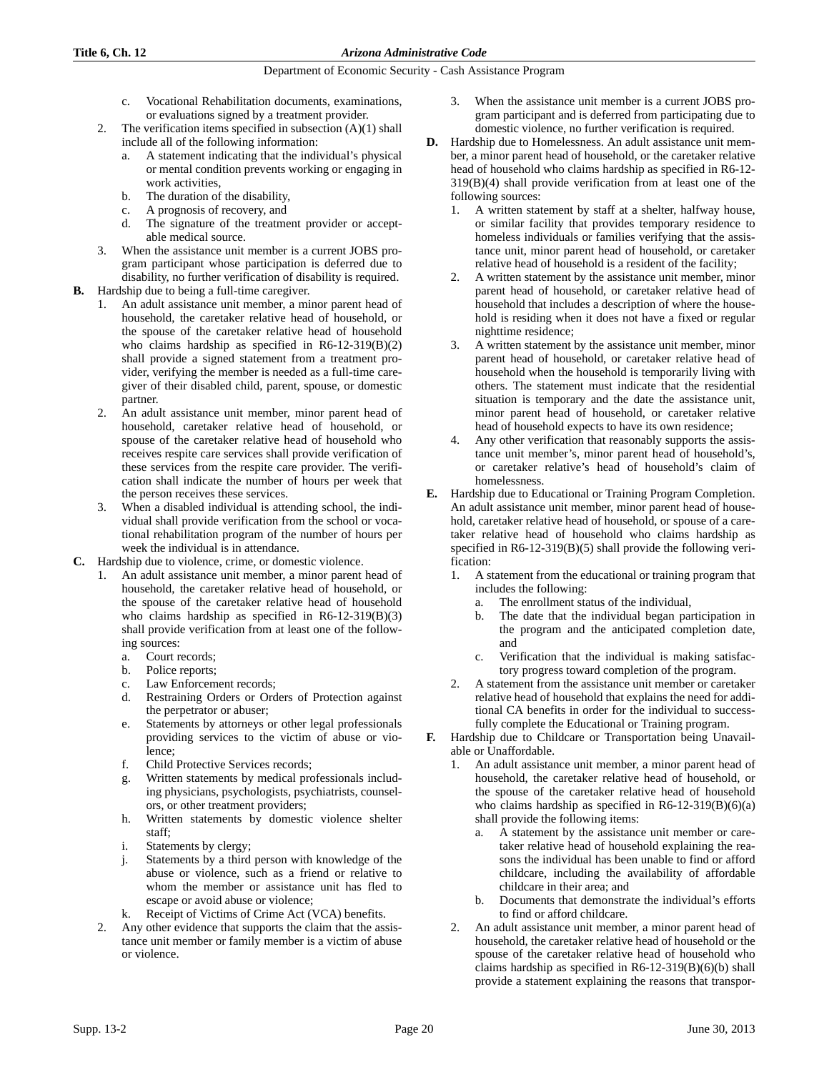c. Vocational Rehabilitation documents, examinations, or evaluations signed by a treatment provider.
2. The verification items specified in subsection (A)(1) shall include all of the following information:
   a. A statement indicating that the individual's physical or mental condition prevents working or engaging in work activities,
   b. The duration of the disability,
   c. A prognosis of recovery, and
   d. The signature of the treatment provider or acceptable medical source.
3. When the assistance unit member is a current JOBS program participant whose participation is deferred due to disability, no further verification of disability is required.

**B.** Hardship due to being a full-time caregiver.
1. An adult assistance unit member, a minor parent head of household, the caretaker relative head of household, or the spouse of the caretaker relative head of household who claims hardship as specified in R6-12-319(B)(2) shall provide a signed statement from a treatment provider, verifying the member is needed as a full-time caregiver of their disabled child, parent, spouse, or domestic partner.
2. An adult assistance unit member, minor parent head of household, caretaker relative head of household, or spouse of the caretaker relative head of household who receives respite care services shall provide verification of these services from the respite care provider. The verification shall indicate the number of hours per week that the person receives these services.
3. When a disabled individual is attending school, the individual shall provide verification from the school or vocational rehabilitation program of the number of hours per week the individual is in attendance.

**C.** Hardship due to violence, crime, or domestic violence.
1. An adult assistance unit member, a minor parent head of household, the caretaker relative head of household, or the spouse of the caretaker relative head of household who claims hardship as specified in R6-12-319(B)(3) shall provide verification from at least one of the following sources:
   a. Court records;
   b. Police reports;
   c. Law Enforcement records;
   d. Restraining Orders or Orders of Protection against the perpetrator or abuser;
   e. Statements by attorneys or other legal professionals providing services to the victim of abuse or violence;
   f. Child Protective Services records;
   g. Written statements by medical professionals including physicians, psychologists, psychiatrists, counselors, or other treatment providers;
   h. Written statements by domestic violence shelter staff;
   i. Statements by clergy;
   j. Statements by a third person with knowledge of the abuse or violence, such as a friend or relative to whom the member or assistance unit has fled to escape or avoid abuse or violence;
   k. Receipt of Victims of Crime Act (VCA) benefits.
2. Any other evidence that supports the claim that the assistance unit member or family member is a victim of abuse or violence.
3. When the assistance unit member is a current JOBS program participant and is deferred from participating due to domestic violence, no further verification is required.

**D.** Hardship due to Homelessness. An adult assistance unit member, a minor parent head of household, or the caretaker relative head of household who claims hardship as specified in R6-12-319(B)(4) shall provide verification from at least one of the following sources:
1. A written statement by staff at a shelter, halfway house, or similar facility that provides temporary residence to homeless individuals or families verifying that the assistance unit, minor parent head of household, or caretaker relative head of household is a resident of the facility;
2. A written statement by the assistance unit member, minor parent head of household, or caretaker relative head of household that includes a description of where the household is residing when it does not have a fixed or regular nighttime residence;
3. A written statement by the assistance unit member, minor parent head of household, or caretaker relative head of household when the household is temporarily living with others. The statement must indicate that the residential situation is temporary and the date the assistance unit, minor parent head of household, or caretaker relative head of household expects to have its own residence;
4. Any other verification that reasonably supports the assistance unit member's, minor parent head of household's, or caretaker relative's head of household's claim of homelessness.

**E.** Hardship due to Educational or Training Program Completion. An adult assistance unit member, minor parent head of household, caretaker relative head of household, or spouse of a caretaker relative head of household who claims hardship as specified in R6-12-319(B)(5) shall provide the following verification:
1. A statement from the educational or training program that includes the following:
   a. The enrollment status of the individual,
   b. The date that the individual began participation in the program and the anticipated completion date, and
   c. Verification that the individual is making satisfactory progress toward completion of the program.
2. A statement from the assistance unit member or caretaker relative head of household that explains the need for additional CA benefits in order for the individual to successfully complete the Educational or Training program.

**F.** Hardship due to Childcare or Transportation being Unavailable or Unaffordable.
1. An adult assistance unit member, a minor parent head of household, the caretaker relative head of household, or the spouse of the caretaker relative head of household who claims hardship as specified in R6-12-319(B)(6)(a) shall provide the following items:
   a. A statement by the assistance unit member or caretaker relative head of household explaining the reasons the individual has been unable to find or afford childcare, including the availability of affordable childcare in their area; and
   b. Documents that demonstrate the individual's efforts to find or afford childcare.
2. An adult assistance unit member, a minor parent head of household, the caretaker relative head of household or the spouse of the caretaker relative head of household who claims hardship as specified in R6-12-319(B)(6)(b) shall provide a statement explaining the reasons that transpor-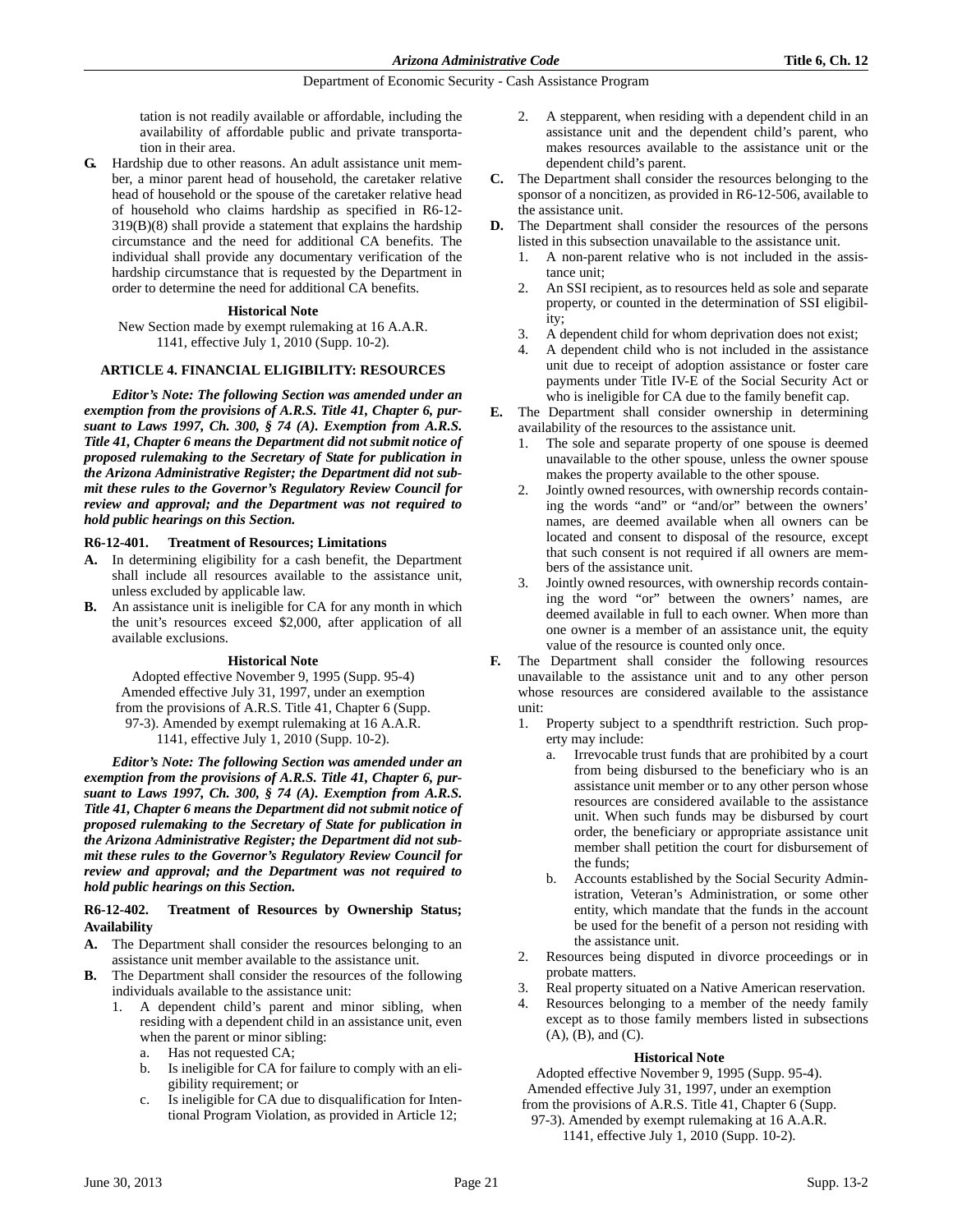tation is not readily available or affordable, including the availability of affordable public and private transportation in their area.

**G.** Hardship due to other reasons. An adult assistance unit member, a minor parent head of household, the caretaker relative head of household or the spouse of the caretaker relative head of household who claims hardship as specified in R6-12-319(B)(8) shall provide a statement that explains the hardship circumstance and the need for additional CA benefits. The individual shall provide any documentary verification of the hardship circumstance that is requested by the Department in order to determine the need for additional CA benefits.

**Historical Note**

New Section made by exempt rulemaking at 16 A.A.R. 1141, effective July 1, 2010 (Supp. 10-2).

## ARTICLE 4. FINANCIAL ELIGIBILITY: RESOURCES

***Editor's Note: The following Section was amended under an exemption from the provisions of A.R.S. Title 41, Chapter 6, pursuant to Laws 1997, Ch. 300, § 74 (A). Exemption from A.R.S. Title 41, Chapter 6 means the Department did not submit notice of proposed rulemaking to the Secretary of State for publication in the Arizona Administrative Register; the Department did not submit these rules to the Governor's Regulatory Review Council for review and approval; and the Department was not required to hold public hearings on this Section.***

### R6-12-401. Treatment of Resources; Limitations

**A.** In determining eligibility for a cash benefit, the Department shall include all resources available to the assistance unit, unless excluded by applicable law.

**B.** An assistance unit is ineligible for CA for any month in which the unit's resources exceed $2,000, after application of all available exclusions.

**Historical Note**

Adopted effective November 9, 1995 (Supp. 95-4) Amended effective July 31, 1997, under an exemption from the provisions of A.R.S. Title 41, Chapter 6 (Supp. 97-3). Amended by exempt rulemaking at 16 A.A.R. 1141, effective July 1, 2010 (Supp. 10-2).

***Editor's Note: The following Section was amended under an exemption from the provisions of A.R.S. Title 41, Chapter 6, pursuant to Laws 1997, Ch. 300, § 74 (A). Exemption from A.R.S. Title 41, Chapter 6 means the Department did not submit notice of proposed rulemaking to the Secretary of State for publication in the Arizona Administrative Register; the Department did not submit these rules to the Governor's Regulatory Review Council for review and approval; and the Department was not required to hold public hearings on this Section.***

### R6-12-402. Treatment of Resources by Ownership Status; Availability

**A.** The Department shall consider the resources belonging to an assistance unit member available to the assistance unit.

**B.** The Department shall consider the resources of the following individuals available to the assistance unit:

1. A dependent child's parent and minor sibling, when residing with a dependent child in an assistance unit, even when the parent or minor sibling:
   a. Has not requested CA;
   b. Is ineligible for CA for failure to comply with an eligibility requirement; or
   c. Is ineligible for CA due to disqualification for Intentional Program Violation, as provided in Article 12;
2. A stepparent, when residing with a dependent child in an assistance unit and the dependent child's parent, who makes resources available to the assistance unit or the dependent child's parent.

**C.** The Department shall consider the resources belonging to the sponsor of a noncitizen, as provided in R6-12-506, available to the assistance unit.

**D.** The Department shall consider the resources of the persons listed in this subsection unavailable to the assistance unit.

1. A non-parent relative who is not included in the assistance unit;
2. An SSI recipient, as to resources held as sole and separate property, or counted in the determination of SSI eligibility;
3. A dependent child for whom deprivation does not exist;
4. A dependent child who is not included in the assistance unit due to receipt of adoption assistance or foster care payments under Title IV-E of the Social Security Act or who is ineligible for CA due to the family benefit cap.

**E.** The Department shall consider ownership in determining availability of the resources to the assistance unit.

1. The sole and separate property of one spouse is deemed unavailable to the other spouse, unless the owner spouse makes the property available to the other spouse.
2. Jointly owned resources, with ownership records containing the words "and" or "and/or" between the owners' names, are deemed available when all owners can be located and consent to disposal of the resource, except that such consent is not required if all owners are members of the assistance unit.
3. Jointly owned resources, with ownership records containing the word "or" between the owners' names, are deemed available in full to each owner. When more than one owner is a member of an assistance unit, the equity value of the resource is counted only once.

**F.** The Department shall consider the following resources unavailable to the assistance unit and to any other person whose resources are considered available to the assistance unit:

1. Property subject to a spendthrift restriction. Such property may include:
   a. Irrevocable trust funds that are prohibited by a court from being disbursed to the beneficiary who is an assistance unit member or to any other person whose resources are considered available to the assistance unit. When such funds may be disbursed by court order, the beneficiary or appropriate assistance unit member shall petition the court for disbursement of the funds;
   b. Accounts established by the Social Security Administration, Veteran's Administration, or some other entity, which mandate that the funds in the account be used for the benefit of a person not residing with the assistance unit.
2. Resources being disputed in divorce proceedings or in probate matters.
3. Real property situated on a Native American reservation.
4. Resources belonging to a member of the needy family except as to those family members listed in subsections (A), (B), and (C).

**Historical Note**

Adopted effective November 9, 1995 (Supp. 95-4). Amended effective July 31, 1997, under an exemption from the provisions of A.R.S. Title 41, Chapter 6 (Supp. 97-3). Amended by exempt rulemaking at 16 A.A.R. 1141, effective July 1, 2010 (Supp. 10-2).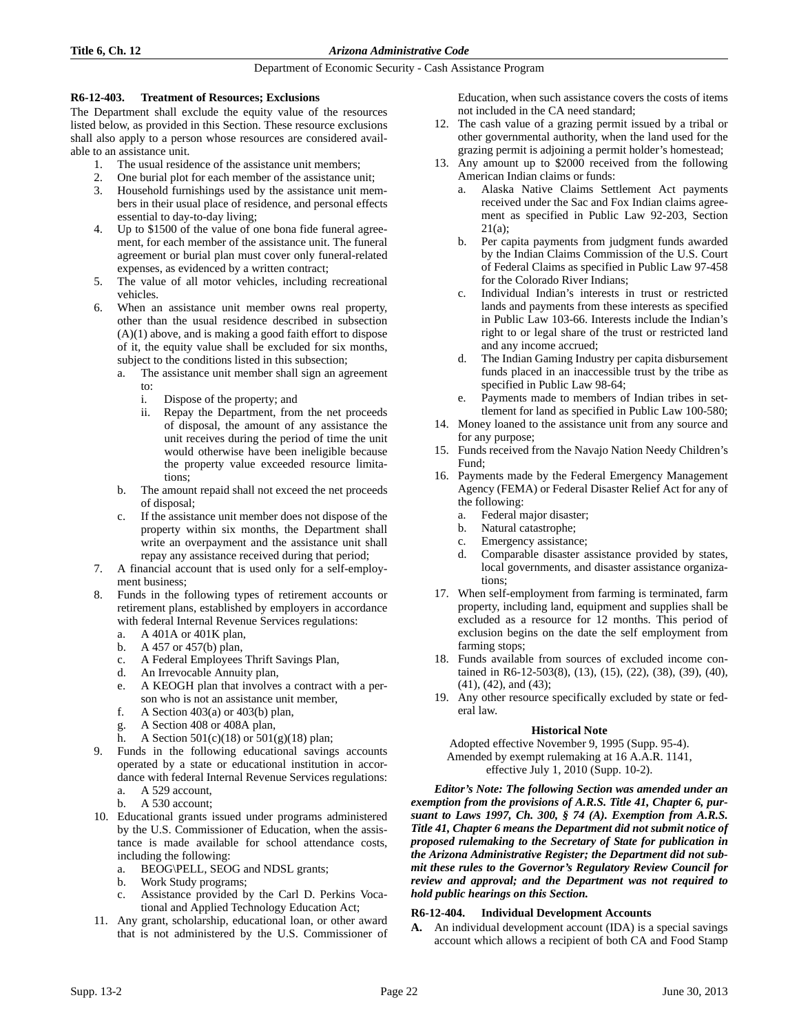### R6-12-403. Treatment of Resources; Exclusions

The Department shall exclude the equity value of the resources listed below, as provided in this Section. These resource exclusions shall also apply to a person whose resources are considered available to an assistance unit.

1. The usual residence of the assistance unit members;
2. One burial plot for each member of the assistance unit;
3. Household furnishings used by the assistance unit members in their usual place of residence, and personal effects essential to day-to-day living;
4. Up to $1500 of the value of one bona fide funeral agreement, for each member of the assistance unit. The funeral agreement or burial plan must cover only funeral-related expenses, as evidenced by a written contract;
5. The value of all motor vehicles, including recreational vehicles.
6. When an assistance unit member owns real property, other than the usual residence described in subsection (A)(1) above, and is making a good faith effort to dispose of it, the equity value shall be excluded for six months, subject to the conditions listed in this subsection;
   a. The assistance unit member shall sign an agreement to:
      i. Dispose of the property; and
      ii. Repay the Department, from the net proceeds of disposal, the amount of any assistance the unit receives during the period of time the unit would otherwise have been ineligible because the property value exceeded resource limitations;
   b. The amount repaid shall not exceed the net proceeds of disposal;
   c. If the assistance unit member does not dispose of the property within six months, the Department shall write an overpayment and the assistance unit shall repay any assistance received during that period;
7. A financial account that is used only for a self-employment business;
8. Funds in the following types of retirement accounts or retirement plans, established by employers in accordance with federal Internal Revenue Services regulations:
   a. A 401A or 401K plan,
   b. A 457 or 457(b) plan,
   c. A Federal Employees Thrift Savings Plan,
   d. An Irrevocable Annuity plan,
   e. A KEOGH plan that involves a contract with a person who is not an assistance unit member,
   f. A Section 403(a) or 403(b) plan,
   g. A Section 408 or 408A plan,
   h. A Section 501(c)(18) or 501(g)(18) plan;
9. Funds in the following educational savings accounts operated by a state or educational institution in accordance with federal Internal Revenue Services regulations:
   a. A 529 account,
   b. A 530 account;
10. Educational grants issued under programs administered by the U.S. Commissioner of Education, when the assistance is made available for school attendance costs, including the following:
    a. BEOG\PELL, SEOG and NDSL grants;
    b. Work Study programs;
    c. Assistance provided by the Carl D. Perkins Vocational and Applied Technology Education Act;
11. Any grant, scholarship, educational loan, or other award that is not administered by the U.S. Commissioner of Education, when such assistance covers the costs of items not included in the CA need standard;
12. The cash value of a grazing permit issued by a tribal or other governmental authority, when the land used for the grazing permit is adjoining a permit holder's homestead;
13. Any amount up to $2000 received from the following American Indian claims or funds:
    a. Alaska Native Claims Settlement Act payments received under the Sac and Fox Indian claims agreement as specified in Public Law 92-203, Section 21(a);
    b. Per capita payments from judgment funds awarded by the Indian Claims Commission of the U.S. Court of Federal Claims as specified in Public Law 97-458 for the Colorado River Indians;
    c. Individual Indian's interests in trust or restricted lands and payments from these interests as specified in Public Law 103-66. Interests include the Indian's right to or legal share of the trust or restricted land and any income accrued;
    d. The Indian Gaming Industry per capita disbursement funds placed in an inaccessible trust by the tribe as specified in Public Law 98-64;
    e. Payments made to members of Indian tribes in settlement for land as specified in Public Law 100-580;
14. Money loaned to the assistance unit from any source and for any purpose;
15. Funds received from the Navajo Nation Needy Children's Fund;
16. Payments made by the Federal Emergency Management Agency (FEMA) or Federal Disaster Relief Act for any of the following:
    a. Federal major disaster;
    b. Natural catastrophe;
    c. Emergency assistance;
    d. Comparable disaster assistance provided by states, local governments, and disaster assistance organizations;
17. When self-employment from farming is terminated, farm property, including land, equipment and supplies shall be excluded as a resource for 12 months. This period of exclusion begins on the date the self employment from farming stops;
18. Funds available from sources of excluded income contained in R6-12-503(8), (13), (15), (22), (38), (39), (40), (41), (42), and (43);
19. Any other resource specifically excluded by state or federal law.

#### Historical Note

Adopted effective November 9, 1995 (Supp. 95-4). Amended by exempt rulemaking at 16 A.A.R. 1141, effective July 1, 2010 (Supp. 10-2).

***Editor's Note: The following Section was amended under an exemption from the provisions of A.R.S. Title 41, Chapter 6, pursuant to Laws 1997, Ch. 300, § 74 (A). Exemption from A.R.S. Title 41, Chapter 6 means the Department did not submit notice of proposed rulemaking to the Secretary of State for publication in the Arizona Administrative Register; the Department did not submit these rules to the Governor's Regulatory Review Council for review and approval; and the Department was not required to hold public hearings on this Section.***

### R6-12-404. Individual Development Accounts

**A.** An individual development account (IDA) is a special savings account which allows a recipient of both CA and Food Stamp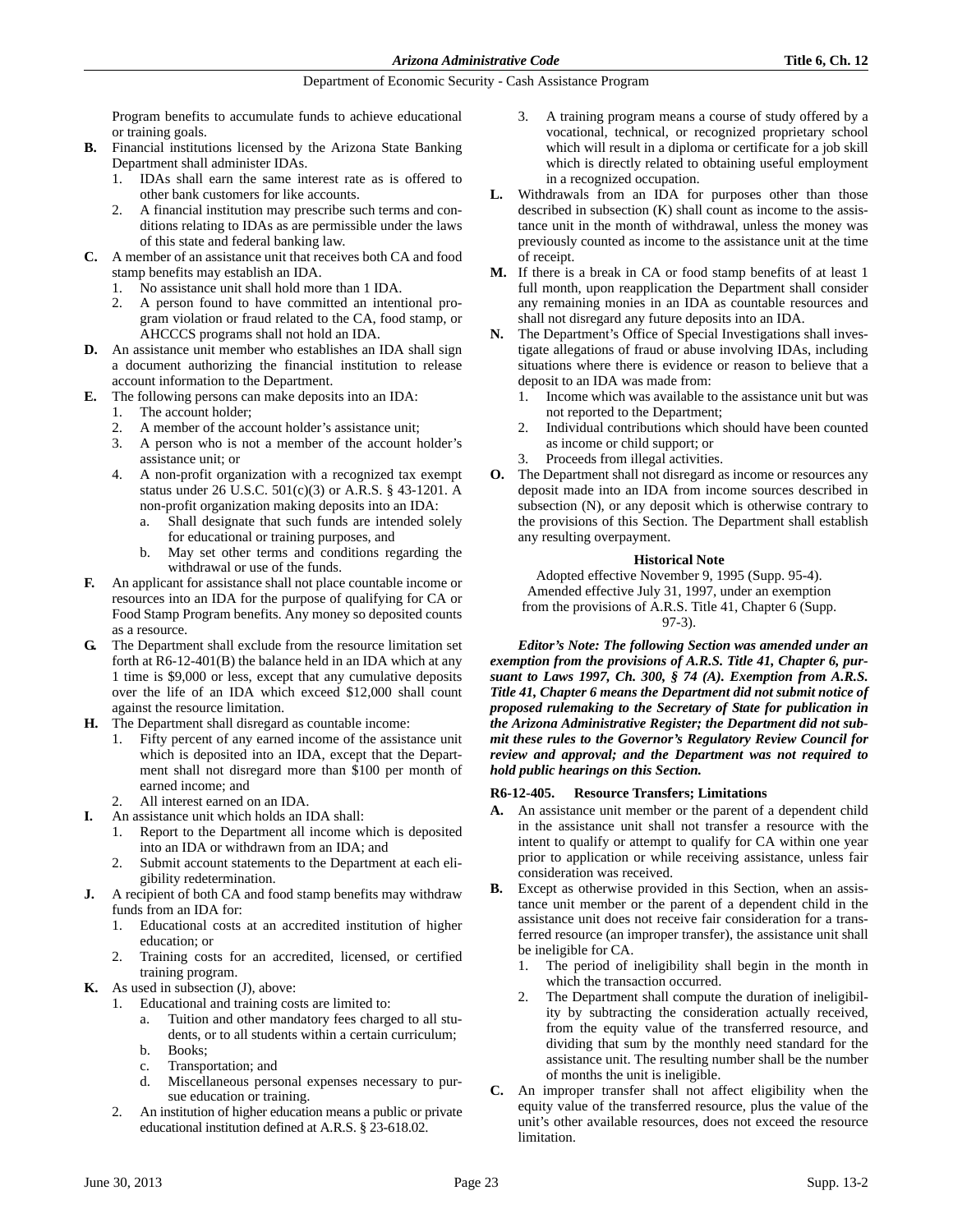Program benefits to accumulate funds to achieve educational or training goals.

**B.** Financial institutions licensed by the Arizona State Banking Department shall administer IDAs.

1. IDAs shall earn the same interest rate as is offered to other bank customers for like accounts.
2. A financial institution may prescribe such terms and conditions relating to IDAs as are permissible under the laws of this state and federal banking law.

**C.** A member of an assistance unit that receives both CA and food stamp benefits may establish an IDA.

1. No assistance unit shall hold more than 1 IDA.
2. A person found to have committed an intentional program violation or fraud related to the CA, food stamp, or AHCCCS programs shall not hold an IDA.

**D.** An assistance unit member who establishes an IDA shall sign a document authorizing the financial institution to release account information to the Department.

**E.** The following persons can make deposits into an IDA:

1. The account holder;
2. A member of the account holder's assistance unit;
3. A person who is not a member of the account holder's assistance unit; or
4. A non-profit organization with a recognized tax exempt status under 26 U.S.C. 501(c)(3) or A.R.S. § 43-1201. A non-profit organization making deposits into an IDA:
   a. Shall designate that such funds are intended solely for educational or training purposes, and
   b. May set other terms and conditions regarding the withdrawal or use of the funds.

**F.** An applicant for assistance shall not place countable income or resources into an IDA for the purpose of qualifying for CA or Food Stamp Program benefits. Any money so deposited counts as a resource.

**G.** The Department shall exclude from the resource limitation set forth at R6-12-401(B) the balance held in an IDA which at any 1 time is $9,000 or less, except that any cumulative deposits over the life of an IDA which exceed $12,000 shall count against the resource limitation.

**H.** The Department shall disregard as countable income:

1. Fifty percent of any earned income of the assistance unit which is deposited into an IDA, except that the Department shall not disregard more than $100 per month of earned income; and
2. All interest earned on an IDA.

**I.** An assistance unit which holds an IDA shall:

1. Report to the Department all income which is deposited into an IDA or withdrawn from an IDA; and
2. Submit account statements to the Department at each eligibility redetermination.

**J.** A recipient of both CA and food stamp benefits may withdraw funds from an IDA for:

1. Educational costs at an accredited institution of higher education; or
2. Training costs for an accredited, licensed, or certified training program.

**K.** As used in subsection (J), above:

1. Educational and training costs are limited to:
   a. Tuition and other mandatory fees charged to all students, or to all students within a certain curriculum;
   b. Books;
   c. Transportation; and
   d. Miscellaneous personal expenses necessary to pursue education or training.
2. An institution of higher education means a public or private educational institution defined at A.R.S. § 23-618.02.
3. A training program means a course of study offered by a vocational, technical, or recognized proprietary school which will result in a diploma or certificate for a job skill which is directly related to obtaining useful employment in a recognized occupation.

**L.** Withdrawals from an IDA for purposes other than those described in subsection (K) shall count as income to the assistance unit in the month of withdrawal, unless the money was previously counted as income to the assistance unit at the time of receipt.

**M.** If there is a break in CA or food stamp benefits of at least 1 full month, upon reapplication the Department shall consider any remaining monies in an IDA as countable resources and shall not disregard any future deposits into an IDA.

**N.** The Department's Office of Special Investigations shall investigate allegations of fraud or abuse involving IDAs, including situations where there is evidence or reason to believe that a deposit to an IDA was made from:

1. Income which was available to the assistance unit but was not reported to the Department;
2. Individual contributions which should have been counted as income or child support; or
3. Proceeds from illegal activities.

**O.** The Department shall not disregard as income or resources any deposit made into an IDA from income sources described in subsection (N), or any deposit which is otherwise contrary to the provisions of this Section. The Department shall establish any resulting overpayment.

**Historical Note**

Adopted effective November 9, 1995 (Supp. 95-4). Amended effective July 31, 1997, under an exemption from the provisions of A.R.S. Title 41, Chapter 6 (Supp. 97-3).

***Editor's Note: The following Section was amended under an exemption from the provisions of A.R.S. Title 41, Chapter 6, pursuant to Laws 1997, Ch. 300, § 74 (A). Exemption from A.R.S. Title 41, Chapter 6 means the Department did not submit notice of proposed rulemaking to the Secretary of State for publication in the Arizona Administrative Register; the Department did not submit these rules to the Governor's Regulatory Review Council for review and approval; and the Department was not required to hold public hearings on this Section.***

### R6-12-405. Resource Transfers; Limitations

**A.** An assistance unit member or the parent of a dependent child in the assistance unit shall not transfer a resource with the intent to qualify or attempt to qualify for CA within one year prior to application or while receiving assistance, unless fair consideration was received.

**B.** Except as otherwise provided in this Section, when an assistance unit member or the parent of a dependent child in the assistance unit does not receive fair consideration for a transferred resource (an improper transfer), the assistance unit shall be ineligible for CA.

1. The period of ineligibility shall begin in the month in which the transaction occurred.
2. The Department shall compute the duration of ineligibility by subtracting the consideration actually received, from the equity value of the transferred resource, and dividing that sum by the monthly need standard for the assistance unit. The resulting number shall be the number of months the unit is ineligible.

**C.** An improper transfer shall not affect eligibility when the equity value of the transferred resource, plus the value of the unit's other available resources, does not exceed the resource limitation.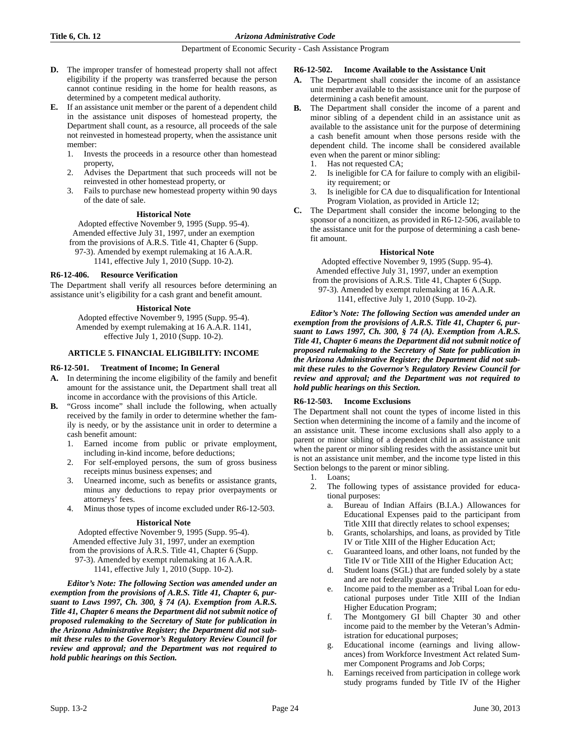**D.** The improper transfer of homestead property shall not affect eligibility if the property was transferred because the person cannot continue residing in the home for health reasons, as determined by a competent medical authority.

**E.** If an assistance unit member or the parent of a dependent child in the assistance unit disposes of homestead property, the Department shall count, as a resource, all proceeds of the sale not reinvested in homestead property, when the assistance unit member:

1. Invests the proceeds in a resource other than homestead property,
2. Advises the Department that such proceeds will not be reinvested in other homestead property, or
3. Fails to purchase new homestead property within 90 days of the date of sale.

**Historical Note**

Adopted effective November 9, 1995 (Supp. 95-4). Amended effective July 31, 1997, under an exemption from the provisions of A.R.S. Title 41, Chapter 6 (Supp. 97-3). Amended by exempt rulemaking at 16 A.A.R. 1141, effective July 1, 2010 (Supp. 10-2).

### R6-12-406. Resource Verification

The Department shall verify all resources before determining an assistance unit's eligibility for a cash grant and benefit amount.

**Historical Note**

Adopted effective November 9, 1995 (Supp. 95-4). Amended by exempt rulemaking at 16 A.A.R. 1141, effective July 1, 2010 (Supp. 10-2).

## ARTICLE 5. FINANCIAL ELIGIBILITY: INCOME

### R6-12-501. Treatment of Income; In General

**A.** In determining the income eligibility of the family and benefit amount for the assistance unit, the Department shall treat all income in accordance with the provisions of this Article.

**B.** "Gross income" shall include the following, when actually received by the family in order to determine whether the family is needy, or by the assistance unit in order to determine a cash benefit amount:

1. Earned income from public or private employment, including in-kind income, before deductions;
2. For self-employed persons, the sum of gross business receipts minus business expenses; and
3. Unearned income, such as benefits or assistance grants, minus any deductions to repay prior overpayments or attorneys' fees.
4. Minus those types of income excluded under R6-12-503.

**Historical Note**

Adopted effective November 9, 1995 (Supp. 95-4). Amended effective July 31, 1997, under an exemption from the provisions of A.R.S. Title 41, Chapter 6 (Supp. 97-3). Amended by exempt rulemaking at 16 A.A.R. 1141, effective July 1, 2010 (Supp. 10-2).

***Editor's Note: The following Section was amended under an exemption from the provisions of A.R.S. Title 41, Chapter 6, pursuant to Laws 1997, Ch. 300, § 74 (A). Exemption from A.R.S. Title 41, Chapter 6 means the Department did not submit notice of proposed rulemaking to the Secretary of State for publication in the Arizona Administrative Register; the Department did not submit these rules to the Governor's Regulatory Review Council for review and approval; and the Department was not required to hold public hearings on this Section.***

### R6-12-502. Income Available to the Assistance Unit

**A.** The Department shall consider the income of an assistance unit member available to the assistance unit for the purpose of determining a cash benefit amount.

**B.** The Department shall consider the income of a parent and minor sibling of a dependent child in an assistance unit as available to the assistance unit for the purpose of determining a cash benefit amount when those persons reside with the dependent child. The income shall be considered available even when the parent or minor sibling:

1. Has not requested CA;
2. Is ineligible for CA for failure to comply with an eligibility requirement; or
3. Is ineligible for CA due to disqualification for Intentional Program Violation, as provided in Article 12;

**C.** The Department shall consider the income belonging to the sponsor of a noncitizen, as provided in R6-12-506, available to the assistance unit for the purpose of determining a cash benefit amount.

**Historical Note**

Adopted effective November 9, 1995 (Supp. 95-4). Amended effective July 31, 1997, under an exemption from the provisions of A.R.S. Title 41, Chapter 6 (Supp. 97-3). Amended by exempt rulemaking at 16 A.A.R. 1141, effective July 1, 2010 (Supp. 10-2).

***Editor's Note: The following Section was amended under an exemption from the provisions of A.R.S. Title 41, Chapter 6, pursuant to Laws 1997, Ch. 300, § 74 (A). Exemption from A.R.S. Title 41, Chapter 6 means the Department did not submit notice of proposed rulemaking to the Secretary of State for publication in the Arizona Administrative Register; the Department did not submit these rules to the Governor's Regulatory Review Council for review and approval; and the Department was not required to hold public hearings on this Section.***

### R6-12-503. Income Exclusions

The Department shall not count the types of income listed in this Section when determining the income of a family and the income of an assistance unit. These income exclusions shall also apply to a parent or minor sibling of a dependent child in an assistance unit when the parent or minor sibling resides with the assistance unit but is not an assistance unit member, and the income type listed in this Section belongs to the parent or minor sibling.

1. Loans;
2. The following types of assistance provided for educational purposes:
   a. Bureau of Indian Affairs (B.I.A.) Allowances for Educational Expenses paid to the participant from Title XIII that directly relates to school expenses;
   b. Grants, scholarships, and loans, as provided by Title IV or Title XIII of the Higher Education Act;
   c. Guaranteed loans, and other loans, not funded by the Title IV or Title XIII of the Higher Education Act;
   d. Student loans (SGL) that are funded solely by a state and are not federally guaranteed;
   e. Income paid to the member as a Tribal Loan for educational purposes under Title XIII of the Indian Higher Education Program;
   f. The Montgomery GI bill Chapter 30 and other income paid to the member by the Veteran's Administration for educational purposes;
   g. Educational income (earnings and living allowances) from Workforce Investment Act related Summer Component Programs and Job Corps;
   h. Earnings received from participation in college work study programs funded by Title IV of the Higher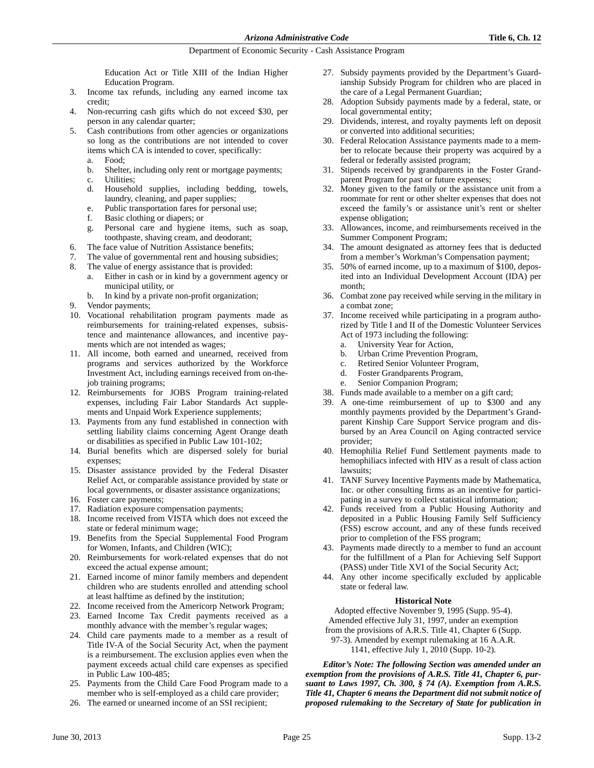Education Act or Title XIII of the Indian Higher Education Program.

3. Income tax refunds, including any earned income tax credit;
4. Non-recurring cash gifts which do not exceed $30, per person in any calendar quarter;
5. Cash contributions from other agencies or organizations so long as the contributions are not intended to cover items which CA is intended to cover, specifically:
   a. Food;
   b. Shelter, including only rent or mortgage payments;
   c. Utilities;
   d. Household supplies, including bedding, towels, laundry, cleaning, and paper supplies;
   e. Public transportation fares for personal use;
   f. Basic clothing or diapers; or
   g. Personal care and hygiene items, such as soap, toothpaste, shaving cream, and deodorant;
6. The face value of Nutrition Assistance benefits;
7. The value of governmental rent and housing subsidies;
8. The value of energy assistance that is provided:
   a. Either in cash or in kind by a government agency or municipal utility, or
   b. In kind by a private non-profit organization;
9. Vendor payments;
10. Vocational rehabilitation program payments made as reimbursements for training-related expenses, subsistence and maintenance allowances, and incentive payments which are not intended as wages;
11. All income, both earned and unearned, received from programs and services authorized by the Workforce Investment Act, including earnings received from on-the-job training programs;
12. Reimbursements for JOBS Program training-related expenses, including Fair Labor Standards Act supplements and Unpaid Work Experience supplements;
13. Payments from any fund established in connection with settling liability claims concerning Agent Orange death or disabilities as specified in Public Law 101-102;
14. Burial benefits which are dispersed solely for burial expenses;
15. Disaster assistance provided by the Federal Disaster Relief Act, or comparable assistance provided by state or local governments, or disaster assistance organizations;
16. Foster care payments;
17. Radiation exposure compensation payments;
18. Income received from VISTA which does not exceed the state or federal minimum wage;
19. Benefits from the Special Supplemental Food Program for Women, Infants, and Children (WIC);
20. Reimbursements for work-related expenses that do not exceed the actual expense amount;
21. Earned income of minor family members and dependent children who are students enrolled and attending school at least halftime as defined by the institution;
22. Income received from the Americorp Network Program;
23. Earned Income Tax Credit payments received as a monthly advance with the member's regular wages;
24. Child care payments made to a member as a result of Title IV-A of the Social Security Act, when the payment is a reimbursement. The exclusion applies even when the payment exceeds actual child care expenses as specified in Public Law 100-485;
25. Payments from the Child Care Food Program made to a member who is self-employed as a child care provider;
26. The earned or unearned income of an SSI recipient;
27. Subsidy payments provided by the Department's Guardianship Subsidy Program for children who are placed in the care of a Legal Permanent Guardian;
28. Adoption Subsidy payments made by a federal, state, or local governmental entity;
29. Dividends, interest, and royalty payments left on deposit or converted into additional securities;
30. Federal Relocation Assistance payments made to a member to relocate because their property was acquired by a federal or federally assisted program;
31. Stipends received by grandparents in the Foster Grandparent Program for past or future expenses;
32. Money given to the family or the assistance unit from a roommate for rent or other shelter expenses that does not exceed the family's or assistance unit's rent or shelter expense obligation;
33. Allowances, income, and reimbursements received in the Summer Component Program;
34. The amount designated as attorney fees that is deducted from a member's Workman's Compensation payment;
35. 50% of earned income, up to a maximum of $100, deposited into an Individual Development Account (IDA) per month;
36. Combat zone pay received while serving in the military in a combat zone;
37. Income received while participating in a program authorized by Title I and II of the Domestic Volunteer Services Act of 1973 including the following:
   a. University Year for Action,
   b. Urban Crime Prevention Program,
   c. Retired Senior Volunteer Program,
   d. Foster Grandparents Program,
   e. Senior Companion Program;
38. Funds made available to a member on a gift card;
39. A one-time reimbursement of up to $300 and any monthly payments provided by the Department's Grandparent Kinship Care Support Service program and disbursed by an Area Council on Aging contracted service provider;
40. Hemophilia Relief Fund Settlement payments made to hemophiliacs infected with HIV as a result of class action lawsuits;
41. TANF Survey Incentive Payments made by Mathematica, Inc. or other consulting firms as an incentive for participating in a survey to collect statistical information;
42. Funds received from a Public Housing Authority and deposited in a Public Housing Family Self Sufficiency (FSS) escrow account, and any of these funds received prior to completion of the FSS program;
43. Payments made directly to a member to fund an account for the fulfillment of a Plan for Achieving Self Support (PASS) under Title XVI of the Social Security Act;
44. Any other income specifically excluded by applicable state or federal law.

**Historical Note**

Adopted effective November 9, 1995 (Supp. 95-4). Amended effective July 31, 1997, under an exemption from the provisions of A.R.S. Title 41, Chapter 6 (Supp. 97-3). Amended by exempt rulemaking at 16 A.A.R. 1141, effective July 1, 2010 (Supp. 10-2).

***Editor's Note: The following Section was amended under an exemption from the provisions of A.R.S. Title 41, Chapter 6, pursuant to Laws 1997, Ch. 300, § 74 (A). Exemption from A.R.S. Title 41, Chapter 6 means the Department did not submit notice of proposed rulemaking to the Secretary of State for publication in***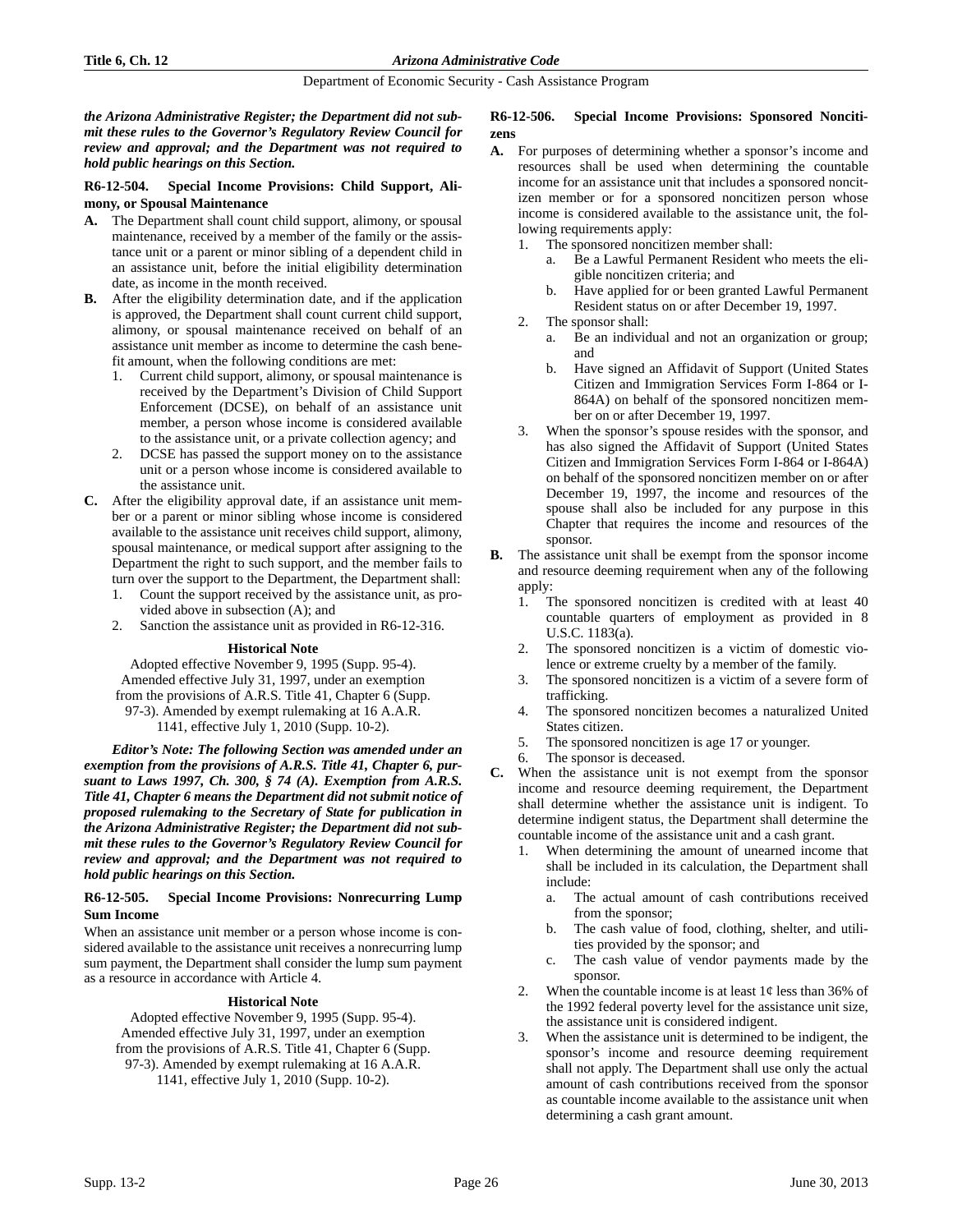*the Arizona Administrative Register; the Department did not submit these rules to the Governor's Regulatory Review Council for review and approval; and the Department was not required to hold public hearings on this Section.*

### R6-12-504. Special Income Provisions: Child Support, Alimony, or Spousal Maintenance

**A.** The Department shall count child support, alimony, or spousal maintenance, received by a member of the family or the assistance unit or a parent or minor sibling of a dependent child in an assistance unit, before the initial eligibility determination date, as income in the month received.

**B.** After the eligibility determination date, and if the application is approved, the Department shall count current child support, alimony, or spousal maintenance received on behalf of an assistance unit member as income to determine the cash benefit amount, when the following conditions are met:

1. Current child support, alimony, or spousal maintenance is received by the Department's Division of Child Support Enforcement (DCSE), on behalf of an assistance unit member, a person whose income is considered available to the assistance unit, or a private collection agency; and
2. DCSE has passed the support money on to the assistance unit or a person whose income is considered available to the assistance unit.

**C.** After the eligibility approval date, if an assistance unit member or a parent or minor sibling whose income is considered available to the assistance unit receives child support, alimony, spousal maintenance, or medical support after assigning to the Department the right to such support, and the member fails to turn over the support to the Department, the Department shall:

1. Count the support received by the assistance unit, as provided above in subsection (A); and
2. Sanction the assistance unit as provided in R6-12-316.

**Historical Note**

Adopted effective November 9, 1995 (Supp. 95-4). Amended effective July 31, 1997, under an exemption from the provisions of A.R.S. Title 41, Chapter 6 (Supp. 97-3). Amended by exempt rulemaking at 16 A.A.R. 1141, effective July 1, 2010 (Supp. 10-2).

***Editor's Note: The following Section was amended under an exemption from the provisions of A.R.S. Title 41, Chapter 6, pursuant to Laws 1997, Ch. 300, § 74 (A). Exemption from A.R.S. Title 41, Chapter 6 means the Department did not submit notice of proposed rulemaking to the Secretary of State for publication in the Arizona Administrative Register; the Department did not submit these rules to the Governor's Regulatory Review Council for review and approval; and the Department was not required to hold public hearings on this Section.***

### R6-12-505. Special Income Provisions: Nonrecurring Lump Sum Income

When an assistance unit member or a person whose income is considered available to the assistance unit receives a nonrecurring lump sum payment, the Department shall consider the lump sum payment as a resource in accordance with Article 4.

**Historical Note**

Adopted effective November 9, 1995 (Supp. 95-4). Amended effective July 31, 1997, under an exemption from the provisions of A.R.S. Title 41, Chapter 6 (Supp. 97-3). Amended by exempt rulemaking at 16 A.A.R. 1141, effective July 1, 2010 (Supp. 10-2).

### R6-12-506. Special Income Provisions: Sponsored Noncitizens

**A.** For purposes of determining whether a sponsor's income and resources shall be used when determining the countable income for an assistance unit that includes a sponsored noncitizen member or for a sponsored noncitizen person whose income is considered available to the assistance unit, the following requirements apply:

1. The sponsored noncitizen member shall:
   a. Be a Lawful Permanent Resident who meets the eligible noncitizen criteria; and
   b. Have applied for or been granted Lawful Permanent Resident status on or after December 19, 1997.
2. The sponsor shall:
   a. Be an individual and not an organization or group; and
   b. Have signed an Affidavit of Support (United States Citizen and Immigration Services Form I-864 or I-864A) on behalf of the sponsored noncitizen member on or after December 19, 1997.
3. When the sponsor's spouse resides with the sponsor, and has also signed the Affidavit of Support (United States Citizen and Immigration Services Form I-864 or I-864A) on behalf of the sponsored noncitizen member on or after December 19, 1997, the income and resources of the spouse shall also be included for any purpose in this Chapter that requires the income and resources of the sponsor.

**B.** The assistance unit shall be exempt from the sponsor income and resource deeming requirement when any of the following apply:

1. The sponsored noncitizen is credited with at least 40 countable quarters of employment as provided in 8 U.S.C. 1183(a).
2. The sponsored noncitizen is a victim of domestic violence or extreme cruelty by a member of the family.
3. The sponsored noncitizen is a victim of a severe form of trafficking.
4. The sponsored noncitizen becomes a naturalized United States citizen.
5. The sponsored noncitizen is age 17 or younger.
6. The sponsor is deceased.

**C.** When the assistance unit is not exempt from the sponsor income and resource deeming requirement, the Department shall determine whether the assistance unit is indigent. To determine indigent status, the Department shall determine the countable income of the assistance unit and a cash grant.

1. When determining the amount of unearned income that shall be included in its calculation, the Department shall include:
   a. The actual amount of cash contributions received from the sponsor;
   b. The cash value of food, clothing, shelter, and utilities provided by the sponsor; and
   c. The cash value of vendor payments made by the sponsor.
2. When the countable income is at least 1¢ less than 36% of the 1992 federal poverty level for the assistance unit size, the assistance unit is considered indigent.
3. When the assistance unit is determined to be indigent, the sponsor's income and resource deeming requirement shall not apply. The Department shall use only the actual amount of cash contributions received from the sponsor as countable income available to the assistance unit when determining a cash grant amount.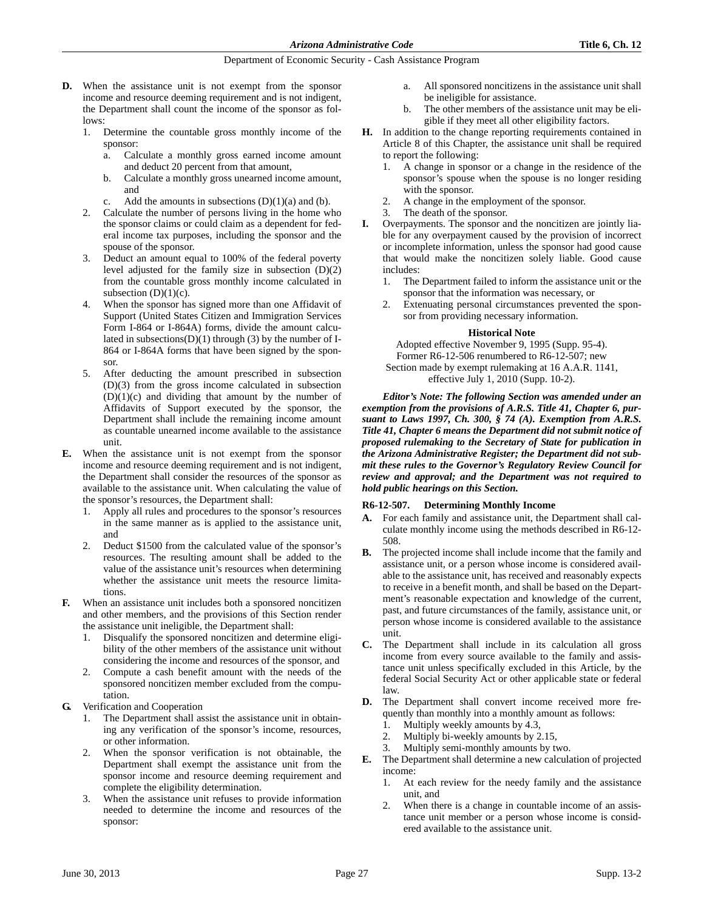**D.** When the assistance unit is not exempt from the sponsor income and resource deeming requirement and is not indigent, the Department shall count the income of the sponsor as follows:

1. Determine the countable gross monthly income of the sponsor:
   a. Calculate a monthly gross earned income amount and deduct 20 percent from that amount,
   b. Calculate a monthly gross unearned income amount, and
   c. Add the amounts in subsections (D)(1)(a) and (b).
2. Calculate the number of persons living in the home who the sponsor claims or could claim as a dependent for federal income tax purposes, including the sponsor and the spouse of the sponsor.
3. Deduct an amount equal to 100% of the federal poverty level adjusted for the family size in subsection (D)(2) from the countable gross monthly income calculated in subsection (D)(1)(c).
4. When the sponsor has signed more than one Affidavit of Support (United States Citizen and Immigration Services Form I-864 or I-864A) forms, divide the amount calculated in subsections(D)(1) through (3) by the number of I-864 or I-864A forms that have been signed by the sponsor.
5. After deducting the amount prescribed in subsection (D)(3) from the gross income calculated in subsection (D)(1)(c) and dividing that amount by the number of Affidavits of Support executed by the sponsor, the Department shall include the remaining income amount as countable unearned income available to the assistance unit.

**E.** When the assistance unit is not exempt from the sponsor income and resource deeming requirement and is not indigent, the Department shall consider the resources of the sponsor as available to the assistance unit. When calculating the value of the sponsor's resources, the Department shall:

1. Apply all rules and procedures to the sponsor's resources in the same manner as is applied to the assistance unit, and
2. Deduct $1500 from the calculated value of the sponsor's resources. The resulting amount shall be added to the value of the assistance unit's resources when determining whether the assistance unit meets the resource limitations.

**F.** When an assistance unit includes both a sponsored noncitizen and other members, and the provisions of this Section render the assistance unit ineligible, the Department shall:

1. Disqualify the sponsored noncitizen and determine eligibility of the other members of the assistance unit without considering the income and resources of the sponsor, and
2. Compute a cash benefit amount with the needs of the sponsored noncitizen member excluded from the computation.

**G.** Verification and Cooperation

1. The Department shall assist the assistance unit in obtaining any verification of the sponsor's income, resources, or other information.
2. When the sponsor verification is not obtainable, the Department shall exempt the assistance unit from the sponsor income and resource deeming requirement and complete the eligibility determination.
3. When the assistance unit refuses to provide information needed to determine the income and resources of the sponsor:
   a. All sponsored noncitizens in the assistance unit shall be ineligible for assistance.
   b. The other members of the assistance unit may be eligible if they meet all other eligibility factors.

**H.** In addition to the change reporting requirements contained in Article 8 of this Chapter, the assistance unit shall be required to report the following:

1. A change in sponsor or a change in the residence of the sponsor's spouse when the spouse is no longer residing with the sponsor.
2. A change in the employment of the sponsor.
3. The death of the sponsor.

**I.** Overpayments. The sponsor and the noncitizen are jointly liable for any overpayment caused by the provision of incorrect or incomplete information, unless the sponsor had good cause that would make the noncitizen solely liable. Good cause includes:

1. The Department failed to inform the assistance unit or the sponsor that the information was necessary, or
2. Extenuating personal circumstances prevented the sponsor from providing necessary information.

**Historical Note**

Adopted effective November 9, 1995 (Supp. 95-4). Former R6-12-506 renumbered to R6-12-507; new Section made by exempt rulemaking at 16 A.A.R. 1141, effective July 1, 2010 (Supp. 10-2).

***Editor's Note: The following Section was amended under an exemption from the provisions of A.R.S. Title 41, Chapter 6, pursuant to Laws 1997, Ch. 300, § 74 (A). Exemption from A.R.S. Title 41, Chapter 6 means the Department did not submit notice of proposed rulemaking to the Secretary of State for publication in the Arizona Administrative Register; the Department did not submit these rules to the Governor's Regulatory Review Council for review and approval; and the Department was not required to hold public hearings on this Section.***

### R6-12-507. Determining Monthly Income

**A.** For each family and assistance unit, the Department shall calculate monthly income using the methods described in R6-12-508.

**B.** The projected income shall include income that the family and assistance unit, or a person whose income is considered available to the assistance unit, has received and reasonably expects to receive in a benefit month, and shall be based on the Department's reasonable expectation and knowledge of the current, past, and future circumstances of the family, assistance unit, or person whose income is considered available to the assistance unit.

**C.** The Department shall include in its calculation all gross income from every source available to the family and assistance unit unless specifically excluded in this Article, by the federal Social Security Act or other applicable state or federal law.

**D.** The Department shall convert income received more frequently than monthly into a monthly amount as follows:

1. Multiply weekly amounts by 4.3,
2. Multiply bi-weekly amounts by 2.15,
3. Multiply semi-monthly amounts by two.

**E.** The Department shall determine a new calculation of projected income:

1. At each review for the needy family and the assistance unit, and
2. When there is a change in countable income of an assistance unit member or a person whose income is considered available to the assistance unit.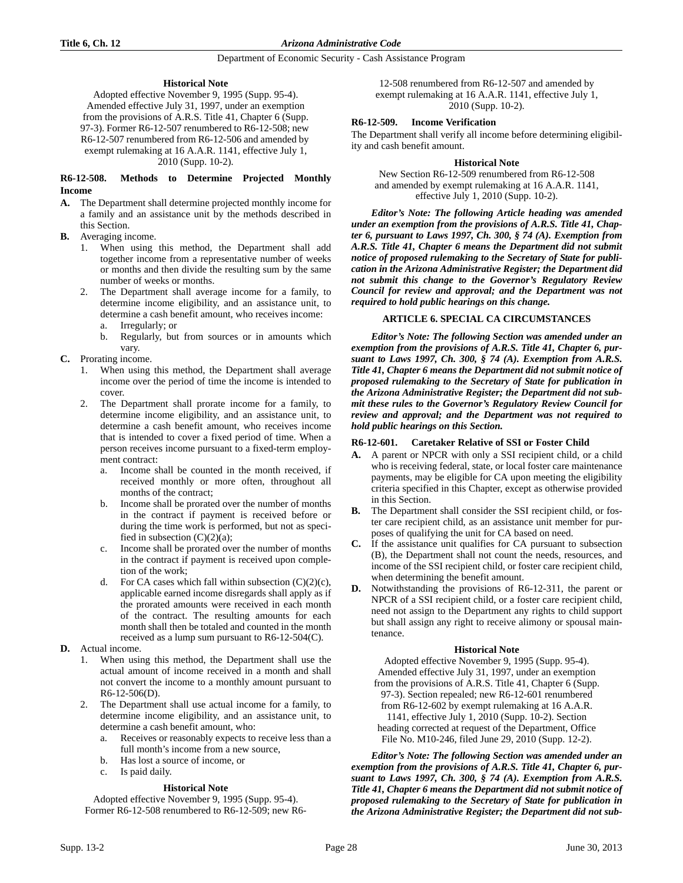#### Historical Note

Adopted effective November 9, 1995 (Supp. 95-4). Amended effective July 31, 1997, under an exemption from the provisions of A.R.S. Title 41, Chapter 6 (Supp. 97-3). Former R6-12-507 renumbered to R6-12-508; new R6-12-507 renumbered from R6-12-506 and amended by exempt rulemaking at 16 A.A.R. 1141, effective July 1, 2010 (Supp. 10-2).

**R6-12-508. Methods to Determine Projected Monthly Income**

**A.** The Department shall determine projected monthly income for a family and an assistance unit by the methods described in this Section.

**B.** Averaging income.

1. When using this method, the Department shall add together income from a representative number of weeks or months and then divide the resulting sum by the same number of weeks or months.
2. The Department shall average income for a family, to determine income eligibility, and an assistance unit, to determine a cash benefit amount, who receives income:
   a. Irregularly; or
   b. Regularly, but from sources or in amounts which vary.

**C.** Prorating income.

1. When using this method, the Department shall average income over the period of time the income is intended to cover.
2. The Department shall prorate income for a family, to determine income eligibility, and an assistance unit, to determine a cash benefit amount, who receives income that is intended to cover a fixed period of time. When a person receives income pursuant to a fixed-term employment contract:
   a. Income shall be counted in the month received, if received monthly or more often, throughout all months of the contract;
   b. Income shall be prorated over the number of months in the contract if payment is received before or during the time work is performed, but not as specified in subsection (C)(2)(a);
   c. Income shall be prorated over the number of months in the contract if payment is received upon completion of the work;
   d. For CA cases which fall within subsection (C)(2)(c), applicable earned income disregards shall apply as if the prorated amounts were received in each month of the contract. The resulting amounts for each month shall then be totaled and counted in the month received as a lump sum pursuant to R6-12-504(C).

**D.** Actual income.

1. When using this method, the Department shall use the actual amount of income received in a month and shall not convert the income to a monthly amount pursuant to R6-12-506(D).
2. The Department shall use actual income for a family, to determine income eligibility, and an assistance unit, to determine a cash benefit amount, who:
   a. Receives or reasonably expects to receive less than a full month's income from a new source,
   b. Has lost a source of income, or
   c. Is paid daily.

#### Historical Note

Adopted effective November 9, 1995 (Supp. 95-4). Former R6-12-508 renumbered to R6-12-509; new R6-12-508 renumbered from R6-12-507 and amended by exempt rulemaking at 16 A.A.R. 1141, effective July 1, 2010 (Supp. 10-2).

**R6-12-509. Income Verification**

The Department shall verify all income before determining eligibility and cash benefit amount.

#### Historical Note

New Section R6-12-509 renumbered from R6-12-508 and amended by exempt rulemaking at 16 A.A.R. 1141, effective July 1, 2010 (Supp. 10-2).

***Editor's Note: The following Article heading was amended under an exemption from the provisions of A.R.S. Title 41, Chapter 6, pursuant to Laws 1997, Ch. 300, § 74 (A). Exemption from A.R.S. Title 41, Chapter 6 means the Department did not submit notice of proposed rulemaking to the Secretary of State for publication in the Arizona Administrative Register; the Department did not submit this change to the Governor's Regulatory Review Council for review and approval; and the Department was not required to hold public hearings on this change.***

## ARTICLE 6. SPECIAL CA CIRCUMSTANCES

***Editor's Note: The following Section was amended under an exemption from the provisions of A.R.S. Title 41, Chapter 6, pursuant to Laws 1997, Ch. 300, § 74 (A). Exemption from A.R.S. Title 41, Chapter 6 means the Department did not submit notice of proposed rulemaking to the Secretary of State for publication in the Arizona Administrative Register; the Department did not submit these rules to the Governor's Regulatory Review Council for review and approval; and the Department was not required to hold public hearings on this Section.***

**R6-12-601. Caretaker Relative of SSI or Foster Child**

**A.** A parent or NPCR with only a SSI recipient child, or a child who is receiving federal, state, or local foster care maintenance payments, may be eligible for CA upon meeting the eligibility criteria specified in this Chapter, except as otherwise provided in this Section.

**B.** The Department shall consider the SSI recipient child, or foster care recipient child, as an assistance unit member for purposes of qualifying the unit for CA based on need.

**C.** If the assistance unit qualifies for CA pursuant to subsection (B), the Department shall not count the needs, resources, and income of the SSI recipient child, or foster care recipient child, when determining the benefit amount.

**D.** Notwithstanding the provisions of R6-12-311, the parent or NPCR of a SSI recipient child, or a foster care recipient child, need not assign to the Department any rights to child support but shall assign any right to receive alimony or spousal maintenance.

#### Historical Note

Adopted effective November 9, 1995 (Supp. 95-4). Amended effective July 31, 1997, under an exemption from the provisions of A.R.S. Title 41, Chapter 6 (Supp. 97-3). Section repealed; new R6-12-601 renumbered from R6-12-602 by exempt rulemaking at 16 A.A.R. 1141, effective July 1, 2010 (Supp. 10-2). Section heading corrected at request of the Department, Office File No. M10-246, filed June 29, 2010 (Supp. 12-2).

***Editor's Note: The following Section was amended under an exemption from the provisions of A.R.S. Title 41, Chapter 6, pursuant to Laws 1997, Ch. 300, § 74 (A). Exemption from A.R.S. Title 41, Chapter 6 means the Department did not submit notice of proposed rulemaking to the Secretary of State for publication in the Arizona Administrative Register; the Department did not sub-***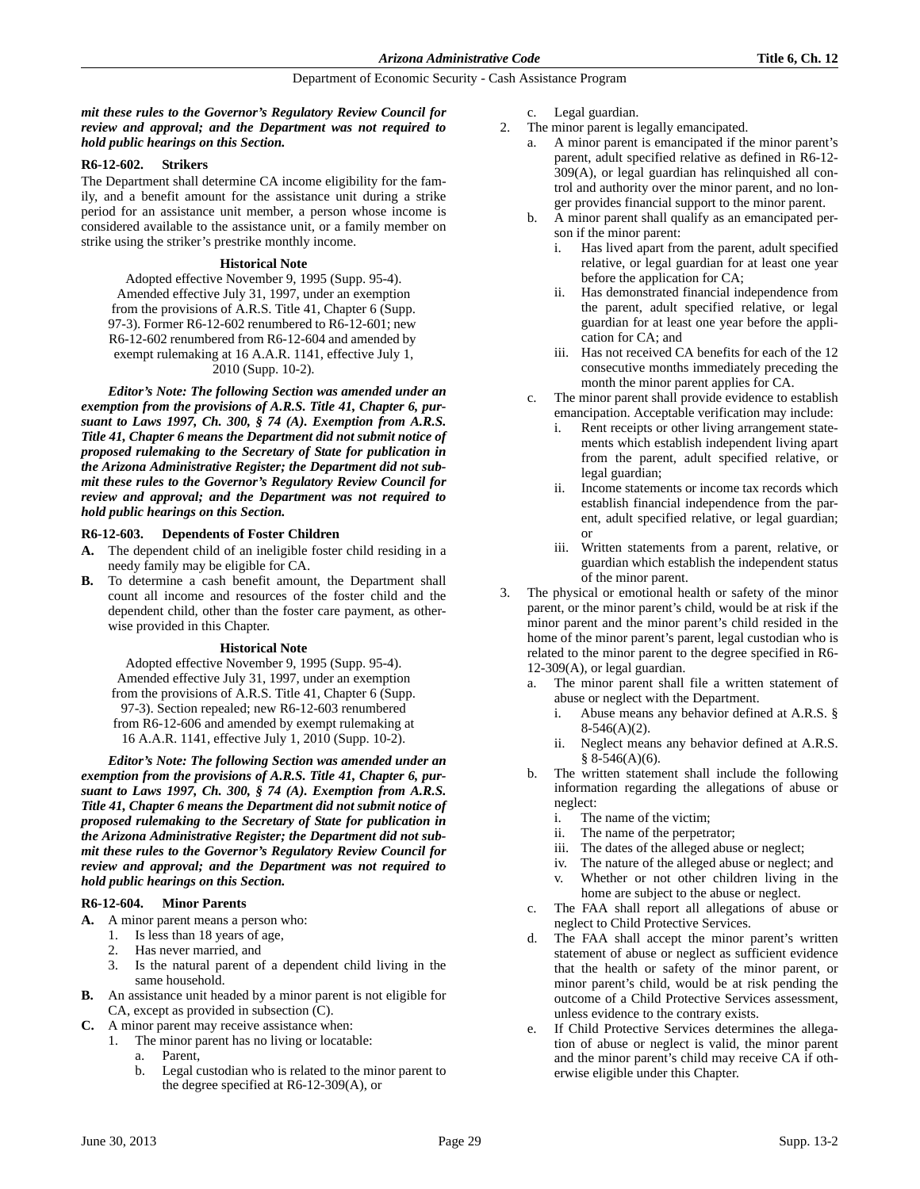***mit these rules to the Governor's Regulatory Review Council for review and approval; and the Department was not required to hold public hearings on this Section.***

**R6-12-602. Strikers**

The Department shall determine CA income eligibility for the family, and a benefit amount for the assistance unit during a strike period for an assistance unit member, a person whose income is considered available to the assistance unit, or a family member on strike using the striker's prestrike monthly income.

**Historical Note**

Adopted effective November 9, 1995 (Supp. 95-4). Amended effective July 31, 1997, under an exemption from the provisions of A.R.S. Title 41, Chapter 6 (Supp. 97-3). Former R6-12-602 renumbered to R6-12-601; new R6-12-602 renumbered from R6-12-604 and amended by exempt rulemaking at 16 A.A.R. 1141, effective July 1, 2010 (Supp. 10-2).

***Editor's Note: The following Section was amended under an exemption from the provisions of A.R.S. Title 41, Chapter 6, pursuant to Laws 1997, Ch. 300, § 74 (A). Exemption from A.R.S. Title 41, Chapter 6 means the Department did not submit notice of proposed rulemaking to the Secretary of State for publication in the Arizona Administrative Register; the Department did not submit these rules to the Governor's Regulatory Review Council for review and approval; and the Department was not required to hold public hearings on this Section.***

**R6-12-603. Dependents of Foster Children**

**A.** The dependent child of an ineligible foster child residing in a needy family may be eligible for CA.

**B.** To determine a cash benefit amount, the Department shall count all income and resources of the foster child and the dependent child, other than the foster care payment, as otherwise provided in this Chapter.

**Historical Note**

Adopted effective November 9, 1995 (Supp. 95-4). Amended effective July 31, 1997, under an exemption from the provisions of A.R.S. Title 41, Chapter 6 (Supp. 97-3). Section repealed; new R6-12-603 renumbered from R6-12-606 and amended by exempt rulemaking at 16 A.A.R. 1141, effective July 1, 2010 (Supp. 10-2).

***Editor's Note: The following Section was amended under an exemption from the provisions of A.R.S. Title 41, Chapter 6, pursuant to Laws 1997, Ch. 300, § 74 (A). Exemption from A.R.S. Title 41, Chapter 6 means the Department did not submit notice of proposed rulemaking to the Secretary of State for publication in the Arizona Administrative Register; the Department did not submit these rules to the Governor's Regulatory Review Council for review and approval; and the Department was not required to hold public hearings on this Section.***

**R6-12-604. Minor Parents**

**A.** A minor parent means a person who:
   1. Is less than 18 years of age,
   2. Has never married, and
   3. Is the natural parent of a dependent child living in the same household.

**B.** An assistance unit headed by a minor parent is not eligible for CA, except as provided in subsection (C).

**C.** A minor parent may receive assistance when:
   1. The minor parent has no living or locatable:
      a. Parent,
      b. Legal custodian who is related to the minor parent to the degree specified at R6-12-309(A), or
      c. Legal guardian.
   2. The minor parent is legally emancipated.
      a. A minor parent is emancipated if the minor parent's parent, adult specified relative as defined in R6-12-309(A), or legal guardian has relinquished all control and authority over the minor parent, and no longer provides financial support to the minor parent.
      b. A minor parent shall qualify as an emancipated person if the minor parent:
         i. Has lived apart from the parent, adult specified relative, or legal guardian for at least one year before the application for CA;
         ii. Has demonstrated financial independence from the parent, adult specified relative, or legal guardian for at least one year before the application for CA; and
         iii. Has not received CA benefits for each of the 12 consecutive months immediately preceding the month the minor parent applies for CA.
      c. The minor parent shall provide evidence to establish emancipation. Acceptable verification may include:
         i. Rent receipts or other living arrangement statements which establish independent living apart from the parent, adult specified relative, or legal guardian;
         ii. Income statements or income tax records which establish financial independence from the parent, adult specified relative, or legal guardian; or
         iii. Written statements from a parent, relative, or guardian which establish the independent status of the minor parent.
   3. The physical or emotional health or safety of the minor parent, or the minor parent's child, would be at risk if the minor parent and the minor parent's child resided in the home of the minor parent's parent, legal custodian who is related to the minor parent to the degree specified in R6-12-309(A), or legal guardian.
      a. The minor parent shall file a written statement of abuse or neglect with the Department.
         i. Abuse means any behavior defined at A.R.S. § 8-546(A)(2).
         ii. Neglect means any behavior defined at A.R.S. § 8-546(A)(6).
      b. The written statement shall include the following information regarding the allegations of abuse or neglect:
         i. The name of the victim;
         ii. The name of the perpetrator;
         iii. The dates of the alleged abuse or neglect;
         iv. The nature of the alleged abuse or neglect; and
         v. Whether or not other children living in the home are subject to the abuse or neglect.
      c. The FAA shall report all allegations of abuse or neglect to Child Protective Services.
      d. The FAA shall accept the minor parent's written statement of abuse or neglect as sufficient evidence that the health or safety of the minor parent, or minor parent's child, would be at risk pending the outcome of a Child Protective Services assessment, unless evidence to the contrary exists.
      e. If Child Protective Services determines the allegation of abuse or neglect is valid, the minor parent and the minor parent's child may receive CA if otherwise eligible under this Chapter.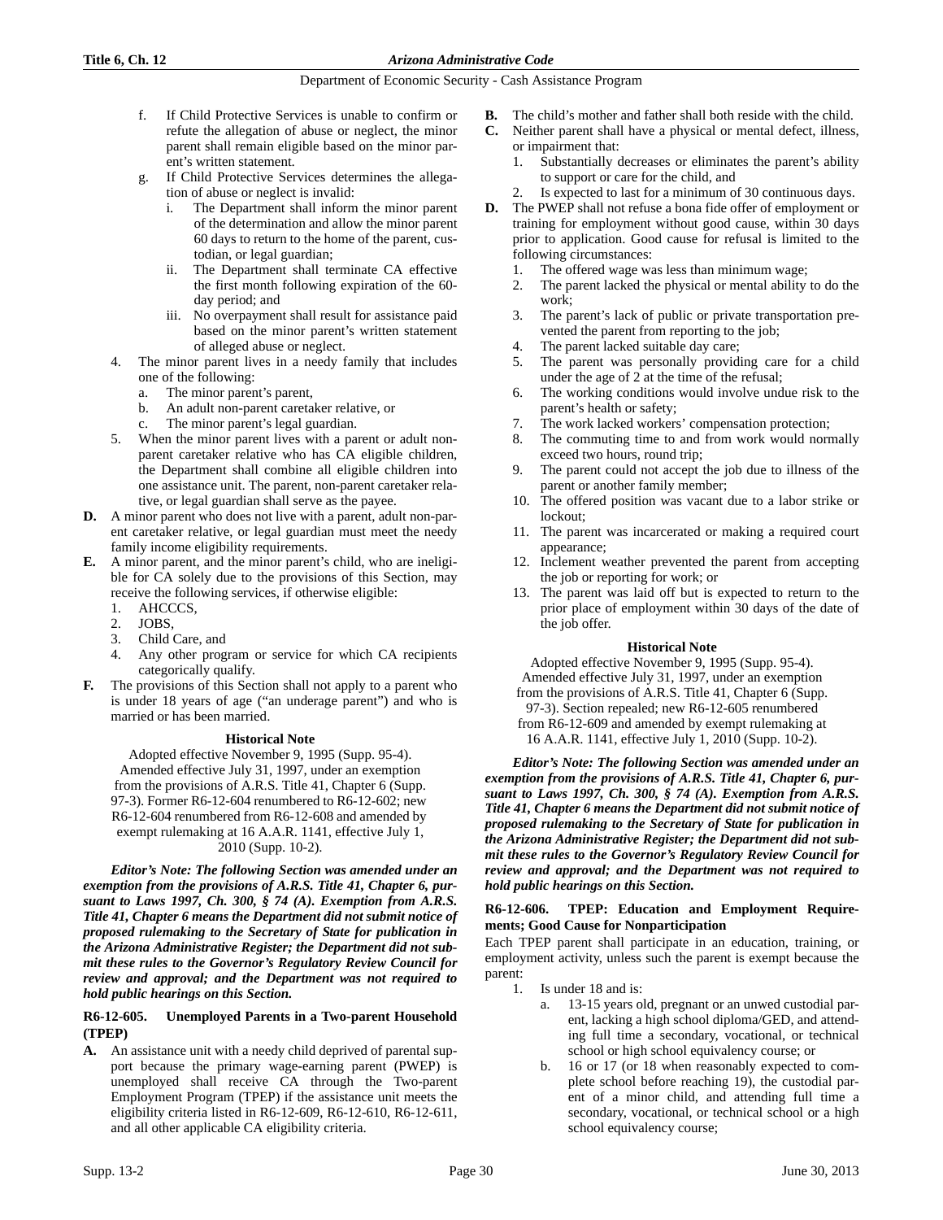f. If Child Protective Services is unable to confirm or refute the allegation of abuse or neglect, the minor parent shall remain eligible based on the minor parent's written statement.

g. If Child Protective Services determines the allegation of abuse or neglect is invalid:

   i. The Department shall inform the minor parent of the determination and allow the minor parent 60 days to return to the home of the parent, custodian, or legal guardian;

   ii. The Department shall terminate CA effective the first month following expiration of the 60-day period; and

   iii. No overpayment shall result for assistance paid based on the minor parent's written statement of alleged abuse or neglect.

4. The minor parent lives in a needy family that includes one of the following:
   a. The minor parent's parent,
   b. An adult non-parent caretaker relative, or
   c. The minor parent's legal guardian.

5. When the minor parent lives with a parent or adult non-parent caretaker relative who has CA eligible children, the Department shall combine all eligible children into one assistance unit. The parent, non-parent caretaker relative, or legal guardian shall serve as the payee.

**D.** A minor parent who does not live with a parent, adult non-parent caretaker relative, or legal guardian must meet the needy family income eligibility requirements.

**E.** A minor parent, and the minor parent's child, who are ineligible for CA solely due to the provisions of this Section, may receive the following services, if otherwise eligible:
1. AHCCCS,
2. JOBS,
3. Child Care, and
4. Any other program or service for which CA recipients categorically qualify.

**F.** The provisions of this Section shall not apply to a parent who is under 18 years of age ("an underage parent") and who is married or has been married.

**Historical Note**

Adopted effective November 9, 1995 (Supp. 95-4). Amended effective July 31, 1997, under an exemption from the provisions of A.R.S. Title 41, Chapter 6 (Supp. 97-3). Former R6-12-604 renumbered to R6-12-602; new R6-12-604 renumbered from R6-12-608 and amended by exempt rulemaking at 16 A.A.R. 1141, effective July 1, 2010 (Supp. 10-2).

***Editor's Note: The following Section was amended under an exemption from the provisions of A.R.S. Title 41, Chapter 6, pursuant to Laws 1997, Ch. 300, § 74 (A). Exemption from A.R.S. Title 41, Chapter 6 means the Department did not submit notice of proposed rulemaking to the Secretary of State for publication in the Arizona Administrative Register; the Department did not submit these rules to the Governor's Regulatory Review Council for review and approval; and the Department was not required to hold public hearings on this Section.***

### R6-12-605. Unemployed Parents in a Two-parent Household (TPEP)

**A.** An assistance unit with a needy child deprived of parental support because the primary wage-earning parent (PWEP) is unemployed shall receive CA through the Two-parent Employment Program (TPEP) if the assistance unit meets the eligibility criteria listed in R6-12-609, R6-12-610, R6-12-611, and all other applicable CA eligibility criteria.

**B.** The child's mother and father shall both reside with the child.

**C.** Neither parent shall have a physical or mental defect, illness, or impairment that:
1. Substantially decreases or eliminates the parent's ability to support or care for the child, and
2. Is expected to last for a minimum of 30 continuous days.

**D.** The PWEP shall not refuse a bona fide offer of employment or training for employment without good cause, within 30 days prior to application. Good cause for refusal is limited to the following circumstances:
1. The offered wage was less than minimum wage;
2. The parent lacked the physical or mental ability to do the work;
3. The parent's lack of public or private transportation prevented the parent from reporting to the job;
4. The parent lacked suitable day care;
5. The parent was personally providing care for a child under the age of 2 at the time of the refusal;
6. The working conditions would involve undue risk to the parent's health or safety;
7. The work lacked workers' compensation protection;
8. The commuting time to and from work would normally exceed two hours, round trip;
9. The parent could not accept the job due to illness of the parent or another family member;
10. The offered position was vacant due to a labor strike or lockout;
11. The parent was incarcerated or making a required court appearance;
12. Inclement weather prevented the parent from accepting the job or reporting for work; or
13. The parent was laid off but is expected to return to the prior place of employment within 30 days of the date of the job offer.

**Historical Note**

Adopted effective November 9, 1995 (Supp. 95-4). Amended effective July 31, 1997, under an exemption from the provisions of A.R.S. Title 41, Chapter 6 (Supp. 97-3). Section repealed; new R6-12-605 renumbered from R6-12-609 and amended by exempt rulemaking at 16 A.A.R. 1141, effective July 1, 2010 (Supp. 10-2).

***Editor's Note: The following Section was amended under an exemption from the provisions of A.R.S. Title 41, Chapter 6, pursuant to Laws 1997, Ch. 300, § 74 (A). Exemption from A.R.S. Title 41, Chapter 6 means the Department did not submit notice of proposed rulemaking to the Secretary of State for publication in the Arizona Administrative Register; the Department did not submit these rules to the Governor's Regulatory Review Council for review and approval; and the Department was not required to hold public hearings on this Section.***

### R6-12-606. TPEP: Education and Employment Requirements; Good Cause for Nonparticipation

Each TPEP parent shall participate in an education, training, or employment activity, unless such the parent is exempt because the parent:

1. Is under 18 and is:
   a. 13-15 years old, pregnant or an unwed custodial parent, lacking a high school diploma/GED, and attending full time a secondary, vocational, or technical school or high school equivalency course; or
   b. 16 or 17 (or 18 when reasonably expected to complete school before reaching 19), the custodial parent of a minor child, and attending full time a secondary, vocational, or technical school or a high school equivalency course;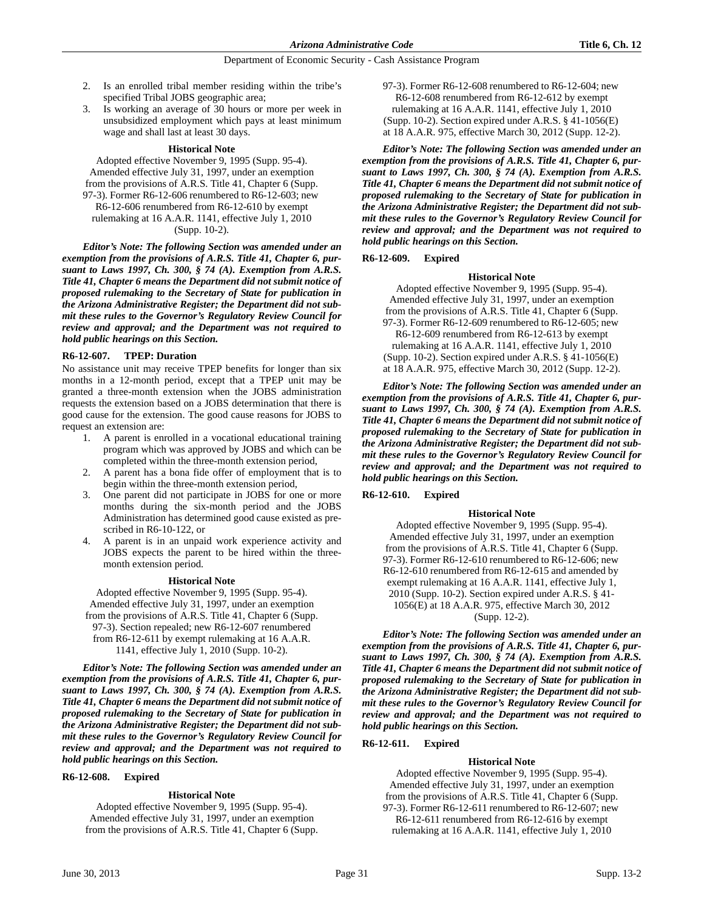2. Is an enrolled tribal member residing within the tribe's specified Tribal JOBS geographic area;
3. Is working an average of 30 hours or more per week in unsubsidized employment which pays at least minimum wage and shall last at least 30 days.

**Historical Note**

Adopted effective November 9, 1995 (Supp. 95-4). Amended effective July 31, 1997, under an exemption from the provisions of A.R.S. Title 41, Chapter 6 (Supp. 97-3). Former R6-12-606 renumbered to R6-12-603; new R6-12-606 renumbered from R6-12-610 by exempt rulemaking at 16 A.A.R. 1141, effective July 1, 2010 (Supp. 10-2).

***Editor's Note: The following Section was amended under an exemption from the provisions of A.R.S. Title 41, Chapter 6, pursuant to Laws 1997, Ch. 300, § 74 (A). Exemption from A.R.S. Title 41, Chapter 6 means the Department did not submit notice of proposed rulemaking to the Secretary of State for publication in the Arizona Administrative Register; the Department did not submit these rules to the Governor's Regulatory Review Council for review and approval; and the Department was not required to hold public hearings on this Section.***

**R6-12-607. TPEP: Duration**

No assistance unit may receive TPEP benefits for longer than six months in a 12-month period, except that a TPEP unit may be granted a three-month extension when the JOBS administration requests the extension based on a JOBS determination that there is good cause for the extension. The good cause reasons for JOBS to request an extension are:

1. A parent is enrolled in a vocational educational training program which was approved by JOBS and which can be completed within the three-month extension period,
2. A parent has a bona fide offer of employment that is to begin within the three-month extension period,
3. One parent did not participate in JOBS for one or more months during the six-month period and the JOBS Administration has determined good cause existed as prescribed in R6-10-122, or
4. A parent is in an unpaid work experience activity and JOBS expects the parent to be hired within the three-month extension period.

**Historical Note**

Adopted effective November 9, 1995 (Supp. 95-4). Amended effective July 31, 1997, under an exemption from the provisions of A.R.S. Title 41, Chapter 6 (Supp. 97-3). Section repealed; new R6-12-607 renumbered from R6-12-611 by exempt rulemaking at 16 A.A.R. 1141, effective July 1, 2010 (Supp. 10-2).

***Editor's Note: The following Section was amended under an exemption from the provisions of A.R.S. Title 41, Chapter 6, pursuant to Laws 1997, Ch. 300, § 74 (A). Exemption from A.R.S. Title 41, Chapter 6 means the Department did not submit notice of proposed rulemaking to the Secretary of State for publication in the Arizona Administrative Register; the Department did not submit these rules to the Governor's Regulatory Review Council for review and approval; and the Department was not required to hold public hearings on this Section.***

**R6-12-608. Expired**

**Historical Note**

Adopted effective November 9, 1995 (Supp. 95-4). Amended effective July 31, 1997, under an exemption from the provisions of A.R.S. Title 41, Chapter 6 (Supp. 97-3). Former R6-12-608 renumbered to R6-12-604; new R6-12-608 renumbered from R6-12-612 by exempt rulemaking at 16 A.A.R. 1141, effective July 1, 2010 (Supp. 10-2). Section expired under A.R.S. § 41-1056(E) at 18 A.A.R. 975, effective March 30, 2012 (Supp. 12-2).

***Editor's Note: The following Section was amended under an exemption from the provisions of A.R.S. Title 41, Chapter 6, pursuant to Laws 1997, Ch. 300, § 74 (A). Exemption from A.R.S. Title 41, Chapter 6 means the Department did not submit notice of proposed rulemaking to the Secretary of State for publication in the Arizona Administrative Register; the Department did not submit these rules to the Governor's Regulatory Review Council for review and approval; and the Department was not required to hold public hearings on this Section.***

**R6-12-609. Expired**

**Historical Note**

Adopted effective November 9, 1995 (Supp. 95-4). Amended effective July 31, 1997, under an exemption from the provisions of A.R.S. Title 41, Chapter 6 (Supp. 97-3). Former R6-12-609 renumbered to R6-12-605; new R6-12-609 renumbered from R6-12-613 by exempt rulemaking at 16 A.A.R. 1141, effective July 1, 2010 (Supp. 10-2). Section expired under A.R.S. § 41-1056(E) at 18 A.A.R. 975, effective March 30, 2012 (Supp. 12-2).

***Editor's Note: The following Section was amended under an exemption from the provisions of A.R.S. Title 41, Chapter 6, pursuant to Laws 1997, Ch. 300, § 74 (A). Exemption from A.R.S. Title 41, Chapter 6 means the Department did not submit notice of proposed rulemaking to the Secretary of State for publication in the Arizona Administrative Register; the Department did not submit these rules to the Governor's Regulatory Review Council for review and approval; and the Department was not required to hold public hearings on this Section.***

**R6-12-610. Expired**

**Historical Note**

Adopted effective November 9, 1995 (Supp. 95-4). Amended effective July 31, 1997, under an exemption from the provisions of A.R.S. Title 41, Chapter 6 (Supp. 97-3). Former R6-12-610 renumbered to R6-12-606; new R6-12-610 renumbered from R6-12-615 and amended by exempt rulemaking at 16 A.A.R. 1141, effective July 1, 2010 (Supp. 10-2). Section expired under A.R.S. § 41-1056(E) at 18 A.A.R. 975, effective March 30, 2012 (Supp. 12-2).

***Editor's Note: The following Section was amended under an exemption from the provisions of A.R.S. Title 41, Chapter 6, pursuant to Laws 1997, Ch. 300, § 74 (A). Exemption from A.R.S. Title 41, Chapter 6 means the Department did not submit notice of proposed rulemaking to the Secretary of State for publication in the Arizona Administrative Register; the Department did not submit these rules to the Governor's Regulatory Review Council for review and approval; and the Department was not required to hold public hearings on this Section.***

**R6-12-611. Expired**

**Historical Note**

Adopted effective November 9, 1995 (Supp. 95-4). Amended effective July 31, 1997, under an exemption from the provisions of A.R.S. Title 41, Chapter 6 (Supp. 97-3). Former R6-12-611 renumbered to R6-12-607; new R6-12-611 renumbered from R6-12-616 by exempt rulemaking at 16 A.A.R. 1141, effective July 1, 2010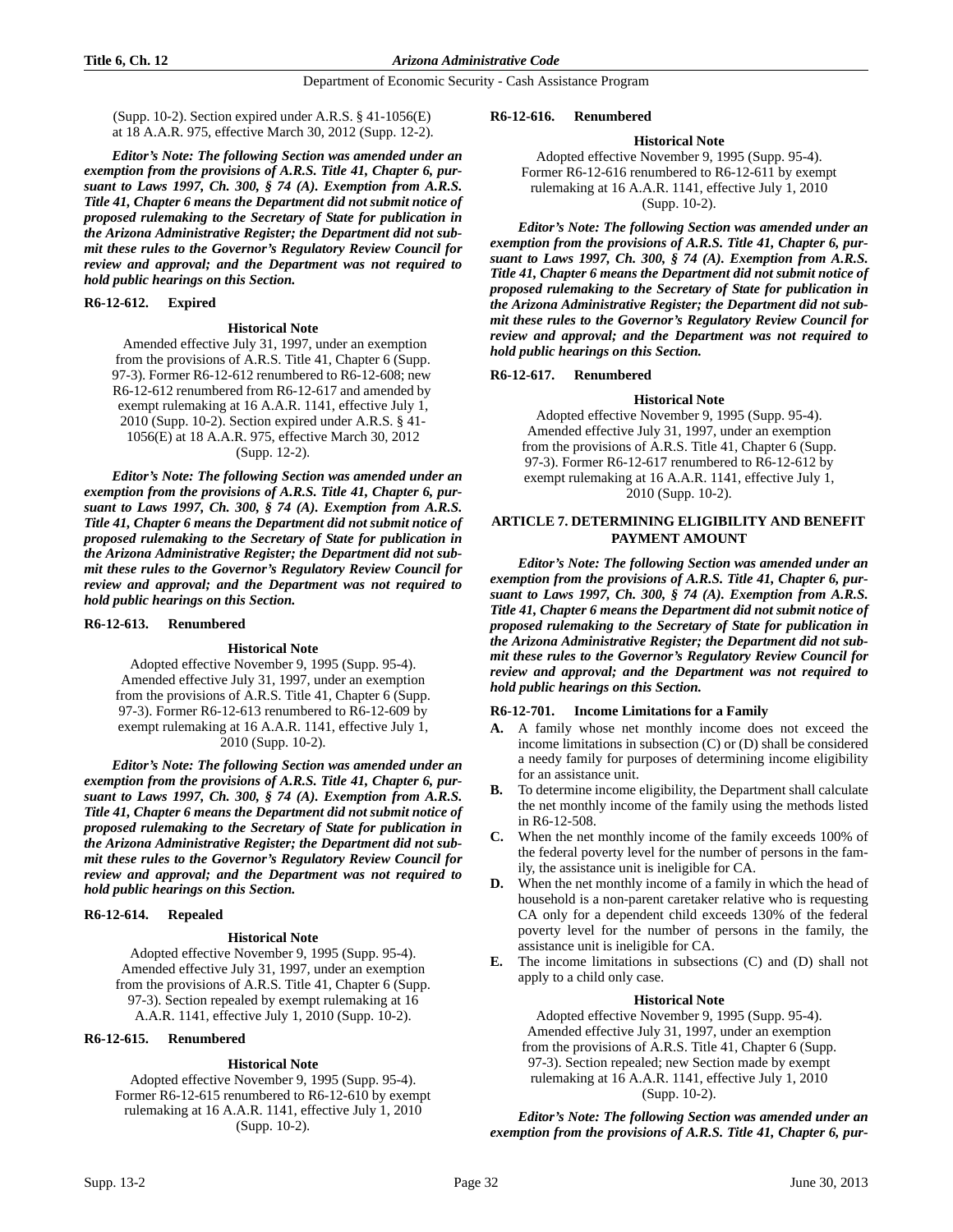(Supp. 10-2). Section expired under A.R.S. § 41-1056(E) at 18 A.A.R. 975, effective March 30, 2012 (Supp. 12-2).

***Editor's Note: The following Section was amended under an exemption from the provisions of A.R.S. Title 41, Chapter 6, pursuant to Laws 1997, Ch. 300, § 74 (A). Exemption from A.R.S. Title 41, Chapter 6 means the Department did not submit notice of proposed rulemaking to the Secretary of State for publication in the Arizona Administrative Register; the Department did not submit these rules to the Governor's Regulatory Review Council for review and approval; and the Department was not required to hold public hearings on this Section.***

**R6-12-612. Expired**

**Historical Note**

Amended effective July 31, 1997, under an exemption from the provisions of A.R.S. Title 41, Chapter 6 (Supp. 97-3). Former R6-12-612 renumbered to R6-12-608; new R6-12-612 renumbered from R6-12-617 and amended by exempt rulemaking at 16 A.A.R. 1141, effective July 1, 2010 (Supp. 10-2). Section expired under A.R.S. § 41-1056(E) at 18 A.A.R. 975, effective March 30, 2012 (Supp. 12-2).

***Editor's Note: The following Section was amended under an exemption from the provisions of A.R.S. Title 41, Chapter 6, pursuant to Laws 1997, Ch. 300, § 74 (A). Exemption from A.R.S. Title 41, Chapter 6 means the Department did not submit notice of proposed rulemaking to the Secretary of State for publication in the Arizona Administrative Register; the Department did not submit these rules to the Governor's Regulatory Review Council for review and approval; and the Department was not required to hold public hearings on this Section.***

**R6-12-613. Renumbered**

**Historical Note**

Adopted effective November 9, 1995 (Supp. 95-4). Amended effective July 31, 1997, under an exemption from the provisions of A.R.S. Title 41, Chapter 6 (Supp. 97-3). Former R6-12-613 renumbered to R6-12-609 by exempt rulemaking at 16 A.A.R. 1141, effective July 1, 2010 (Supp. 10-2).

***Editor's Note: The following Section was amended under an exemption from the provisions of A.R.S. Title 41, Chapter 6, pursuant to Laws 1997, Ch. 300, § 74 (A). Exemption from A.R.S. Title 41, Chapter 6 means the Department did not submit notice of proposed rulemaking to the Secretary of State for publication in the Arizona Administrative Register; the Department did not submit these rules to the Governor's Regulatory Review Council for review and approval; and the Department was not required to hold public hearings on this Section.***

**R6-12-614. Repealed**

**Historical Note**

Adopted effective November 9, 1995 (Supp. 95-4). Amended effective July 31, 1997, under an exemption from the provisions of A.R.S. Title 41, Chapter 6 (Supp. 97-3). Section repealed by exempt rulemaking at 16 A.A.R. 1141, effective July 1, 2010 (Supp. 10-2).

**R6-12-615. Renumbered**

**Historical Note**

Adopted effective November 9, 1995 (Supp. 95-4). Former R6-12-615 renumbered to R6-12-610 by exempt rulemaking at 16 A.A.R. 1141, effective July 1, 2010 (Supp. 10-2).

**R6-12-616. Renumbered**

**Historical Note**

Adopted effective November 9, 1995 (Supp. 95-4). Former R6-12-616 renumbered to R6-12-611 by exempt rulemaking at 16 A.A.R. 1141, effective July 1, 2010 (Supp. 10-2).

***Editor's Note: The following Section was amended under an exemption from the provisions of A.R.S. Title 41, Chapter 6, pursuant to Laws 1997, Ch. 300, § 74 (A). Exemption from A.R.S. Title 41, Chapter 6 means the Department did not submit notice of proposed rulemaking to the Secretary of State for publication in the Arizona Administrative Register; the Department did not submit these rules to the Governor's Regulatory Review Council for review and approval; and the Department was not required to hold public hearings on this Section.***

**R6-12-617. Renumbered**

**Historical Note**

Adopted effective November 9, 1995 (Supp. 95-4). Amended effective July 31, 1997, under an exemption from the provisions of A.R.S. Title 41, Chapter 6 (Supp. 97-3). Former R6-12-617 renumbered to R6-12-612 by exempt rulemaking at 16 A.A.R. 1141, effective July 1, 2010 (Supp. 10-2).

## ARTICLE 7. DETERMINING ELIGIBILITY AND BENEFIT PAYMENT AMOUNT

***Editor's Note: The following Section was amended under an exemption from the provisions of A.R.S. Title 41, Chapter 6, pursuant to Laws 1997, Ch. 300, § 74 (A). Exemption from A.R.S. Title 41, Chapter 6 means the Department did not submit notice of proposed rulemaking to the Secretary of State for publication in the Arizona Administrative Register; the Department did not submit these rules to the Governor's Regulatory Review Council for review and approval; and the Department was not required to hold public hearings on this Section.***

**R6-12-701. Income Limitations for a Family**

**A.** A family whose net monthly income does not exceed the income limitations in subsection (C) or (D) shall be considered a needy family for purposes of determining income eligibility for an assistance unit.

**B.** To determine income eligibility, the Department shall calculate the net monthly income of the family using the methods listed in R6-12-508.

**C.** When the net monthly income of the family exceeds 100% of the federal poverty level for the number of persons in the family, the assistance unit is ineligible for CA.

**D.** When the net monthly income of a family in which the head of household is a non-parent caretaker relative who is requesting CA only for a dependent child exceeds 130% of the federal poverty level for the number of persons in the family, the assistance unit is ineligible for CA.

**E.** The income limitations in subsections (C) and (D) shall not apply to a child only case.

**Historical Note**

Adopted effective November 9, 1995 (Supp. 95-4). Amended effective July 31, 1997, under an exemption from the provisions of A.R.S. Title 41, Chapter 6 (Supp. 97-3). Section repealed; new Section made by exempt rulemaking at 16 A.A.R. 1141, effective July 1, 2010 (Supp. 10-2).

***Editor's Note: The following Section was amended under an exemption from the provisions of A.R.S. Title 41, Chapter 6, pur-***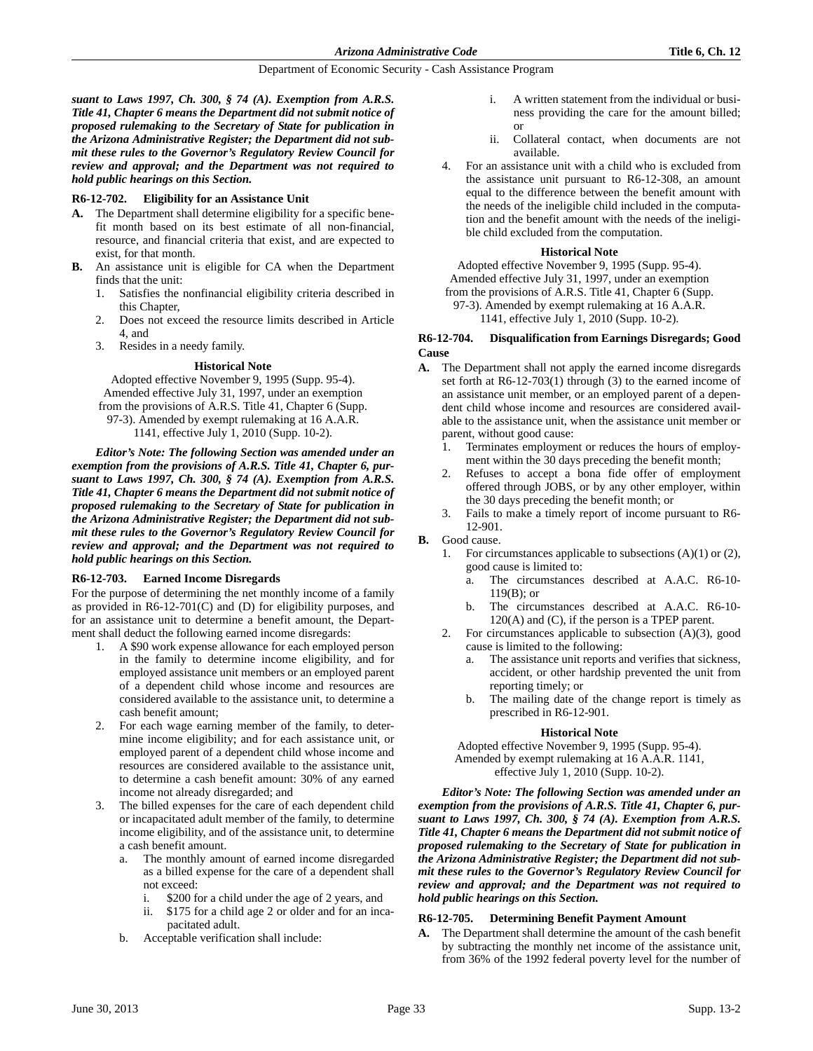***suant to Laws 1997, Ch. 300, § 74 (A). Exemption from A.R.S. Title 41, Chapter 6 means the Department did not submit notice of proposed rulemaking to the Secretary of State for publication in the Arizona Administrative Register; the Department did not submit these rules to the Governor's Regulatory Review Council for review and approval; and the Department was not required to hold public hearings on this Section.***

### R6-12-702. Eligibility for an Assistance Unit

**A.** The Department shall determine eligibility for a specific benefit month based on its best estimate of all non-financial, resource, and financial criteria that exist, and are expected to exist, for that month.

**B.** An assistance unit is eligible for CA when the Department finds that the unit:

1. Satisfies the nonfinancial eligibility criteria described in this Chapter,
2. Does not exceed the resource limits described in Article 4, and
3. Resides in a needy family.

**Historical Note**

Adopted effective November 9, 1995 (Supp. 95-4). Amended effective July 31, 1997, under an exemption from the provisions of A.R.S. Title 41, Chapter 6 (Supp. 97-3). Amended by exempt rulemaking at 16 A.A.R. 1141, effective July 1, 2010 (Supp. 10-2).

***Editor's Note: The following Section was amended under an exemption from the provisions of A.R.S. Title 41, Chapter 6, pursuant to Laws 1997, Ch. 300, § 74 (A). Exemption from A.R.S. Title 41, Chapter 6 means the Department did not submit notice of proposed rulemaking to the Secretary of State for publication in the Arizona Administrative Register; the Department did not submit these rules to the Governor's Regulatory Review Council for review and approval; and the Department was not required to hold public hearings on this Section.***

### R6-12-703. Earned Income Disregards

For the purpose of determining the net monthly income of a family as provided in R6-12-701(C) and (D) for eligibility purposes, and for an assistance unit to determine a benefit amount, the Department shall deduct the following earned income disregards:

1. A $90 work expense allowance for each employed person in the family to determine income eligibility, and for employed assistance unit members or an employed parent of a dependent child whose income and resources are considered available to the assistance unit, to determine a cash benefit amount;
2. For each wage earning member of the family, to determine income eligibility; and for each assistance unit, or employed parent of a dependent child whose income and resources are considered available to the assistance unit, to determine a cash benefit amount: 30% of any earned income not already disregarded; and
3. The billed expenses for the care of each dependent child or incapacitated adult member of the family, to determine income eligibility, and of the assistance unit, to determine a cash benefit amount.
   a. The monthly amount of earned income disregarded as a billed expense for the care of a dependent shall not exceed:
      i. $200 for a child under the age of 2 years, and
      ii. $175 for a child age 2 or older and for an incapacitated adult.
   b. Acceptable verification shall include:
      i. A written statement from the individual or business providing the care for the amount billed; or
      ii. Collateral contact, when documents are not available.
4. For an assistance unit with a child who is excluded from the assistance unit pursuant to R6-12-308, an amount equal to the difference between the benefit amount with the needs of the ineligible child included in the computation and the benefit amount with the needs of the ineligible child excluded from the computation.

**Historical Note**

Adopted effective November 9, 1995 (Supp. 95-4). Amended effective July 31, 1997, under an exemption from the provisions of A.R.S. Title 41, Chapter 6 (Supp. 97-3). Amended by exempt rulemaking at 16 A.A.R. 1141, effective July 1, 2010 (Supp. 10-2).

### R6-12-704. Disqualification from Earnings Disregards; Good Cause

**A.** The Department shall not apply the earned income disregards set forth at R6-12-703(1) through (3) to the earned income of an assistance unit member, or an employed parent of a dependent child whose income and resources are considered available to the assistance unit, when the assistance unit member or parent, without good cause:

1. Terminates employment or reduces the hours of employment within the 30 days preceding the benefit month;
2. Refuses to accept a bona fide offer of employment offered through JOBS, or by any other employer, within the 30 days preceding the benefit month; or
3. Fails to make a timely report of income pursuant to R6-12-901.

**B.** Good cause.

1. For circumstances applicable to subsections (A)(1) or (2), good cause is limited to:
   a. The circumstances described at A.A.C. R6-10-119(B); or
   b. The circumstances described at A.A.C. R6-10-120(A) and (C), if the person is a TPEP parent.
2. For circumstances applicable to subsection (A)(3), good cause is limited to the following:
   a. The assistance unit reports and verifies that sickness, accident, or other hardship prevented the unit from reporting timely; or
   b. The mailing date of the change report is timely as prescribed in R6-12-901.

**Historical Note**

Adopted effective November 9, 1995 (Supp. 95-4). Amended by exempt rulemaking at 16 A.A.R. 1141, effective July 1, 2010 (Supp. 10-2).

***Editor's Note: The following Section was amended under an exemption from the provisions of A.R.S. Title 41, Chapter 6, pursuant to Laws 1997, Ch. 300, § 74 (A). Exemption from A.R.S. Title 41, Chapter 6 means the Department did not submit notice of proposed rulemaking to the Secretary of State for publication in the Arizona Administrative Register; the Department did not submit these rules to the Governor's Regulatory Review Council for review and approval; and the Department was not required to hold public hearings on this Section.***

### R6-12-705. Determining Benefit Payment Amount

**A.** The Department shall determine the amount of the cash benefit by subtracting the monthly net income of the assistance unit, from 36% of the 1992 federal poverty level for the number of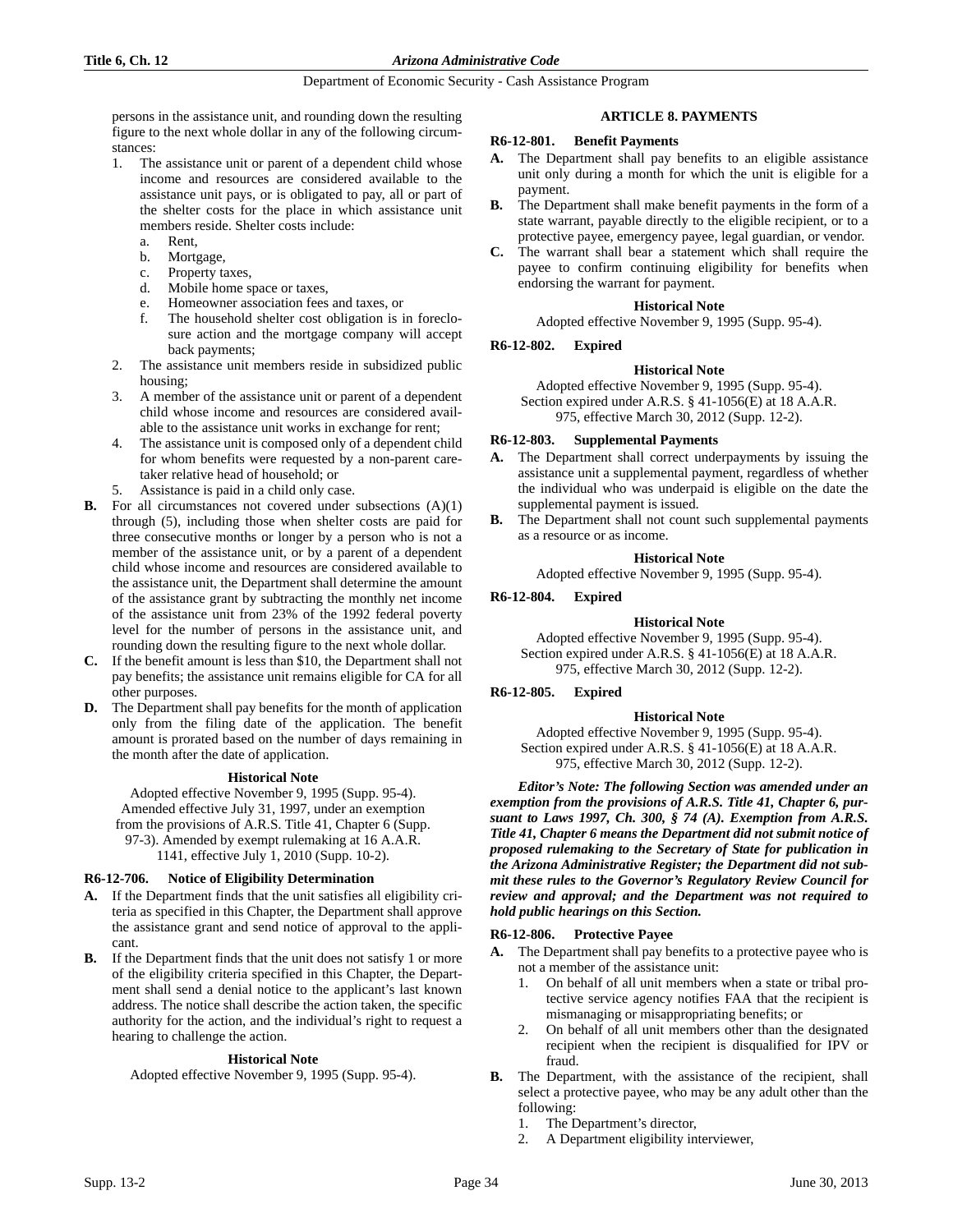persons in the assistance unit, and rounding down the resulting figure to the next whole dollar in any of the following circumstances:

1. The assistance unit or parent of a dependent child whose income and resources are considered available to the assistance unit pays, or is obligated to pay, all or part of the shelter costs for the place in which assistance unit members reside. Shelter costs include:
   a. Rent,
   b. Mortgage,
   c. Property taxes,
   d. Mobile home space or taxes,
   e. Homeowner association fees and taxes, or
   f. The household shelter cost obligation is in foreclosure action and the mortgage company will accept back payments;
2. The assistance unit members reside in subsidized public housing;
3. A member of the assistance unit or parent of a dependent child whose income and resources are considered available to the assistance unit works in exchange for rent;
4. The assistance unit is composed only of a dependent child for whom benefits were requested by a non-parent caretaker relative head of household; or
5. Assistance is paid in a child only case.

**B.** For all circumstances not covered under subsections (A)(1) through (5), including those when shelter costs are paid for three consecutive months or longer by a person who is not a member of the assistance unit, or by a parent of a dependent child whose income and resources are considered available to the assistance unit, the Department shall determine the amount of the assistance grant by subtracting the monthly net income of the assistance unit from 23% of the 1992 federal poverty level for the number of persons in the assistance unit, and rounding down the resulting figure to the next whole dollar.

**C.** If the benefit amount is less than $10, the Department shall not pay benefits; the assistance unit remains eligible for CA for all other purposes.

**D.** The Department shall pay benefits for the month of application only from the filing date of the application. The benefit amount is prorated based on the number of days remaining in the month after the date of application.

**Historical Note**

Adopted effective November 9, 1995 (Supp. 95-4). Amended effective July 31, 1997, under an exemption from the provisions of A.R.S. Title 41, Chapter 6 (Supp. 97-3). Amended by exempt rulemaking at 16 A.A.R. 1141, effective July 1, 2010 (Supp. 10-2).

### R6-12-706. Notice of Eligibility Determination

**A.** If the Department finds that the unit satisfies all eligibility criteria as specified in this Chapter, the Department shall approve the assistance grant and send notice of approval to the applicant.

**B.** If the Department finds that the unit does not satisfy 1 or more of the eligibility criteria specified in this Chapter, the Department shall send a denial notice to the applicant's last known address. The notice shall describe the action taken, the specific authority for the action, and the individual's right to request a hearing to challenge the action.

**Historical Note**

Adopted effective November 9, 1995 (Supp. 95-4).

## ARTICLE 8. PAYMENTS

### R6-12-801. Benefit Payments

**A.** The Department shall pay benefits to an eligible assistance unit only during a month for which the unit is eligible for a payment.

**B.** The Department shall make benefit payments in the form of a state warrant, payable directly to the eligible recipient, or to a protective payee, emergency payee, legal guardian, or vendor.

**C.** The warrant shall bear a statement which shall require the payee to confirm continuing eligibility for benefits when endorsing the warrant for payment.

**Historical Note**

Adopted effective November 9, 1995 (Supp. 95-4).

### R6-12-802. Expired

**Historical Note**

Adopted effective November 9, 1995 (Supp. 95-4). Section expired under A.R.S. § 41-1056(E) at 18 A.A.R. 975, effective March 30, 2012 (Supp. 12-2).

### R6-12-803. Supplemental Payments

**A.** The Department shall correct underpayments by issuing the assistance unit a supplemental payment, regardless of whether the individual who was underpaid is eligible on the date the supplemental payment is issued.

**B.** The Department shall not count such supplemental payments as a resource or as income.

**Historical Note**

Adopted effective November 9, 1995 (Supp. 95-4).

### R6-12-804. Expired

**Historical Note**

Adopted effective November 9, 1995 (Supp. 95-4). Section expired under A.R.S. § 41-1056(E) at 18 A.A.R. 975, effective March 30, 2012 (Supp. 12-2).

### R6-12-805. Expired

**Historical Note**

Adopted effective November 9, 1995 (Supp. 95-4). Section expired under A.R.S. § 41-1056(E) at 18 A.A.R. 975, effective March 30, 2012 (Supp. 12-2).

***Editor's Note: The following Section was amended under an exemption from the provisions of A.R.S. Title 41, Chapter 6, pursuant to Laws 1997, Ch. 300, § 74 (A). Exemption from A.R.S. Title 41, Chapter 6 means the Department did not submit notice of proposed rulemaking to the Secretary of State for publication in the Arizona Administrative Register; the Department did not submit these rules to the Governor's Regulatory Review Council for review and approval; and the Department was not required to hold public hearings on this Section.***

### R6-12-806. Protective Payee

**A.** The Department shall pay benefits to a protective payee who is not a member of the assistance unit:

1. On behalf of all unit members when a state or tribal protective service agency notifies FAA that the recipient is mismanaging or misappropriating benefits; or
2. On behalf of all unit members other than the designated recipient when the recipient is disqualified for IPV or fraud.

**B.** The Department, with the assistance of the recipient, shall select a protective payee, who may be any adult other than the following:

1. The Department's director,
2. A Department eligibility interviewer,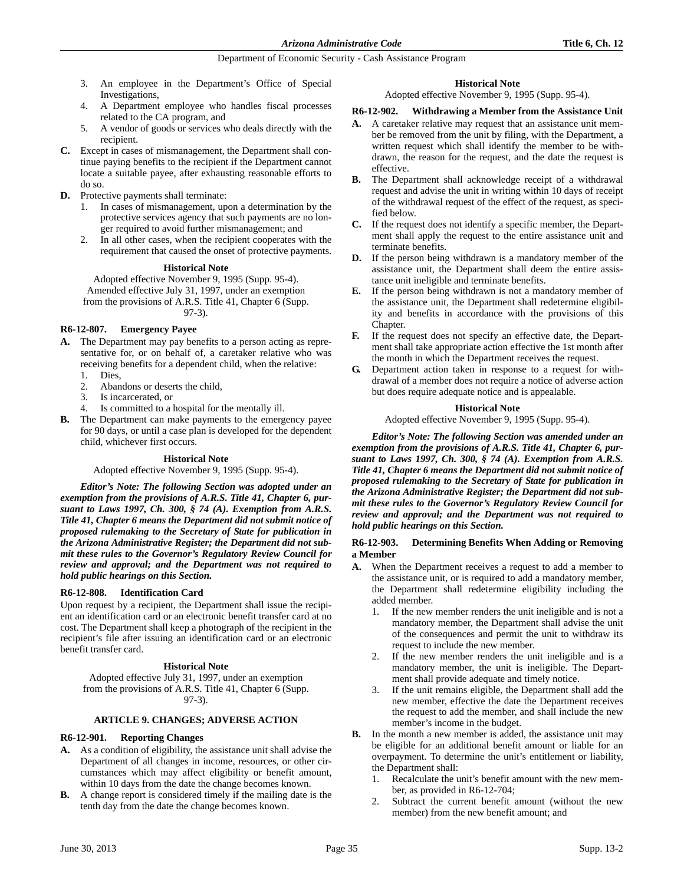3. An employee in the Department's Office of Special Investigations,
4. A Department employee who handles fiscal processes related to the CA program, and
5. A vendor of goods or services who deals directly with the recipient.

**C.** Except in cases of mismanagement, the Department shall continue paying benefits to the recipient if the Department cannot locate a suitable payee, after exhausting reasonable efforts to do so.

**D.** Protective payments shall terminate:

1. In cases of mismanagement, upon a determination by the protective services agency that such payments are no longer required to avoid further mismanagement; and
2. In all other cases, when the recipient cooperates with the requirement that caused the onset of protective payments.

**Historical Note**

Adopted effective November 9, 1995 (Supp. 95-4). Amended effective July 31, 1997, under an exemption from the provisions of A.R.S. Title 41, Chapter 6 (Supp. 97-3).

### R6-12-807. Emergency Payee

**A.** The Department may pay benefits to a person acting as representative for, or on behalf of, a caretaker relative who was receiving benefits for a dependent child, when the relative:

1. Dies,
2. Abandons or deserts the child,
3. Is incarcerated, or
4. Is committed to a hospital for the mentally ill.

**B.** The Department can make payments to the emergency payee for 90 days, or until a case plan is developed for the dependent child, whichever first occurs.

**Historical Note**

Adopted effective November 9, 1995 (Supp. 95-4).

***Editor's Note: The following Section was adopted under an exemption from the provisions of A.R.S. Title 41, Chapter 6, pursuant to Laws 1997, Ch. 300, § 74 (A). Exemption from A.R.S. Title 41, Chapter 6 means the Department did not submit notice of proposed rulemaking to the Secretary of State for publication in the Arizona Administrative Register; the Department did not submit these rules to the Governor's Regulatory Review Council for review and approval; and the Department was not required to hold public hearings on this Section.***

### R6-12-808. Identification Card

Upon request by a recipient, the Department shall issue the recipient an identification card or an electronic benefit transfer card at no cost. The Department shall keep a photograph of the recipient in the recipient's file after issuing an identification card or an electronic benefit transfer card.

**Historical Note**

Adopted effective July 31, 1997, under an exemption from the provisions of A.R.S. Title 41, Chapter 6 (Supp. 97-3).

## ARTICLE 9. CHANGES; ADVERSE ACTION

### R6-12-901. Reporting Changes

**A.** As a condition of eligibility, the assistance unit shall advise the Department of all changes in income, resources, or other circumstances which may affect eligibility or benefit amount, within 10 days from the date the change becomes known.

**B.** A change report is considered timely if the mailing date is the tenth day from the date the change becomes known.

**Historical Note**

Adopted effective November 9, 1995 (Supp. 95-4).

### R6-12-902. Withdrawing a Member from the Assistance Unit

**A.** A caretaker relative may request that an assistance unit member be removed from the unit by filing, with the Department, a written request which shall identify the member to be withdrawn, the reason for the request, and the date the request is effective.

**B.** The Department shall acknowledge receipt of a withdrawal request and advise the unit in writing within 10 days of receipt of the withdrawal request of the effect of the request, as specified below.

**C.** If the request does not identify a specific member, the Department shall apply the request to the entire assistance unit and terminate benefits.

**D.** If the person being withdrawn is a mandatory member of the assistance unit, the Department shall deem the entire assistance unit ineligible and terminate benefits.

**E.** If the person being withdrawn is not a mandatory member of the assistance unit, the Department shall redetermine eligibility and benefits in accordance with the provisions of this Chapter.

**F.** If the request does not specify an effective date, the Department shall take appropriate action effective the 1st month after the month in which the Department receives the request.

**G.** Department action taken in response to a request for withdrawal of a member does not require a notice of adverse action but does require adequate notice and is appealable.

**Historical Note**

Adopted effective November 9, 1995 (Supp. 95-4).

***Editor's Note: The following Section was amended under an exemption from the provisions of A.R.S. Title 41, Chapter 6, pursuant to Laws 1997, Ch. 300, § 74 (A). Exemption from A.R.S. Title 41, Chapter 6 means the Department did not submit notice of proposed rulemaking to the Secretary of State for publication in the Arizona Administrative Register; the Department did not submit these rules to the Governor's Regulatory Review Council for review and approval; and the Department was not required to hold public hearings on this Section.***

### R6-12-903. Determining Benefits When Adding or Removing a Member

**A.** When the Department receives a request to add a member to the assistance unit, or is required to add a mandatory member, the Department shall redetermine eligibility including the added member.

1. If the new member renders the unit ineligible and is not a mandatory member, the Department shall advise the unit of the consequences and permit the unit to withdraw its request to include the new member.
2. If the new member renders the unit ineligible and is a mandatory member, the unit is ineligible. The Department shall provide adequate and timely notice.
3. If the unit remains eligible, the Department shall add the new member, effective the date the Department receives the request to add the member, and shall include the new member's income in the budget.

**B.** In the month a new member is added, the assistance unit may be eligible for an additional benefit amount or liable for an overpayment. To determine the unit's entitlement or liability, the Department shall:

1. Recalculate the unit's benefit amount with the new member, as provided in R6-12-704;
2. Subtract the current benefit amount (without the new member) from the new benefit amount; and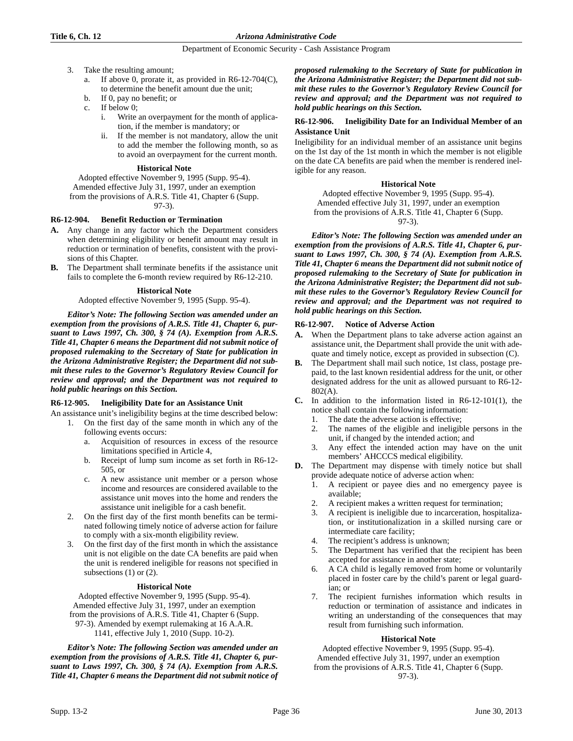3. Take the resulting amount;
   a. If above 0, prorate it, as provided in R6-12-704(C), to determine the benefit amount due the unit;
   b. If 0, pay no benefit; or
   c. If below 0;
      i. Write an overpayment for the month of application, if the member is mandatory; or
      ii. If the member is not mandatory, allow the unit to add the member the following month, so as to avoid an overpayment for the current month.

**Historical Note**

Adopted effective November 9, 1995 (Supp. 95-4). Amended effective July 31, 1997, under an exemption from the provisions of A.R.S. Title 41, Chapter 6 (Supp. 97-3).

### R6-12-904. Benefit Reduction or Termination

**A.** Any change in any factor which the Department considers when determining eligibility or benefit amount may result in reduction or termination of benefits, consistent with the provisions of this Chapter.

**B.** The Department shall terminate benefits if the assistance unit fails to complete the 6-month review required by R6-12-210.

**Historical Note**

Adopted effective November 9, 1995 (Supp. 95-4).

***Editor's Note: The following Section was amended under an exemption from the provisions of A.R.S. Title 41, Chapter 6, pursuant to Laws 1997, Ch. 300, § 74 (A). Exemption from A.R.S. Title 41, Chapter 6 means the Department did not submit notice of proposed rulemaking to the Secretary of State for publication in the Arizona Administrative Register; the Department did not submit these rules to the Governor's Regulatory Review Council for review and approval; and the Department was not required to hold public hearings on this Section.***

### R6-12-905. Ineligibility Date for an Assistance Unit

An assistance unit's ineligibility begins at the time described below:

1. On the first day of the same month in which any of the following events occurs:
   a. Acquisition of resources in excess of the resource limitations specified in Article 4,
   b. Receipt of lump sum income as set forth in R6-12-505, or
   c. A new assistance unit member or a person whose income and resources are considered available to the assistance unit moves into the home and renders the assistance unit ineligible for a cash benefit.
2. On the first day of the first month benefits can be terminated following timely notice of adverse action for failure to comply with a six-month eligibility review.
3. On the first day of the first month in which the assistance unit is not eligible on the date CA benefits are paid when the unit is rendered ineligible for reasons not specified in subsections (1) or (2).

**Historical Note**

Adopted effective November 9, 1995 (Supp. 95-4). Amended effective July 31, 1997, under an exemption from the provisions of A.R.S. Title 41, Chapter 6 (Supp. 97-3). Amended by exempt rulemaking at 16 A.A.R. 1141, effective July 1, 2010 (Supp. 10-2).

***Editor's Note: The following Section was amended under an exemption from the provisions of A.R.S. Title 41, Chapter 6, pursuant to Laws 1997, Ch. 300, § 74 (A). Exemption from A.R.S. Title 41, Chapter 6 means the Department did not submit notice of proposed rulemaking to the Secretary of State for publication in the Arizona Administrative Register; the Department did not submit these rules to the Governor's Regulatory Review Council for review and approval; and the Department was not required to hold public hearings on this Section.***

### R6-12-906. Ineligibility Date for an Individual Member of an Assistance Unit

Ineligibility for an individual member of an assistance unit begins on the 1st day of the 1st month in which the member is not eligible on the date CA benefits are paid when the member is rendered ineligible for any reason.

**Historical Note**

Adopted effective November 9, 1995 (Supp. 95-4). Amended effective July 31, 1997, under an exemption from the provisions of A.R.S. Title 41, Chapter 6 (Supp. 97-3).

***Editor's Note: The following Section was amended under an exemption from the provisions of A.R.S. Title 41, Chapter 6, pursuant to Laws 1997, Ch. 300, § 74 (A). Exemption from A.R.S. Title 41, Chapter 6 means the Department did not submit notice of proposed rulemaking to the Secretary of State for publication in the Arizona Administrative Register; the Department did not submit these rules to the Governor's Regulatory Review Council for review and approval; and the Department was not required to hold public hearings on this Section.***

### R6-12-907. Notice of Adverse Action

**A.** When the Department plans to take adverse action against an assistance unit, the Department shall provide the unit with adequate and timely notice, except as provided in subsection (C).

**B.** The Department shall mail such notice, 1st class, postage prepaid, to the last known residential address for the unit, or other designated address for the unit as allowed pursuant to R6-12-802(A).

**C.** In addition to the information listed in R6-12-101(1), the notice shall contain the following information:
1. The date the adverse action is effective;
2. The names of the eligible and ineligible persons in the unit, if changed by the intended action; and
3. Any effect the intended action may have on the unit members' AHCCCS medical eligibility.

**D.** The Department may dispense with timely notice but shall provide adequate notice of adverse action when:
1. A recipient or payee dies and no emergency payee is available;
2. A recipient makes a written request for termination;
3. A recipient is ineligible due to incarceration, hospitalization, or institutionalization in a skilled nursing care or intermediate care facility;
4. The recipient's address is unknown;
5. The Department has verified that the recipient has been accepted for assistance in another state;
6. A CA child is legally removed from home or voluntarily placed in foster care by the child's parent or legal guardian; or
7. The recipient furnishes information which results in reduction or termination of assistance and indicates in writing an understanding of the consequences that may result from furnishing such information.

**Historical Note**

Adopted effective November 9, 1995 (Supp. 95-4). Amended effective July 31, 1997, under an exemption from the provisions of A.R.S. Title 41, Chapter 6 (Supp. 97-3).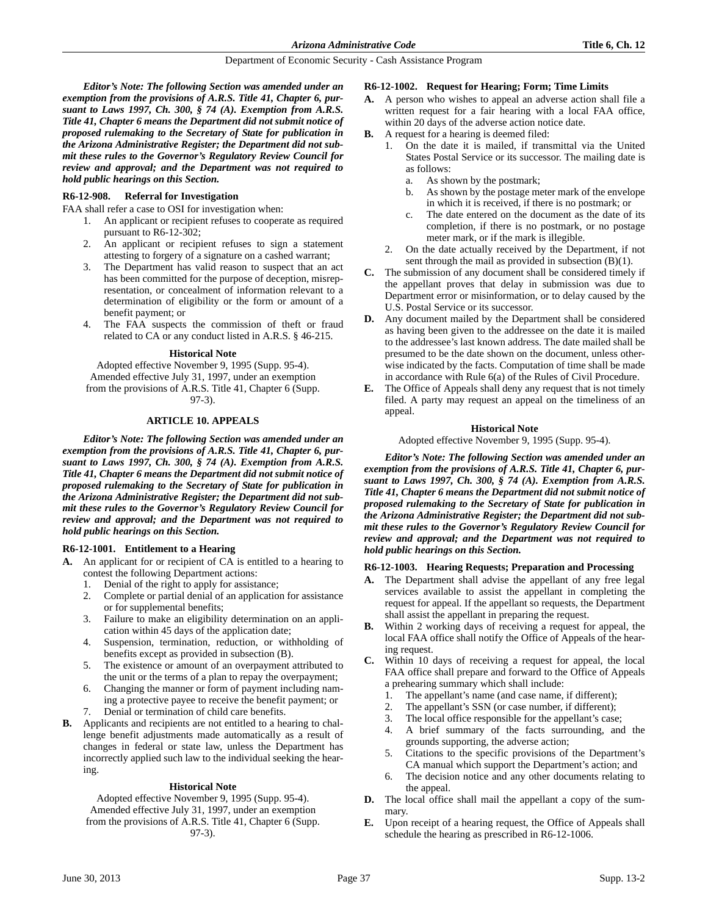*Editor's Note: The following Section was amended under an exemption from the provisions of A.R.S. Title 41, Chapter 6, pursuant to Laws 1997, Ch. 300, § 74 (A). Exemption from A.R.S. Title 41, Chapter 6 means the Department did not submit notice of proposed rulemaking to the Secretary of State for publication in the Arizona Administrative Register; the Department did not submit these rules to the Governor's Regulatory Review Council for review and approval; and the Department was not required to hold public hearings on this Section.*

### R6-12-908. Referral for Investigation

FAA shall refer a case to OSI for investigation when:

1. An applicant or recipient refuses to cooperate as required pursuant to R6-12-302;
2. An applicant or recipient refuses to sign a statement attesting to forgery of a signature on a cashed warrant;
3. The Department has valid reason to suspect that an act has been committed for the purpose of deception, misrepresentation, or concealment of information relevant to a determination of eligibility or the form or amount of a benefit payment; or
4. The FAA suspects the commission of theft or fraud related to CA or any conduct listed in A.R.S. § 46-215.

**Historical Note**

Adopted effective November 9, 1995 (Supp. 95-4). Amended effective July 31, 1997, under an exemption from the provisions of A.R.S. Title 41, Chapter 6 (Supp. 97-3).

## ARTICLE 10. APPEALS

*Editor's Note: The following Section was amended under an exemption from the provisions of A.R.S. Title 41, Chapter 6, pursuant to Laws 1997, Ch. 300, § 74 (A). Exemption from A.R.S. Title 41, Chapter 6 means the Department did not submit notice of proposed rulemaking to the Secretary of State for publication in the Arizona Administrative Register; the Department did not submit these rules to the Governor's Regulatory Review Council for review and approval; and the Department was not required to hold public hearings on this Section.*

### R6-12-1001. Entitlement to a Hearing

**A.** An applicant for or recipient of CA is entitled to a hearing to contest the following Department actions:
   1. Denial of the right to apply for assistance;
   2. Complete or partial denial of an application for assistance or for supplemental benefits;
   3. Failure to make an eligibility determination on an application within 45 days of the application date;
   4. Suspension, termination, reduction, or withholding of benefits except as provided in subsection (B).
   5. The existence or amount of an overpayment attributed to the unit or the terms of a plan to repay the overpayment;
   6. Changing the manner or form of payment including naming a protective payee to receive the benefit payment; or
   7. Denial or termination of child care benefits.

**B.** Applicants and recipients are not entitled to a hearing to challenge benefit adjustments made automatically as a result of changes in federal or state law, unless the Department has incorrectly applied such law to the individual seeking the hearing.

**Historical Note**

Adopted effective November 9, 1995 (Supp. 95-4). Amended effective July 31, 1997, under an exemption from the provisions of A.R.S. Title 41, Chapter 6 (Supp. 97-3).

### R6-12-1002. Request for Hearing; Form; Time Limits

**A.** A person who wishes to appeal an adverse action shall file a written request for a fair hearing with a local FAA office, within 20 days of the adverse action notice date.

**B.** A request for a hearing is deemed filed:
   1. On the date it is mailed, if transmittal via the United States Postal Service or its successor. The mailing date is as follows:
      a. As shown by the postmark;
      b. As shown by the postage meter mark of the envelope in which it is received, if there is no postmark; or
      c. The date entered on the document as the date of its completion, if there is no postmark, or no postage meter mark, or if the mark is illegible.
   2. On the date actually received by the Department, if not sent through the mail as provided in subsection (B)(1).

**C.** The submission of any document shall be considered timely if the appellant proves that delay in submission was due to Department error or misinformation, or to delay caused by the U.S. Postal Service or its successor.

**D.** Any document mailed by the Department shall be considered as having been given to the addressee on the date it is mailed to the addressee's last known address. The date mailed shall be presumed to be the date shown on the document, unless otherwise indicated by the facts. Computation of time shall be made in accordance with Rule 6(a) of the Rules of Civil Procedure.

**E.** The Office of Appeals shall deny any request that is not timely filed. A party may request an appeal on the timeliness of an appeal.

**Historical Note**

Adopted effective November 9, 1995 (Supp. 95-4).

*Editor's Note: The following Section was amended under an exemption from the provisions of A.R.S. Title 41, Chapter 6, pursuant to Laws 1997, Ch. 300, § 74 (A). Exemption from A.R.S. Title 41, Chapter 6 means the Department did not submit notice of proposed rulemaking to the Secretary of State for publication in the Arizona Administrative Register; the Department did not submit these rules to the Governor's Regulatory Review Council for review and approval; and the Department was not required to hold public hearings on this Section.*

### R6-12-1003. Hearing Requests; Preparation and Processing

**A.** The Department shall advise the appellant of any free legal services available to assist the appellant in completing the request for appeal. If the appellant so requests, the Department shall assist the appellant in preparing the request.

**B.** Within 2 working days of receiving a request for appeal, the local FAA office shall notify the Office of Appeals of the hearing request.

**C.** Within 10 days of receiving a request for appeal, the local FAA office shall prepare and forward to the Office of Appeals a prehearing summary which shall include:
   1. The appellant's name (and case name, if different);
   2. The appellant's SSN (or case number, if different);
   3. The local office responsible for the appellant's case;
   4. A brief summary of the facts surrounding, and the grounds supporting, the adverse action;
   5. Citations to the specific provisions of the Department's CA manual which support the Department's action; and
   6. The decision notice and any other documents relating to the appeal.

**D.** The local office shall mail the appellant a copy of the summary.

**E.** Upon receipt of a hearing request, the Office of Appeals shall schedule the hearing as prescribed in R6-12-1006.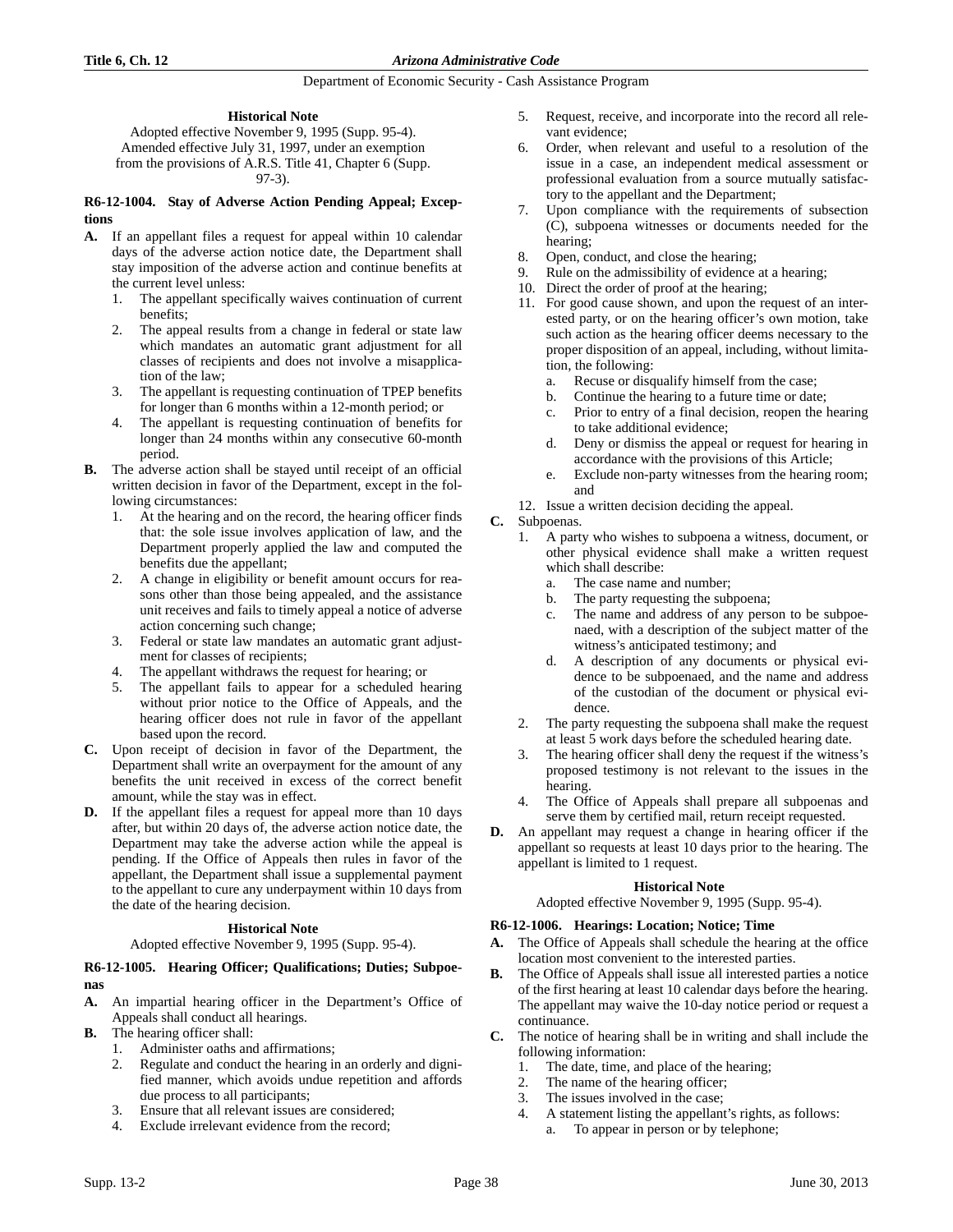**Historical Note**

Adopted effective November 9, 1995 (Supp. 95-4). Amended effective July 31, 1997, under an exemption from the provisions of A.R.S. Title 41, Chapter 6 (Supp. 97-3).

**R6-12-1004. Stay of Adverse Action Pending Appeal; Exceptions**

**A.** If an appellant files a request for appeal within 10 calendar days of the adverse action notice date, the Department shall stay imposition of the adverse action and continue benefits at the current level unless:

1. The appellant specifically waives continuation of current benefits;
2. The appeal results from a change in federal or state law which mandates an automatic grant adjustment for all classes of recipients and does not involve a misapplication of the law;
3. The appellant is requesting continuation of TPEP benefits for longer than 6 months within a 12-month period; or
4. The appellant is requesting continuation of benefits for longer than 24 months within any consecutive 60-month period.

**B.** The adverse action shall be stayed until receipt of an official written decision in favor of the Department, except in the following circumstances:

1. At the hearing and on the record, the hearing officer finds that: the sole issue involves application of law, and the Department properly applied the law and computed the benefits due the appellant;
2. A change in eligibility or benefit amount occurs for reasons other than those being appealed, and the assistance unit receives and fails to timely appeal a notice of adverse action concerning such change;
3. Federal or state law mandates an automatic grant adjustment for classes of recipients;
4. The appellant withdraws the request for hearing; or
5. The appellant fails to appear for a scheduled hearing without prior notice to the Office of Appeals, and the hearing officer does not rule in favor of the appellant based upon the record.

**C.** Upon receipt of decision in favor of the Department, the Department shall write an overpayment for the amount of any benefits the unit received in excess of the correct benefit amount, while the stay was in effect.

**D.** If the appellant files a request for appeal more than 10 days after, but within 20 days of, the adverse action notice date, the Department may take the adverse action while the appeal is pending. If the Office of Appeals then rules in favor of the appellant, the Department shall issue a supplemental payment to the appellant to cure any underpayment within 10 days from the date of the hearing decision.

**Historical Note**

Adopted effective November 9, 1995 (Supp. 95-4).

**R6-12-1005. Hearing Officer; Qualifications; Duties; Subpoenas**

**A.** An impartial hearing officer in the Department's Office of Appeals shall conduct all hearings.

**B.** The hearing officer shall:

1. Administer oaths and affirmations;
2. Regulate and conduct the hearing in an orderly and dignified manner, which avoids undue repetition and affords due process to all participants;
3. Ensure that all relevant issues are considered;
4. Exclude irrelevant evidence from the record;
5. Request, receive, and incorporate into the record all relevant evidence;
6. Order, when relevant and useful to a resolution of the issue in a case, an independent medical assessment or professional evaluation from a source mutually satisfactory to the appellant and the Department;
7. Upon compliance with the requirements of subsection (C), subpoena witnesses or documents needed for the hearing;
8. Open, conduct, and close the hearing;
9. Rule on the admissibility of evidence at a hearing;
10. Direct the order of proof at the hearing;
11. For good cause shown, and upon the request of an interested party, or on the hearing officer's own motion, take such action as the hearing officer deems necessary to the proper disposition of an appeal, including, without limitation, the following:
    a. Recuse or disqualify himself from the case;
    b. Continue the hearing to a future time or date;
    c. Prior to entry of a final decision, reopen the hearing to take additional evidence;
    d. Deny or dismiss the appeal or request for hearing in accordance with the provisions of this Article;
    e. Exclude non-party witnesses from the hearing room; and
12. Issue a written decision deciding the appeal.

**C.** Subpoenas.

1. A party who wishes to subpoena a witness, document, or other physical evidence shall make a written request which shall describe:
    a. The case name and number;
    b. The party requesting the subpoena;
    c. The name and address of any person to be subpoenaed, with a description of the subject matter of the witness's anticipated testimony; and
    d. A description of any documents or physical evidence to be subpoenaed, and the name and address of the custodian of the document or physical evidence.
2. The party requesting the subpoena shall make the request at least 5 work days before the scheduled hearing date.
3. The hearing officer shall deny the request if the witness's proposed testimony is not relevant to the issues in the hearing.
4. The Office of Appeals shall prepare all subpoenas and serve them by certified mail, return receipt requested.

**D.** An appellant may request a change in hearing officer if the appellant so requests at least 10 days prior to the hearing. The appellant is limited to 1 request.

**Historical Note**

Adopted effective November 9, 1995 (Supp. 95-4).

**R6-12-1006. Hearings: Location; Notice; Time**

**A.** The Office of Appeals shall schedule the hearing at the office location most convenient to the interested parties.

**B.** The Office of Appeals shall issue all interested parties a notice of the first hearing at least 10 calendar days before the hearing. The appellant may waive the 10-day notice period or request a continuance.

**C.** The notice of hearing shall be in writing and shall include the following information:

1. The date, time, and place of the hearing;
2. The name of the hearing officer;
3. The issues involved in the case;
4. A statement listing the appellant's rights, as follows:
    a. To appear in person or by telephone;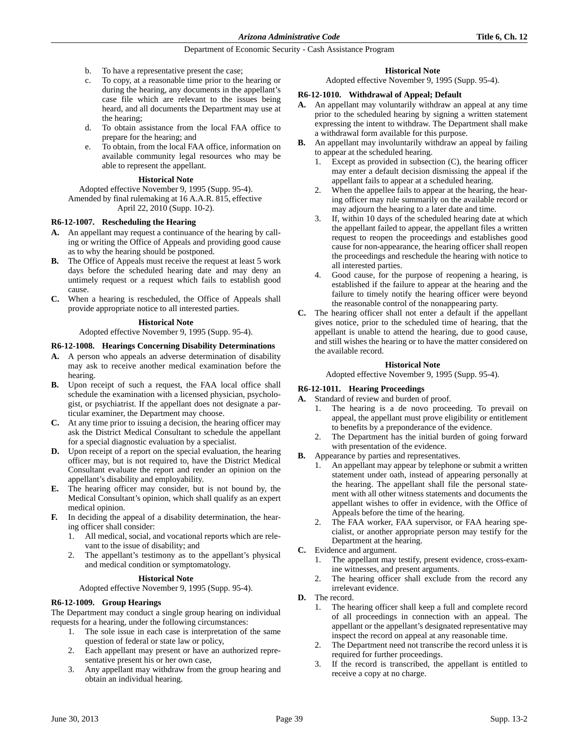b. To have a representative present the case;
c. To copy, at a reasonable time prior to the hearing or during the hearing, any documents in the appellant's case file which are relevant to the issues being heard, and all documents the Department may use at the hearing;
d. To obtain assistance from the local FAA office to prepare for the hearing; and
e. To obtain, from the local FAA office, information on available community legal resources who may be able to represent the appellant.

**Historical Note**

Adopted effective November 9, 1995 (Supp. 95-4). Amended by final rulemaking at 16 A.A.R. 815, effective April 22, 2010 (Supp. 10-2).

### R6-12-1007. Rescheduling the Hearing

**A.** An appellant may request a continuance of the hearing by calling or writing the Office of Appeals and providing good cause as to why the hearing should be postponed.

**B.** The Office of Appeals must receive the request at least 5 work days before the scheduled hearing date and may deny an untimely request or a request which fails to establish good cause.

**C.** When a hearing is rescheduled, the Office of Appeals shall provide appropriate notice to all interested parties.

**Historical Note**

Adopted effective November 9, 1995 (Supp. 95-4).

### R6-12-1008. Hearings Concerning Disability Determinations

**A.** A person who appeals an adverse determination of disability may ask to receive another medical examination before the hearing.

**B.** Upon receipt of such a request, the FAA local office shall schedule the examination with a licensed physician, psychologist, or psychiatrist. If the appellant does not designate a particular examiner, the Department may choose.

**C.** At any time prior to issuing a decision, the hearing officer may ask the District Medical Consultant to schedule the appellant for a special diagnostic evaluation by a specialist.

**D.** Upon receipt of a report on the special evaluation, the hearing officer may, but is not required to, have the District Medical Consultant evaluate the report and render an opinion on the appellant's disability and employability.

**E.** The hearing officer may consider, but is not bound by, the Medical Consultant's opinion, which shall qualify as an expert medical opinion.

**F.** In deciding the appeal of a disability determination, the hearing officer shall consider:
1. All medical, social, and vocational reports which are relevant to the issue of disability; and
2. The appellant's testimony as to the appellant's physical and medical condition or symptomatology.

**Historical Note**

Adopted effective November 9, 1995 (Supp. 95-4).

### R6-12-1009. Group Hearings

The Department may conduct a single group hearing on individual requests for a hearing, under the following circumstances:
1. The sole issue in each case is interpretation of the same question of federal or state law or policy,
2. Each appellant may present or have an authorized representative present his or her own case,
3. Any appellant may withdraw from the group hearing and obtain an individual hearing.

**Historical Note**

Adopted effective November 9, 1995 (Supp. 95-4).

### R6-12-1010. Withdrawal of Appeal; Default

**A.** An appellant may voluntarily withdraw an appeal at any time prior to the scheduled hearing by signing a written statement expressing the intent to withdraw. The Department shall make a withdrawal form available for this purpose.

**B.** An appellant may involuntarily withdraw an appeal by failing to appear at the scheduled hearing.
1. Except as provided in subsection (C), the hearing officer may enter a default decision dismissing the appeal if the appellant fails to appear at a scheduled hearing.
2. When the appellee fails to appear at the hearing, the hearing officer may rule summarily on the available record or may adjourn the hearing to a later date and time.
3. If, within 10 days of the scheduled hearing date at which the appellant failed to appear, the appellant files a written request to reopen the proceedings and establishes good cause for non-appearance, the hearing officer shall reopen the proceedings and reschedule the hearing with notice to all interested parties.
4. Good cause, for the purpose of reopening a hearing, is established if the failure to appear at the hearing and the failure to timely notify the hearing officer were beyond the reasonable control of the nonappearing party.

**C.** The hearing officer shall not enter a default if the appellant gives notice, prior to the scheduled time of hearing, that the appellant is unable to attend the hearing, due to good cause, and still wishes the hearing or to have the matter considered on the available record.

**Historical Note**

Adopted effective November 9, 1995 (Supp. 95-4).

### R6-12-1011. Hearing Proceedings

**A.** Standard of review and burden of proof.
1. The hearing is a de novo proceeding. To prevail on appeal, the appellant must prove eligibility or entitlement to benefits by a preponderance of the evidence.
2. The Department has the initial burden of going forward with presentation of the evidence.

**B.** Appearance by parties and representatives.
1. An appellant may appear by telephone or submit a written statement under oath, instead of appearing personally at the hearing. The appellant shall file the personal statement with all other witness statements and documents the appellant wishes to offer in evidence, with the Office of Appeals before the time of the hearing.
2. The FAA worker, FAA supervisor, or FAA hearing specialist, or another appropriate person may testify for the Department at the hearing.

**C.** Evidence and argument.
1. The appellant may testify, present evidence, cross-examine witnesses, and present arguments.
2. The hearing officer shall exclude from the record any irrelevant evidence.

**D.** The record.
1. The hearing officer shall keep a full and complete record of all proceedings in connection with an appeal. The appellant or the appellant's designated representative may inspect the record on appeal at any reasonable time.
2. The Department need not transcribe the record unless it is required for further proceedings.
3. If the record is transcribed, the appellant is entitled to receive a copy at no charge.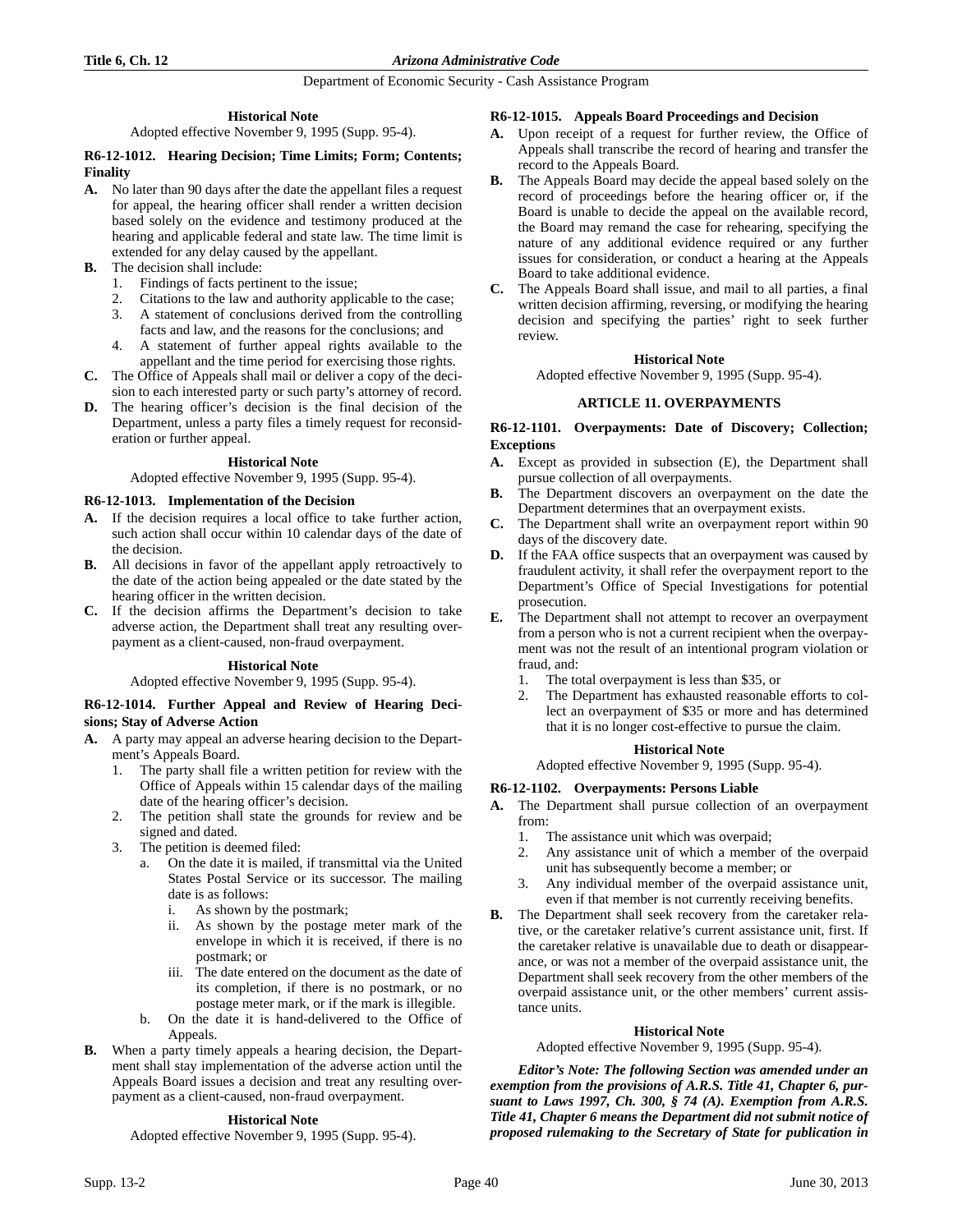**Historical Note**

Adopted effective November 9, 1995 (Supp. 95-4).

**R6-12-1012. Hearing Decision; Time Limits; Form; Contents; Finality**

**A.** No later than 90 days after the date the appellant files a request for appeal, the hearing officer shall render a written decision based solely on the evidence and testimony produced at the hearing and applicable federal and state law. The time limit is extended for any delay caused by the appellant.

**B.** The decision shall include:

1. Findings of facts pertinent to the issue;
2. Citations to the law and authority applicable to the case;
3. A statement of conclusions derived from the controlling facts and law, and the reasons for the conclusions; and
4. A statement of further appeal rights available to the appellant and the time period for exercising those rights.

**C.** The Office of Appeals shall mail or deliver a copy of the decision to each interested party or such party's attorney of record.

**D.** The hearing officer's decision is the final decision of the Department, unless a party files a timely request for reconsideration or further appeal.

**Historical Note**

Adopted effective November 9, 1995 (Supp. 95-4).

**R6-12-1013. Implementation of the Decision**

**A.** If the decision requires a local office to take further action, such action shall occur within 10 calendar days of the date of the decision.

**B.** All decisions in favor of the appellant apply retroactively to the date of the action being appealed or the date stated by the hearing officer in the written decision.

**C.** If the decision affirms the Department's decision to take adverse action, the Department shall treat any resulting overpayment as a client-caused, non-fraud overpayment.

**Historical Note**

Adopted effective November 9, 1995 (Supp. 95-4).

**R6-12-1014. Further Appeal and Review of Hearing Decisions; Stay of Adverse Action**

**A.** A party may appeal an adverse hearing decision to the Department's Appeals Board.

1. The party shall file a written petition for review with the Office of Appeals within 15 calendar days of the mailing date of the hearing officer's decision.
2. The petition shall state the grounds for review and be signed and dated.
3. The petition is deemed filed:
   a. On the date it is mailed, if transmittal via the United States Postal Service or its successor. The mailing date is as follows:
      i. As shown by the postmark;
      ii. As shown by the postage meter mark of the envelope in which it is received, if there is no postmark; or
      iii. The date entered on the document as the date of its completion, if there is no postmark, or no postage meter mark, or if the mark is illegible.
   b. On the date it is hand-delivered to the Office of Appeals.

**B.** When a party timely appeals a hearing decision, the Department shall stay implementation of the adverse action until the Appeals Board issues a decision and treat any resulting overpayment as a client-caused, non-fraud overpayment.

**Historical Note**

Adopted effective November 9, 1995 (Supp. 95-4).

**R6-12-1015. Appeals Board Proceedings and Decision**

**A.** Upon receipt of a request for further review, the Office of Appeals shall transcribe the record of hearing and transfer the record to the Appeals Board.

**B.** The Appeals Board may decide the appeal based solely on the record of proceedings before the hearing officer or, if the Board is unable to decide the appeal on the available record, the Board may remand the case for rehearing, specifying the nature of any additional evidence required or any further issues for consideration, or conduct a hearing at the Appeals Board to take additional evidence.

**C.** The Appeals Board shall issue, and mail to all parties, a final written decision affirming, reversing, or modifying the hearing decision and specifying the parties' right to seek further review.

**Historical Note**

Adopted effective November 9, 1995 (Supp. 95-4).

## ARTICLE 11. OVERPAYMENTS

**R6-12-1101. Overpayments: Date of Discovery; Collection; Exceptions**

**A.** Except as provided in subsection (E), the Department shall pursue collection of all overpayments.

**B.** The Department discovers an overpayment on the date the Department determines that an overpayment exists.

**C.** The Department shall write an overpayment report within 90 days of the discovery date.

**D.** If the FAA office suspects that an overpayment was caused by fraudulent activity, it shall refer the overpayment report to the Department's Office of Special Investigations for potential prosecution.

**E.** The Department shall not attempt to recover an overpayment from a person who is not a current recipient when the overpayment was not the result of an intentional program violation or fraud, and:

1. The total overpayment is less than $35, or
2. The Department has exhausted reasonable efforts to collect an overpayment of $35 or more and has determined that it is no longer cost-effective to pursue the claim.

**Historical Note**

Adopted effective November 9, 1995 (Supp. 95-4).

**R6-12-1102. Overpayments: Persons Liable**

**A.** The Department shall pursue collection of an overpayment from:

1. The assistance unit which was overpaid;
2. Any assistance unit of which a member of the overpaid unit has subsequently become a member; or
3. Any individual member of the overpaid assistance unit, even if that member is not currently receiving benefits.

**B.** The Department shall seek recovery from the caretaker relative, or the caretaker relative's current assistance unit, first. If the caretaker relative is unavailable due to death or disappearance, or was not a member of the overpaid assistance unit, the Department shall seek recovery from the other members of the overpaid assistance unit, or the other members' current assistance units.

**Historical Note**

Adopted effective November 9, 1995 (Supp. 95-4).

***Editor's Note: The following Section was amended under an exemption from the provisions of A.R.S. Title 41, Chapter 6, pursuant to Laws 1997, Ch. 300, § 74 (A). Exemption from A.R.S. Title 41, Chapter 6 means the Department did not submit notice of proposed rulemaking to the Secretary of State for publication in***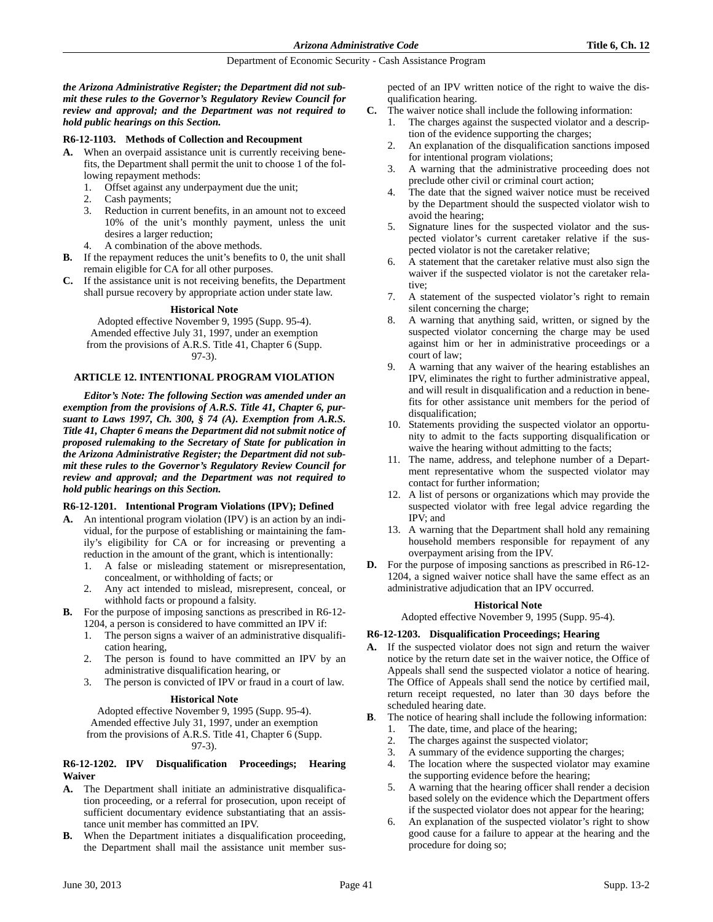*the Arizona Administrative Register; the Department did not submit these rules to the Governor's Regulatory Review Council for review and approval; and the Department was not required to hold public hearings on this Section.*

### R6-12-1103. Methods of Collection and Recoupment

**A.** When an overpaid assistance unit is currently receiving benefits, the Department shall permit the unit to choose 1 of the following repayment methods:

1. Offset against any underpayment due the unit;
2. Cash payments;
3. Reduction in current benefits, in an amount not to exceed 10% of the unit's monthly payment, unless the unit desires a larger reduction;
4. A combination of the above methods.

**B.** If the repayment reduces the unit's benefits to 0, the unit shall remain eligible for CA for all other purposes.

**C.** If the assistance unit is not receiving benefits, the Department shall pursue recovery by appropriate action under state law.

**Historical Note**

Adopted effective November 9, 1995 (Supp. 95-4). Amended effective July 31, 1997, under an exemption from the provisions of A.R.S. Title 41, Chapter 6 (Supp. 97-3).

## ARTICLE 12. INTENTIONAL PROGRAM VIOLATION

***Editor's Note: The following Section was amended under an exemption from the provisions of A.R.S. Title 41, Chapter 6, pursuant to Laws 1997, Ch. 300, § 74 (A). Exemption from A.R.S. Title 41, Chapter 6 means the Department did not submit notice of proposed rulemaking to the Secretary of State for publication in the Arizona Administrative Register; the Department did not submit these rules to the Governor's Regulatory Review Council for review and approval; and the Department was not required to hold public hearings on this Section.***

### R6-12-1201. Intentional Program Violations (IPV); Defined

**A.** An intentional program violation (IPV) is an action by an individual, for the purpose of establishing or maintaining the family's eligibility for CA or for increasing or preventing a reduction in the amount of the grant, which is intentionally:

1. A false or misleading statement or misrepresentation, concealment, or withholding of facts; or
2. Any act intended to mislead, misrepresent, conceal, or withhold facts or propound a falsity.

**B.** For the purpose of imposing sanctions as prescribed in R6-12-1204, a person is considered to have committed an IPV if:

1. The person signs a waiver of an administrative disqualification hearing,
2. The person is found to have committed an IPV by an administrative disqualification hearing, or
3. The person is convicted of IPV or fraud in a court of law.

**Historical Note**

Adopted effective November 9, 1995 (Supp. 95-4). Amended effective July 31, 1997, under an exemption from the provisions of A.R.S. Title 41, Chapter 6 (Supp. 97-3).

### R6-12-1202. IPV Disqualification Proceedings; Hearing Waiver

**A.** The Department shall initiate an administrative disqualification proceeding, or a referral for prosecution, upon receipt of sufficient documentary evidence substantiating that an assistance unit member has committed an IPV.

**B.** When the Department initiates a disqualification proceeding, the Department shall mail the assistance unit member suspected of an IPV written notice of the right to waive the disqualification hearing.

**C.** The waiver notice shall include the following information:

1. The charges against the suspected violator and a description of the evidence supporting the charges;
2. An explanation of the disqualification sanctions imposed for intentional program violations;
3. A warning that the administrative proceeding does not preclude other civil or criminal court action;
4. The date that the signed waiver notice must be received by the Department should the suspected violator wish to avoid the hearing;
5. Signature lines for the suspected violator and the suspected violator's current caretaker relative if the suspected violator is not the caretaker relative;
6. A statement that the caretaker relative must also sign the waiver if the suspected violator is not the caretaker relative;
7. A statement of the suspected violator's right to remain silent concerning the charge;
8. A warning that anything said, written, or signed by the suspected violator concerning the charge may be used against him or her in administrative proceedings or a court of law;
9. A warning that any waiver of the hearing establishes an IPV, eliminates the right to further administrative appeal, and will result in disqualification and a reduction in benefits for other assistance unit members for the period of disqualification;
10. Statements providing the suspected violator an opportunity to admit to the facts supporting disqualification or waive the hearing without admitting to the facts;
11. The name, address, and telephone number of a Department representative whom the suspected violator may contact for further information;
12. A list of persons or organizations which may provide the suspected violator with free legal advice regarding the IPV; and
13. A warning that the Department shall hold any remaining household members responsible for repayment of any overpayment arising from the IPV.

**D.** For the purpose of imposing sanctions as prescribed in R6-12-1204, a signed waiver notice shall have the same effect as an administrative adjudication that an IPV occurred.

**Historical Note**

Adopted effective November 9, 1995 (Supp. 95-4).

### R6-12-1203. Disqualification Proceedings; Hearing

**A.** If the suspected violator does not sign and return the waiver notice by the return date set in the waiver notice, the Office of Appeals shall send the suspected violator a notice of hearing. The Office of Appeals shall send the notice by certified mail, return receipt requested, no later than 30 days before the scheduled hearing date.

**B**. The notice of hearing shall include the following information:

1. The date, time, and place of the hearing;
2. The charges against the suspected violator;
3. A summary of the evidence supporting the charges;
4. The location where the suspected violator may examine the supporting evidence before the hearing;
5. A warning that the hearing officer shall render a decision based solely on the evidence which the Department offers if the suspected violator does not appear for the hearing;
6. An explanation of the suspected violator's right to show good cause for a failure to appear at the hearing and the procedure for doing so;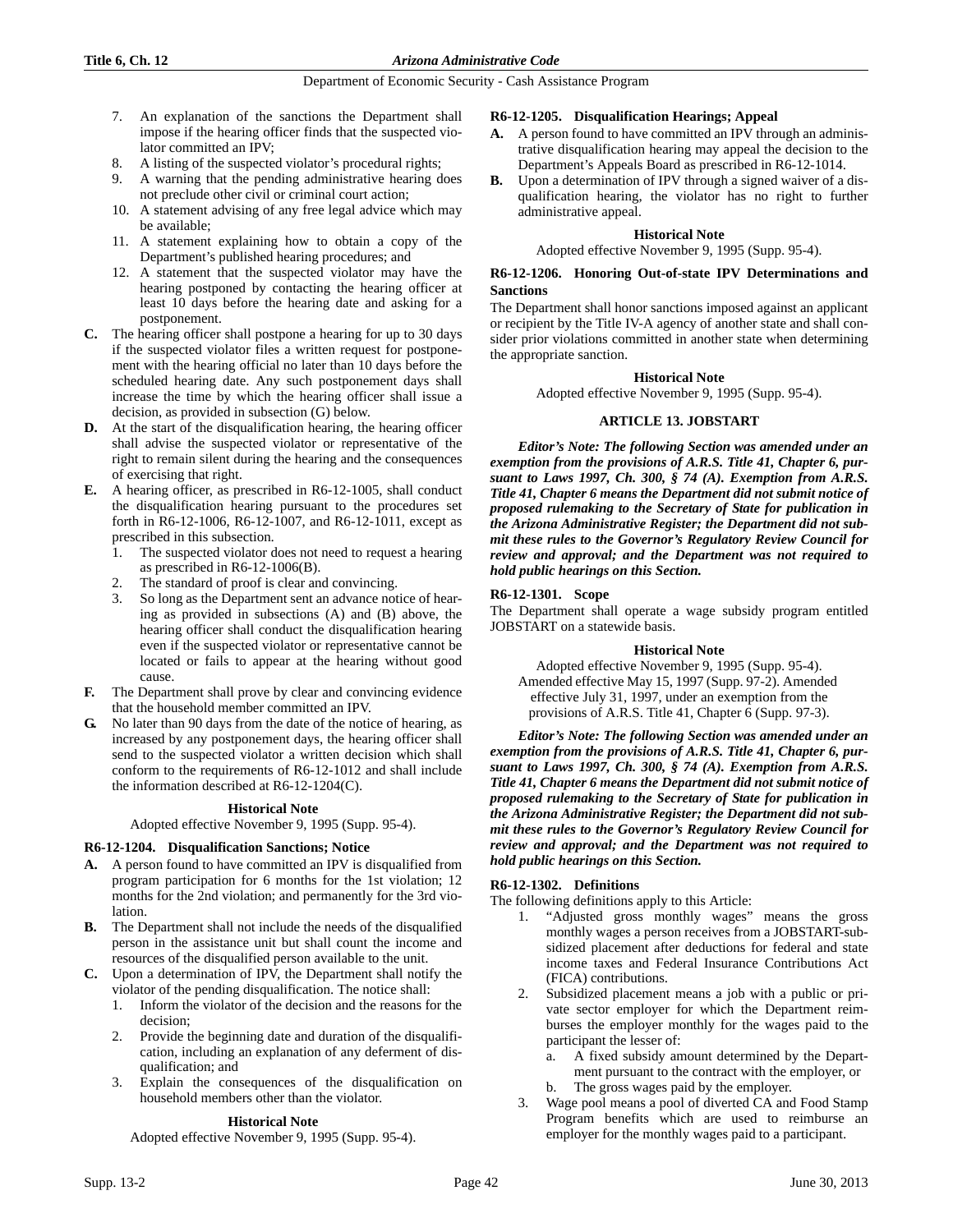7. An explanation of the sanctions the Department shall impose if the hearing officer finds that the suspected violator committed an IPV;
8. A listing of the suspected violator's procedural rights;
9. A warning that the pending administrative hearing does not preclude other civil or criminal court action;
10. A statement advising of any free legal advice which may be available;
11. A statement explaining how to obtain a copy of the Department's published hearing procedures; and
12. A statement that the suspected violator may have the hearing postponed by contacting the hearing officer at least 10 days before the hearing date and asking for a postponement.

**C.** The hearing officer shall postpone a hearing for up to 30 days if the suspected violator files a written request for postponement with the hearing official no later than 10 days before the scheduled hearing date. Any such postponement days shall increase the time by which the hearing officer shall issue a decision, as provided in subsection (G) below.

**D.** At the start of the disqualification hearing, the hearing officer shall advise the suspected violator or representative of the right to remain silent during the hearing and the consequences of exercising that right.

**E.** A hearing officer, as prescribed in R6-12-1005, shall conduct the disqualification hearing pursuant to the procedures set forth in R6-12-1006, R6-12-1007, and R6-12-1011, except as prescribed in this subsection.

1. The suspected violator does not need to request a hearing as prescribed in R6-12-1006(B).
2. The standard of proof is clear and convincing.
3. So long as the Department sent an advance notice of hearing as provided in subsections (A) and (B) above, the hearing officer shall conduct the disqualification hearing even if the suspected violator or representative cannot be located or fails to appear at the hearing without good cause.

**F.** The Department shall prove by clear and convincing evidence that the household member committed an IPV.

**G.** No later than 90 days from the date of the notice of hearing, as increased by any postponement days, the hearing officer shall send to the suspected violator a written decision which shall conform to the requirements of R6-12-1012 and shall include the information described at R6-12-1204(C).

**Historical Note**

Adopted effective November 9, 1995 (Supp. 95-4).

### R6-12-1204. Disqualification Sanctions; Notice

**A.** A person found to have committed an IPV is disqualified from program participation for 6 months for the 1st violation; 12 months for the 2nd violation; and permanently for the 3rd violation.

**B.** The Department shall not include the needs of the disqualified person in the assistance unit but shall count the income and resources of the disqualified person available to the unit.

**C.** Upon a determination of IPV, the Department shall notify the violator of the pending disqualification. The notice shall:

1. Inform the violator of the decision and the reasons for the decision;
2. Provide the beginning date and duration of the disqualification, including an explanation of any deferment of disqualification; and
3. Explain the consequences of the disqualification on household members other than the violator.

**Historical Note**

Adopted effective November 9, 1995 (Supp. 95-4).

### R6-12-1205. Disqualification Hearings; Appeal

**A.** A person found to have committed an IPV through an administrative disqualification hearing may appeal the decision to the Department's Appeals Board as prescribed in R6-12-1014.

**B.** Upon a determination of IPV through a signed waiver of a disqualification hearing, the violator has no right to further administrative appeal.

**Historical Note**

Adopted effective November 9, 1995 (Supp. 95-4).

### R6-12-1206. Honoring Out-of-state IPV Determinations and Sanctions

The Department shall honor sanctions imposed against an applicant or recipient by the Title IV-A agency of another state and shall consider prior violations committed in another state when determining the appropriate sanction.

**Historical Note**

Adopted effective November 9, 1995 (Supp. 95-4).

## ARTICLE 13. JOBSTART

***Editor's Note: The following Section was amended under an exemption from the provisions of A.R.S. Title 41, Chapter 6, pursuant to Laws 1997, Ch. 300, § 74 (A). Exemption from A.R.S. Title 41, Chapter 6 means the Department did not submit notice of proposed rulemaking to the Secretary of State for publication in the Arizona Administrative Register; the Department did not submit these rules to the Governor's Regulatory Review Council for review and approval; and the Department was not required to hold public hearings on this Section.***

### R6-12-1301. Scope

The Department shall operate a wage subsidy program entitled JOBSTART on a statewide basis.

**Historical Note**

Adopted effective November 9, 1995 (Supp. 95-4). Amended effective May 15, 1997 (Supp. 97-2). Amended effective July 31, 1997, under an exemption from the provisions of A.R.S. Title 41, Chapter 6 (Supp. 97-3).

***Editor's Note: The following Section was amended under an exemption from the provisions of A.R.S. Title 41, Chapter 6, pursuant to Laws 1997, Ch. 300, § 74 (A). Exemption from A.R.S. Title 41, Chapter 6 means the Department did not submit notice of proposed rulemaking to the Secretary of State for publication in the Arizona Administrative Register; the Department did not submit these rules to the Governor's Regulatory Review Council for review and approval; and the Department was not required to hold public hearings on this Section.***

### R6-12-1302. Definitions

The following definitions apply to this Article:

1. "Adjusted gross monthly wages" means the gross monthly wages a person receives from a JOBSTART-subsidized placement after deductions for federal and state income taxes and Federal Insurance Contributions Act (FICA) contributions.
2. Subsidized placement means a job with a public or private sector employer for which the Department reimburses the employer monthly for the wages paid to the participant the lesser of:
   a. A fixed subsidy amount determined by the Department pursuant to the contract with the employer, or
   b. The gross wages paid by the employer.
3. Wage pool means a pool of diverted CA and Food Stamp Program benefits which are used to reimburse an employer for the monthly wages paid to a participant.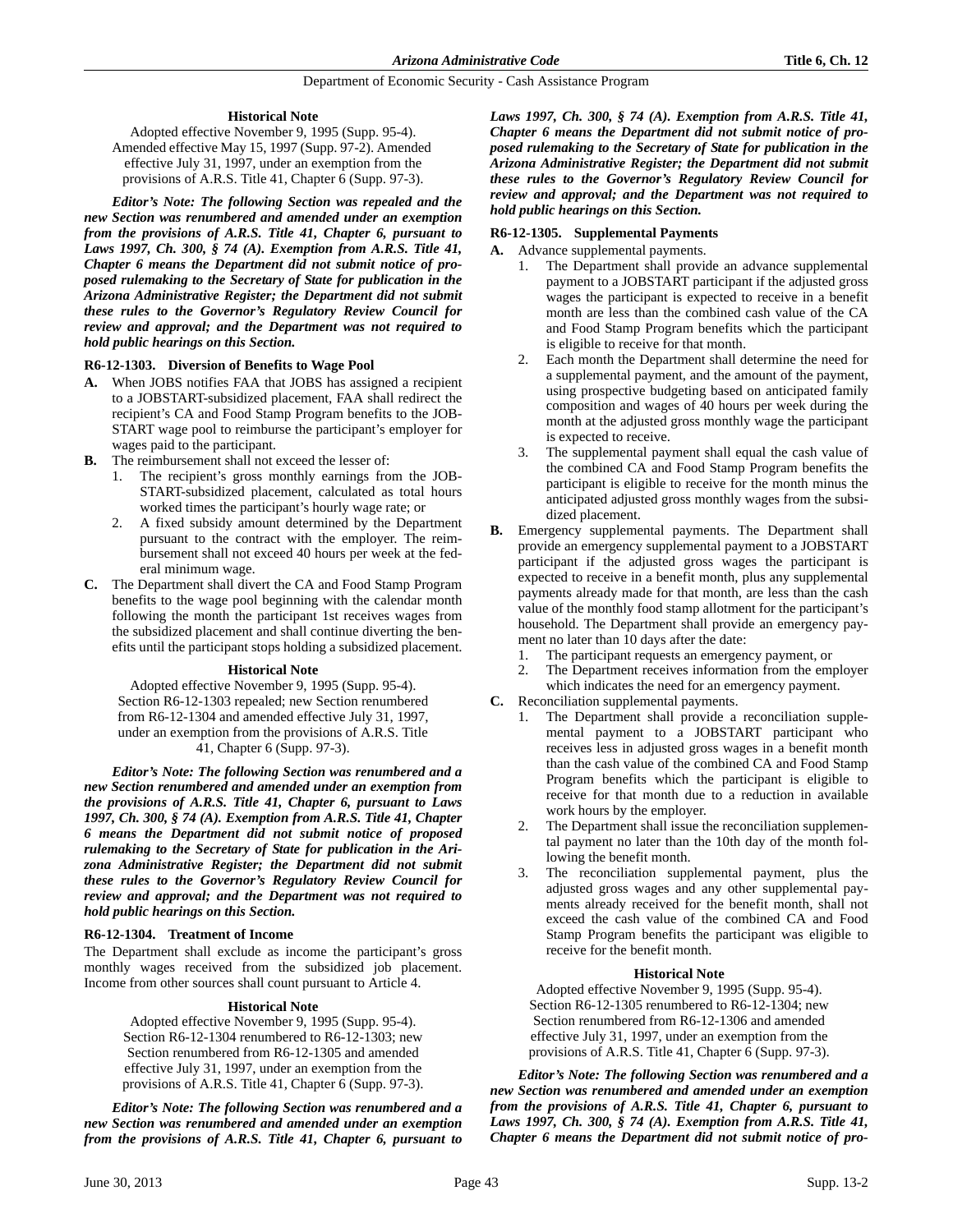#### Historical Note

Adopted effective November 9, 1995 (Supp. 95-4). Amended effective May 15, 1997 (Supp. 97-2). Amended effective July 31, 1997, under an exemption from the provisions of A.R.S. Title 41, Chapter 6 (Supp. 97-3).

***Editor's Note: The following Section was repealed and the new Section was renumbered and amended under an exemption from the provisions of A.R.S. Title 41, Chapter 6, pursuant to Laws 1997, Ch. 300, § 74 (A). Exemption from A.R.S. Title 41, Chapter 6 means the Department did not submit notice of proposed rulemaking to the Secretary of State for publication in the Arizona Administrative Register; the Department did not submit these rules to the Governor's Regulatory Review Council for review and approval; and the Department was not required to hold public hearings on this Section.***

### R6-12-1303. Diversion of Benefits to Wage Pool

**A.** When JOBS notifies FAA that JOBS has assigned a recipient to a JOBSTART-subsidized placement, FAA shall redirect the recipient's CA and Food Stamp Program benefits to the JOBSTART wage pool to reimburse the participant's employer for wages paid to the participant.

**B.** The reimbursement shall not exceed the lesser of:

1. The recipient's gross monthly earnings from the JOBSTART-subsidized placement, calculated as total hours worked times the participant's hourly wage rate; or
2. A fixed subsidy amount determined by the Department pursuant to the contract with the employer. The reimbursement shall not exceed 40 hours per week at the federal minimum wage.

**C.** The Department shall divert the CA and Food Stamp Program benefits to the wage pool beginning with the calendar month following the month the participant 1st receives wages from the subsidized placement and shall continue diverting the benefits until the participant stops holding a subsidized placement.

#### Historical Note

Adopted effective November 9, 1995 (Supp. 95-4). Section R6-12-1303 repealed; new Section renumbered from R6-12-1304 and amended effective July 31, 1997, under an exemption from the provisions of A.R.S. Title 41, Chapter 6 (Supp. 97-3).

***Editor's Note: The following Section was renumbered and a new Section renumbered and amended under an exemption from the provisions of A.R.S. Title 41, Chapter 6, pursuant to Laws 1997, Ch. 300, § 74 (A). Exemption from A.R.S. Title 41, Chapter 6 means the Department did not submit notice of proposed rulemaking to the Secretary of State for publication in the Arizona Administrative Register; the Department did not submit these rules to the Governor's Regulatory Review Council for review and approval; and the Department was not required to hold public hearings on this Section.***

### R6-12-1304. Treatment of Income

The Department shall exclude as income the participant's gross monthly wages received from the subsidized job placement. Income from other sources shall count pursuant to Article 4.

#### Historical Note

Adopted effective November 9, 1995 (Supp. 95-4). Section R6-12-1304 renumbered to R6-12-1303; new Section renumbered from R6-12-1305 and amended effective July 31, 1997, under an exemption from the provisions of A.R.S. Title 41, Chapter 6 (Supp. 97-3).

***Editor's Note: The following Section was renumbered and a new Section was renumbered and amended under an exemption from the provisions of A.R.S. Title 41, Chapter 6, pursuant to Laws 1997, Ch. 300, § 74 (A). Exemption from A.R.S. Title 41, Chapter 6 means the Department did not submit notice of proposed rulemaking to the Secretary of State for publication in the Arizona Administrative Register; the Department did not submit these rules to the Governor's Regulatory Review Council for review and approval; and the Department was not required to hold public hearings on this Section.***

### R6-12-1305. Supplemental Payments

**A.** Advance supplemental payments.

1. The Department shall provide an advance supplemental payment to a JOBSTART participant if the adjusted gross wages the participant is expected to receive in a benefit month are less than the combined cash value of the CA and Food Stamp Program benefits which the participant is eligible to receive for that month.
2. Each month the Department shall determine the need for a supplemental payment, and the amount of the payment, using prospective budgeting based on anticipated family composition and wages of 40 hours per week during the month at the adjusted gross monthly wage the participant is expected to receive.
3. The supplemental payment shall equal the cash value of the combined CA and Food Stamp Program benefits the participant is eligible to receive for the month minus the anticipated adjusted gross monthly wages from the subsidized placement.

**B.** Emergency supplemental payments. The Department shall provide an emergency supplemental payment to a JOBSTART participant if the adjusted gross wages the participant is expected to receive in a benefit month, plus any supplemental payments already made for that month, are less than the cash value of the monthly food stamp allotment for the participant's household. The Department shall provide an emergency payment no later than 10 days after the date:

1. The participant requests an emergency payment, or
2. The Department receives information from the employer which indicates the need for an emergency payment.

**C.** Reconciliation supplemental payments.

1. The Department shall provide a reconciliation supplemental payment to a JOBSTART participant who receives less in adjusted gross wages in a benefit month than the cash value of the combined CA and Food Stamp Program benefits which the participant is eligible to receive for that month due to a reduction in available work hours by the employer.
2. The Department shall issue the reconciliation supplemental payment no later than the 10th day of the month following the benefit month.
3. The reconciliation supplemental payment, plus the adjusted gross wages and any other supplemental payments already received for the benefit month, shall not exceed the cash value of the combined CA and Food Stamp Program benefits the participant was eligible to receive for the benefit month.

#### Historical Note

Adopted effective November 9, 1995 (Supp. 95-4). Section R6-12-1305 renumbered to R6-12-1304; new Section renumbered from R6-12-1306 and amended effective July 31, 1997, under an exemption from the provisions of A.R.S. Title 41, Chapter 6 (Supp. 97-3).

***Editor's Note: The following Section was renumbered and a new Section was renumbered and amended under an exemption from the provisions of A.R.S. Title 41, Chapter 6, pursuant to Laws 1997, Ch. 300, § 74 (A). Exemption from A.R.S. Title 41, Chapter 6 means the Department did not submit notice of pro-***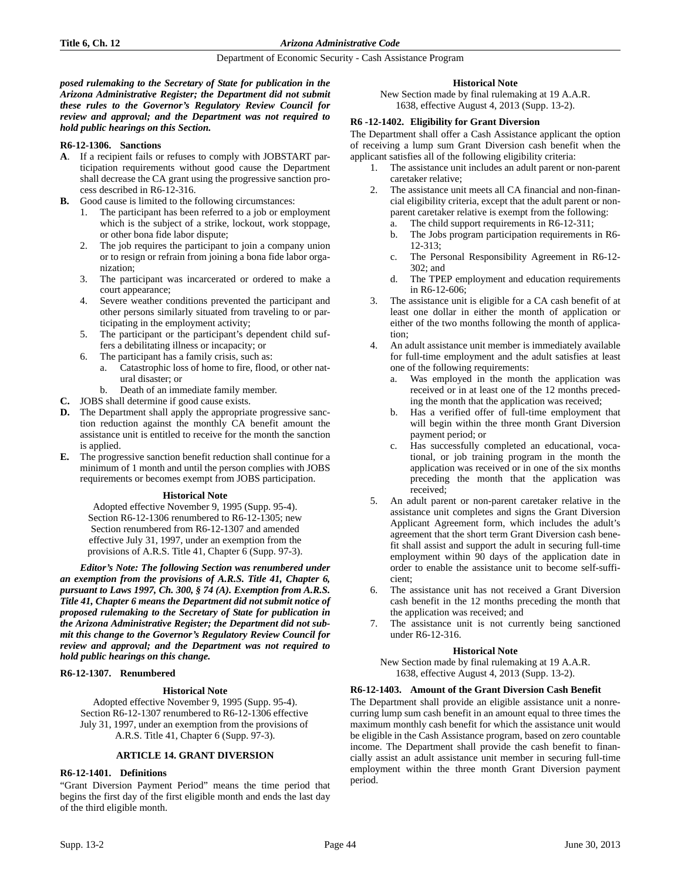***posed rulemaking to the Secretary of State for publication in the Arizona Administrative Register; the Department did not submit these rules to the Governor's Regulatory Review Council for review and approval; and the Department was not required to hold public hearings on this Section.***

**R6-12-1306. Sanctions**

**A**. If a recipient fails or refuses to comply with JOBSTART participation requirements without good cause the Department shall decrease the CA grant using the progressive sanction process described in R6-12-316.

**B.** Good cause is limited to the following circumstances:

1. The participant has been referred to a job or employment which is the subject of a strike, lockout, work stoppage, or other bona fide labor dispute;
2. The job requires the participant to join a company union or to resign or refrain from joining a bona fide labor organization;
3. The participant was incarcerated or ordered to make a court appearance;
4. Severe weather conditions prevented the participant and other persons similarly situated from traveling to or participating in the employment activity;
5. The participant or the participant's dependent child suffers a debilitating illness or incapacity; or
6. The participant has a family crisis, such as:
   a. Catastrophic loss of home to fire, flood, or other natural disaster; or
   b. Death of an immediate family member.

**C.** JOBS shall determine if good cause exists.

**D.** The Department shall apply the appropriate progressive sanction reduction against the monthly CA benefit amount the assistance unit is entitled to receive for the month the sanction is applied.

**E.** The progressive sanction benefit reduction shall continue for a minimum of 1 month and until the person complies with JOBS requirements or becomes exempt from JOBS participation.

**Historical Note**

Adopted effective November 9, 1995 (Supp. 95-4). Section R6-12-1306 renumbered to R6-12-1305; new Section renumbered from R6-12-1307 and amended effective July 31, 1997, under an exemption from the provisions of A.R.S. Title 41, Chapter 6 (Supp. 97-3).

***Editor's Note: The following Section was renumbered under an exemption from the provisions of A.R.S. Title 41, Chapter 6, pursuant to Laws 1997, Ch. 300, § 74 (A). Exemption from A.R.S. Title 41, Chapter 6 means the Department did not submit notice of proposed rulemaking to the Secretary of State for publication in the Arizona Administrative Register; the Department did not submit this change to the Governor's Regulatory Review Council for review and approval; and the Department was not required to hold public hearings on this change.***

**R6-12-1307. Renumbered**

**Historical Note**

Adopted effective November 9, 1995 (Supp. 95-4). Section R6-12-1307 renumbered to R6-12-1306 effective July 31, 1997, under an exemption from the provisions of A.R.S. Title 41, Chapter 6 (Supp. 97-3).

## ARTICLE 14. GRANT DIVERSION

**R6-12-1401. Definitions**

"Grant Diversion Payment Period" means the time period that begins the first day of the first eligible month and ends the last day of the third eligible month.

**Historical Note**

New Section made by final rulemaking at 19 A.A.R. 1638, effective August 4, 2013 (Supp. 13-2).

**R6 -12-1402. Eligibility for Grant Diversion**

The Department shall offer a Cash Assistance applicant the option of receiving a lump sum Grant Diversion cash benefit when the applicant satisfies all of the following eligibility criteria:

1. The assistance unit includes an adult parent or non-parent caretaker relative;
2. The assistance unit meets all CA financial and non-financial eligibility criteria, except that the adult parent or non-parent caretaker relative is exempt from the following:
   a. The child support requirements in R6-12-311;
   b. The Jobs program participation requirements in R6-12-313;
   c. The Personal Responsibility Agreement in R6-12-302; and
   d. The TPEP employment and education requirements in R6-12-606;
3. The assistance unit is eligible for a CA cash benefit of at least one dollar in either the month of application or either of the two months following the month of application;
4. An adult assistance unit member is immediately available for full-time employment and the adult satisfies at least one of the following requirements:
   a. Was employed in the month the application was received or in at least one of the 12 months preceding the month that the application was received;
   b. Has a verified offer of full-time employment that will begin within the three month Grant Diversion payment period; or
   c. Has successfully completed an educational, vocational, or job training program in the month the application was received or in one of the six months preceding the month that the application was received;
5. An adult parent or non-parent caretaker relative in the assistance unit completes and signs the Grant Diversion Applicant Agreement form, which includes the adult's agreement that the short term Grant Diversion cash benefit shall assist and support the adult in securing full-time employment within 90 days of the application date in order to enable the assistance unit to become self-sufficient;
6. The assistance unit has not received a Grant Diversion cash benefit in the 12 months preceding the month that the application was received; and
7. The assistance unit is not currently being sanctioned under R6-12-316.

**Historical Note**

New Section made by final rulemaking at 19 A.A.R. 1638, effective August 4, 2013 (Supp. 13-2).

**R6-12-1403. Amount of the Grant Diversion Cash Benefit**

The Department shall provide an eligible assistance unit a nonrecurring lump sum cash benefit in an amount equal to three times the maximum monthly cash benefit for which the assistance unit would be eligible in the Cash Assistance program, based on zero countable income. The Department shall provide the cash benefit to financially assist an adult assistance unit member in securing full-time employment within the three month Grant Diversion payment period.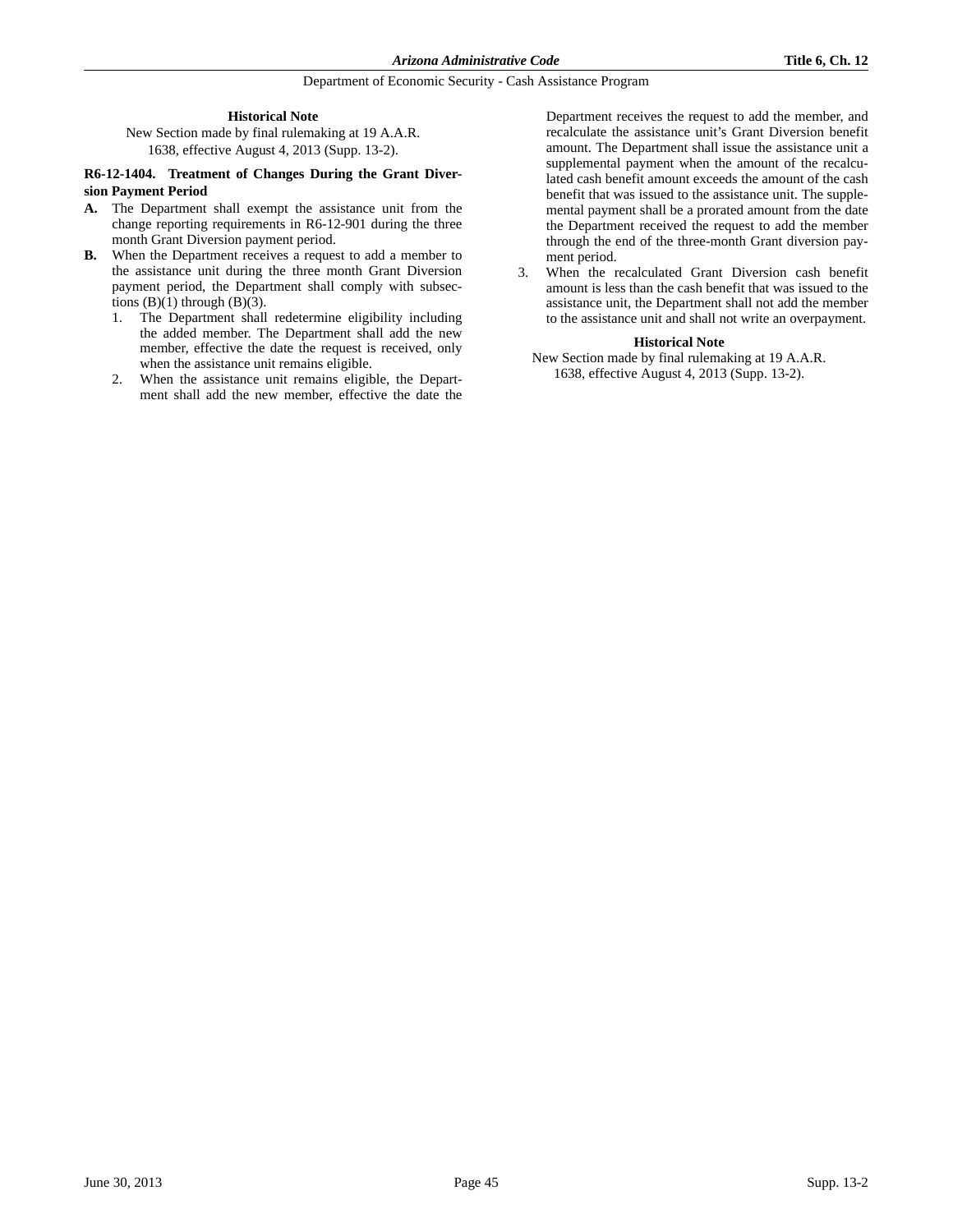**Historical Note**

New Section made by final rulemaking at 19 A.A.R. 1638, effective August 4, 2013 (Supp. 13-2).

**R6-12-1404. Treatment of Changes During the Grant Diversion Payment Period**

**A.** The Department shall exempt the assistance unit from the change reporting requirements in R6-12-901 during the three month Grant Diversion payment period.

**B.** When the Department receives a request to add a member to the assistance unit during the three month Grant Diversion payment period, the Department shall comply with subsections (B)(1) through (B)(3).

1. The Department shall redetermine eligibility including the added member. The Department shall add the new member, effective the date the request is received, only when the assistance unit remains eligible.
2. When the assistance unit remains eligible, the Department shall add the new member, effective the date the Department receives the request to add the member, and recalculate the assistance unit's Grant Diversion benefit amount. The Department shall issue the assistance unit a supplemental payment when the amount of the recalculated cash benefit amount exceeds the amount of the cash benefit that was issued to the assistance unit. The supplemental payment shall be a prorated amount from the date the Department received the request to add the member through the end of the three-month Grant diversion payment period.
3. When the recalculated Grant Diversion cash benefit amount is less than the cash benefit that was issued to the assistance unit, the Department shall not add the member to the assistance unit and shall not write an overpayment.

**Historical Note**

New Section made by final rulemaking at 19 A.A.R. 1638, effective August 4, 2013 (Supp. 13-2).